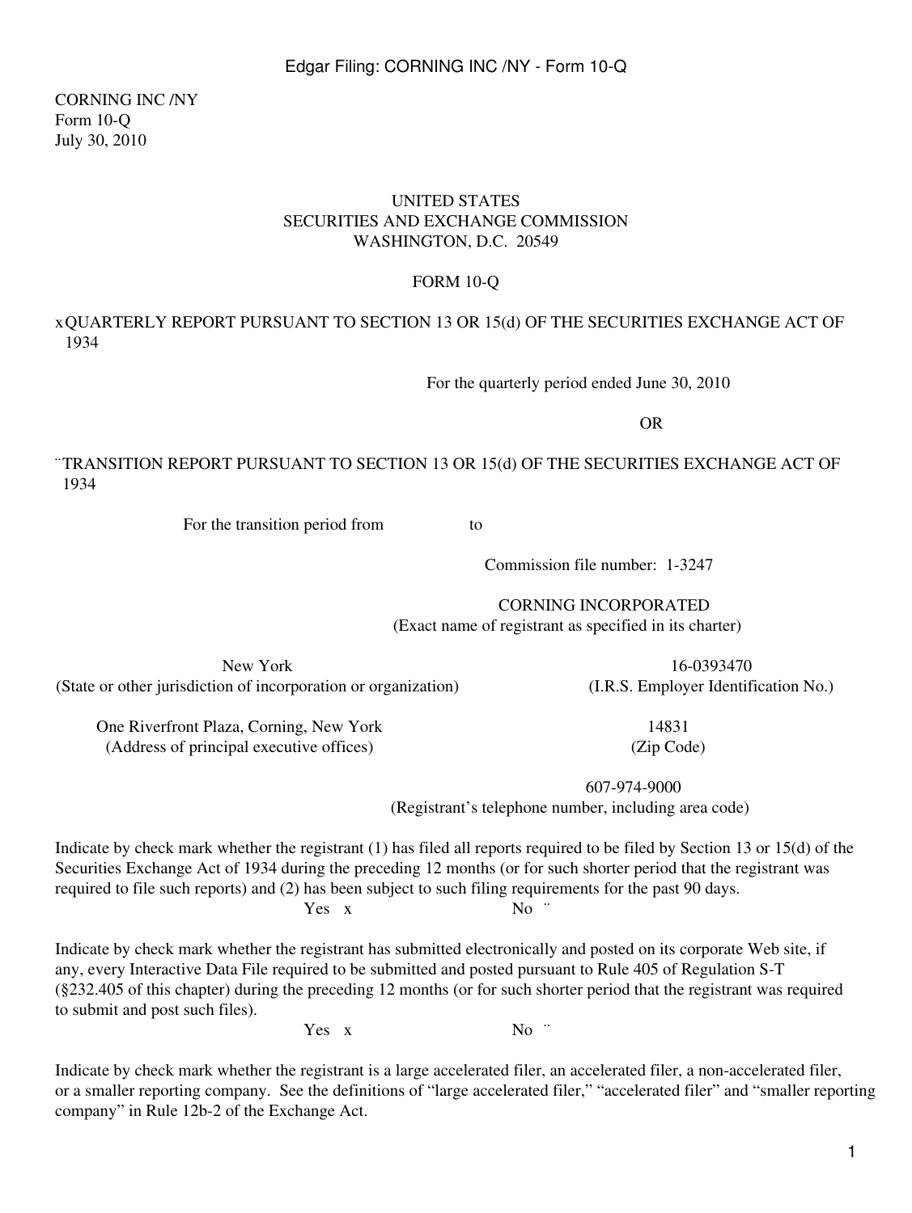CORNING INC /NY
Form 10-Q
July 30, 2010

UNITED STATES
SECURITIES AND EXCHANGE COMMISSION
WASHINGTON, D.C. 20549

# FORM 10-Q

x QUARTERLY REPORT PURSUANT TO SECTION 13 OR 15(d) OF THE SECURITIES EXCHANGE ACT OF 1934

For the quarterly period ended June 30, 2010

OR

¨ TRANSITION REPORT PURSUANT TO SECTION 13 OR 15(d) OF THE SECURITIES EXCHANGE ACT OF 1934

For the transition period from to

Commission file number: 1-3247

CORNING INCORPORATED
(Exact name of registrant as specified in its charter)

| | |
|---|---|
| New York | 16-0393470 |
| (State or other jurisdiction of incorporation or organization) | (I.R.S. Employer Identification No.) |
| One Riverfront Plaza, Corning, New York | 14831 |
| (Address of principal executive offices) | (Zip Code) |

607-974-9000
(Registrant's telephone number, including area code)

Indicate by check mark whether the registrant (1) has filed all reports required to be filed by Section 13 or 15(d) of the Securities Exchange Act of 1934 during the preceding 12 months (or for such shorter period that the registrant was required to file such reports) and (2) has been subject to such filing requirements for the past 90 days.
Yes x No ¨

Indicate by check mark whether the registrant has submitted electronically and posted on its corporate Web site, if any, every Interactive Data File required to be submitted and posted pursuant to Rule 405 of Regulation S-T (§232.405 of this chapter) during the preceding 12 months (or for such shorter period that the registrant was required to submit and post such files).
Yes x No ¨

Indicate by check mark whether the registrant is a large accelerated filer, an accelerated filer, a non-accelerated filer, or a smaller reporting company. See the definitions of "large accelerated filer," "accelerated filer" and "smaller reporting company" in Rule 12b-2 of the Exchange Act.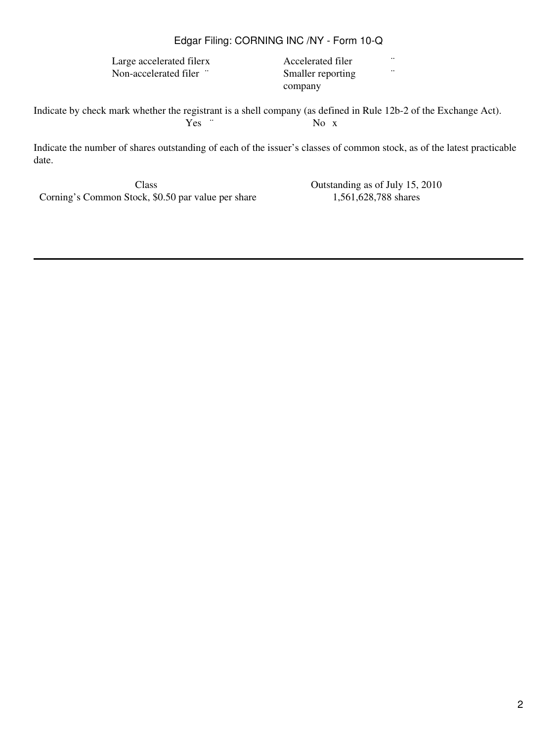| | | | |
|---|---|---|---|
| Large accelerated filer | x | Accelerated filer | ¨ |
| Non-accelerated filer | ¨ | Smaller reporting company | ¨ |

Indicate by check mark whether the registrant is a shell company (as defined in Rule 12b-2 of the Exchange Act).
Yes ¨ No x

Indicate the number of shares outstanding of each of the issuer's classes of common stock, as of the latest practicable date.

| Class | Outstanding as of July 15, 2010 |
|---|---|
| Corning's Common Stock, $0.50 par value per share | 1,561,628,788 shares |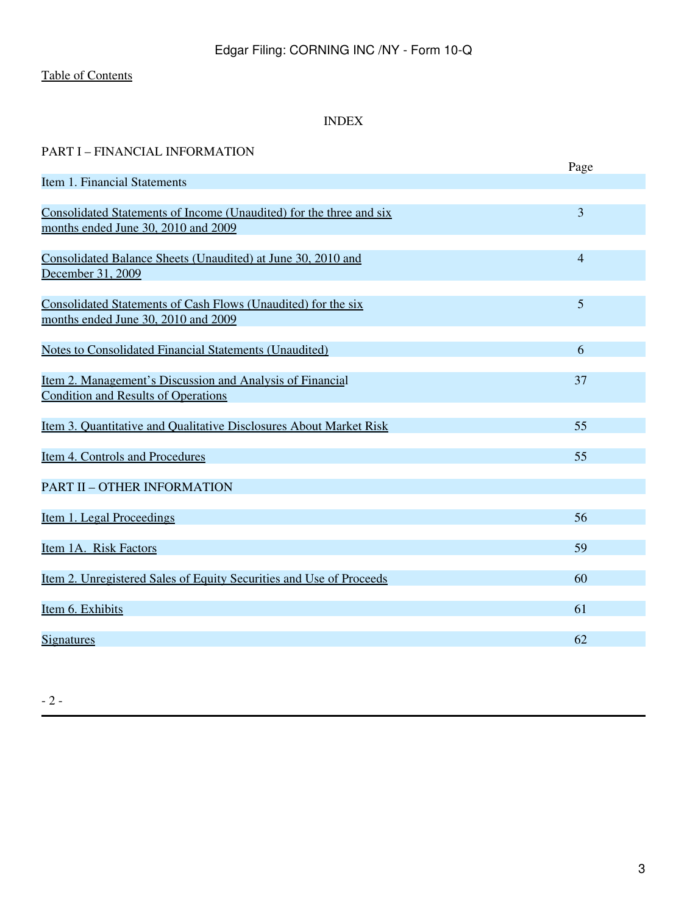Table of Contents

## INDEX

### PART I – FINANCIAL INFORMATION

| | Page |
|---|---|
| Item 1. Financial Statements | |
| Consolidated Statements of Income (Unaudited) for the three and six months ended June 30, 2010 and 2009 | 3 |
| Consolidated Balance Sheets (Unaudited) at June 30, 2010 and December 31, 2009 | 4 |
| Consolidated Statements of Cash Flows (Unaudited) for the six months ended June 30, 2010 and 2009 | 5 |
| Notes to Consolidated Financial Statements (Unaudited) | 6 |
| Item 2. Management's Discussion and Analysis of Financial Condition and Results of Operations | 37 |
| Item 3. Quantitative and Qualitative Disclosures About Market Risk | 55 |
| Item 4. Controls and Procedures | 55 |
| PART II – OTHER INFORMATION | |
| Item 1. Legal Proceedings | 56 |
| Item 1A. Risk Factors | 59 |
| Item 2. Unregistered Sales of Equity Securities and Use of Proceeds | 60 |
| Item 6. Exhibits | 61 |
| Signatures | 62 |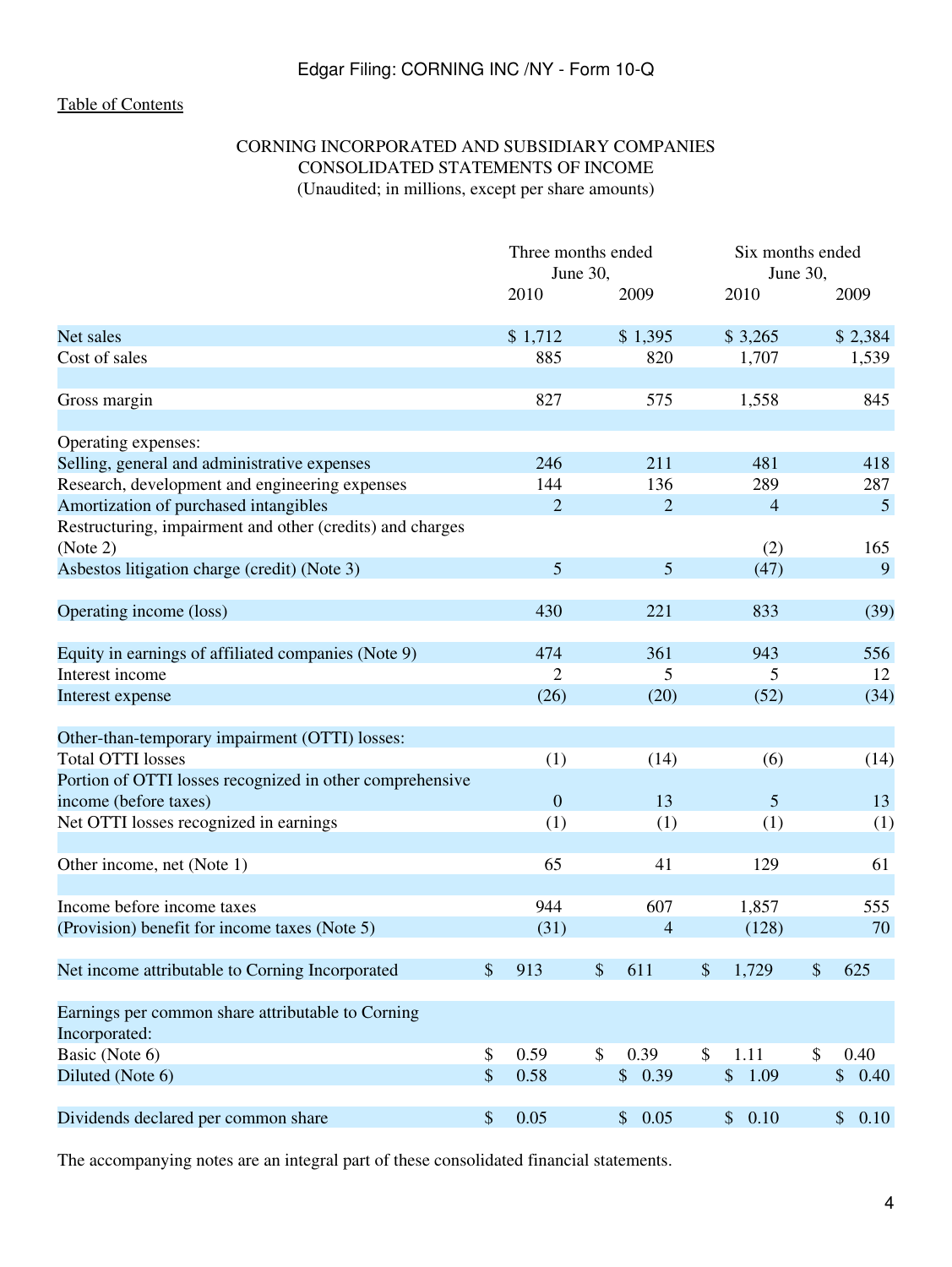Table of Contents

# CORNING INCORPORATED AND SUBSIDIARY COMPANIES
## CONSOLIDATED STATEMENTS OF INCOME
(Unaudited; in millions, except per share amounts)

| | Three months ended June 30, | | Six months ended June 30, | |
|---|---|---|---|---|
| | 2010 | 2009 | 2010 | 2009 |
| Net sales | $ 1,712 | $ 1,395 | $ 3,265 | $ 2,384 |
| Cost of sales | 885 | 820 | 1,707 | 1,539 |
| Gross margin | 827 | 575 | 1,558 | 845 |
| Operating expenses: | | | | |
| Selling, general and administrative expenses | 246 | 211 | 481 | 418 |
| Research, development and engineering expenses | 144 | 136 | 289 | 287 |
| Amortization of purchased intangibles | 2 | 2 | 4 | 5 |
| Restructuring, impairment and other (credits) and charges (Note 2) | | | (2) | 165 |
| Asbestos litigation charge (credit) (Note 3) | 5 | 5 | (47) | 9 |
| Operating income (loss) | 430 | 221 | 833 | (39) |
| Equity in earnings of affiliated companies (Note 9) | 474 | 361 | 943 | 556 |
| Interest income | 2 | 5 | 5 | 12 |
| Interest expense | (26) | (20) | (52) | (34) |
| Other-than-temporary impairment (OTTI) losses: | | | | |
| Total OTTI losses | (1) | (14) | (6) | (14) |
| Portion of OTTI losses recognized in other comprehensive income (before taxes) | 0 | 13 | 5 | 13 |
| Net OTTI losses recognized in earnings | (1) | (1) | (1) | (1) |
| Other income, net (Note 1) | 65 | 41 | 129 | 61 |
| Income before income taxes | 944 | 607 | 1,857 | 555 |
| (Provision) benefit for income taxes (Note 5) | (31) | 4 | (128) | 70 |
| Net income attributable to Corning Incorporated | $ 913 | $ 611 | $ 1,729 | $ 625 |
| Earnings per common share attributable to Corning Incorporated: | | | | |
| Basic (Note 6) | $ 0.59 | $ 0.39 | $ 1.11 | $ 0.40 |
| Diluted (Note 6) | $ 0.58 | $ 0.39 | $ 1.09 | $ 0.40 |
| Dividends declared per common share | $ 0.05 | $ 0.05 | $ 0.10 | $ 0.10 |

The accompanying notes are an integral part of these consolidated financial statements.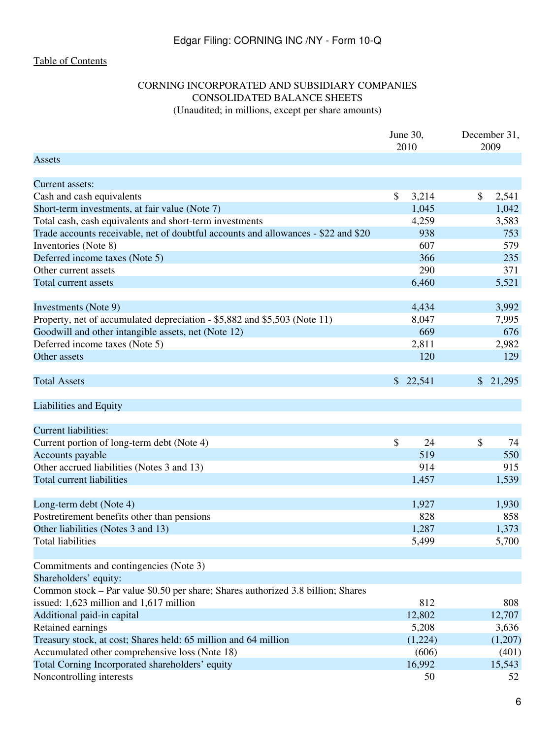Table of Contents

CORNING INCORPORATED AND SUBSIDIARY COMPANIES
CONSOLIDATED BALANCE SHEETS
(Unaudited; in millions, except per share amounts)

| | June 30, 2010 | December 31, 2009 |
|---|---|---|
| **Assets** | | |
| | | |
| Current assets: | | |
| Cash and cash equivalents | $ 3,214 | $ 2,541 |
| Short-term investments, at fair value (Note 7) | 1,045 | 1,042 |
| Total cash, cash equivalents and short-term investments | 4,259 | 3,583 |
| Trade accounts receivable, net of doubtful accounts and allowances - $22 and $20 | 938 | 753 |
| Inventories (Note 8) | 607 | 579 |
| Deferred income taxes (Note 5) | 366 | 235 |
| Other current assets | 290 | 371 |
| Total current assets | 6,460 | 5,521 |
| | | |
| Investments (Note 9) | 4,434 | 3,992 |
| Property, net of accumulated depreciation - $5,882 and $5,503 (Note 11) | 8,047 | 7,995 |
| Goodwill and other intangible assets, net (Note 12) | 669 | 676 |
| Deferred income taxes (Note 5) | 2,811 | 2,982 |
| Other assets | 120 | 129 |
| | | |
| Total Assets | $ 22,541 | $ 21,295 |
| | | |
| **Liabilities and Equity** | | |
| | | |
| Current liabilities: | | |
| Current portion of long-term debt (Note 4) | $ 24 | $ 74 |
| Accounts payable | 519 | 550 |
| Other accrued liabilities (Notes 3 and 13) | 914 | 915 |
| Total current liabilities | 1,457 | 1,539 |
| | | |
| Long-term debt (Note 4) | 1,927 | 1,930 |
| Postretirement benefits other than pensions | 828 | 858 |
| Other liabilities (Notes 3 and 13) | 1,287 | 1,373 |
| Total liabilities | 5,499 | 5,700 |
| | | |
| Commitments and contingencies (Note 3) | | |
| Shareholders' equity: | | |
| Common stock – Par value $0.50 per share; Shares authorized 3.8 billion; Shares issued: 1,623 million and 1,617 million | 812 | 808 |
| Additional paid-in capital | 12,802 | 12,707 |
| Retained earnings | 5,208 | 3,636 |
| Treasury stock, at cost; Shares held: 65 million and 64 million | (1,224) | (1,207) |
| Accumulated other comprehensive loss (Note 18) | (606) | (401) |
| Total Corning Incorporated shareholders' equity | 16,992 | 15,543 |
| Noncontrolling interests | 50 | 52 |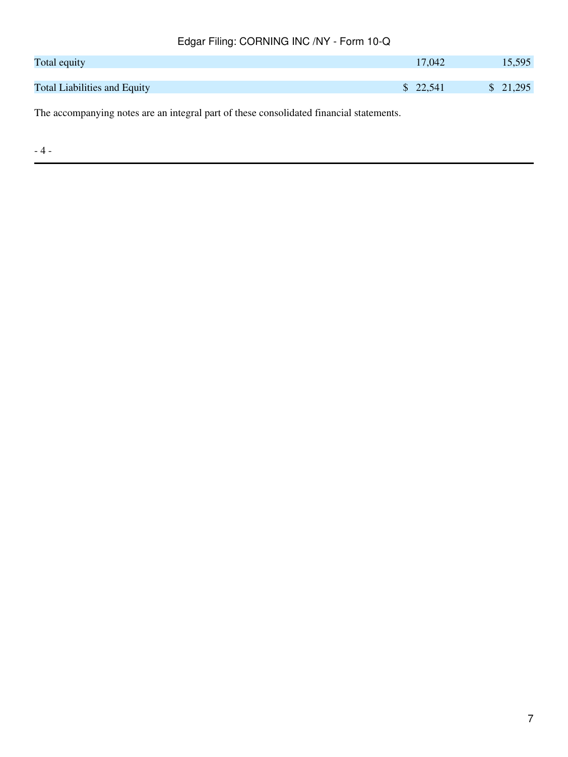| | | |
|---|---|---|
| Total equity | 17,042 | 15,595 |
| Total Liabilities and Equity | $ 22,541 | $ 21,295 |

The accompanying notes are an integral part of these consolidated financial statements.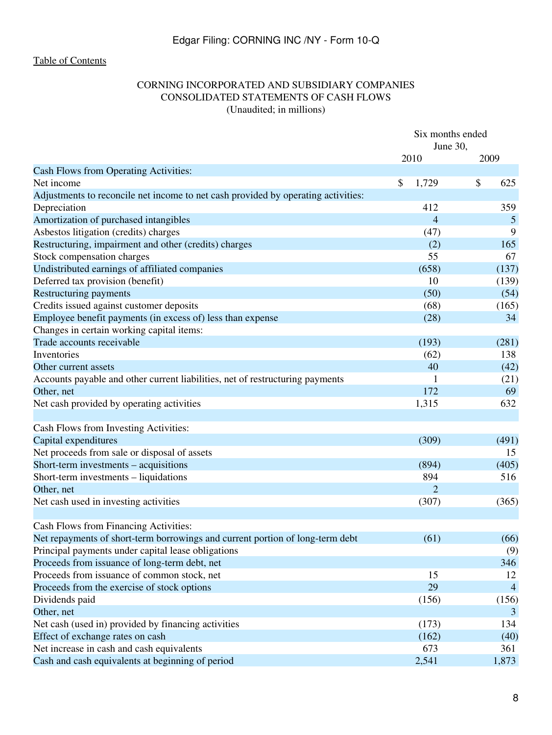Table of Contents

CORNING INCORPORATED AND SUBSIDIARY COMPANIES
CONSOLIDATED STATEMENTS OF CASH FLOWS
(Unaudited; in millions)

| | Six months ended June 30, | |
|---|---|---|
| | 2010 | 2009 |
| Cash Flows from Operating Activities: | | |
| Net income | $ 1,729 | $ 625 |
| Adjustments to reconcile net income to net cash provided by operating activities: | | |
| Depreciation | 412 | 359 |
| Amortization of purchased intangibles | 4 | 5 |
| Asbestos litigation (credits) charges | (47) | 9 |
| Restructuring, impairment and other (credits) charges | (2) | 165 |
| Stock compensation charges | 55 | 67 |
| Undistributed earnings of affiliated companies | (658) | (137) |
| Deferred tax provision (benefit) | 10 | (139) |
| Restructuring payments | (50) | (54) |
| Credits issued against customer deposits | (68) | (165) |
| Employee benefit payments (in excess of) less than expense | (28) | 34 |
| Changes in certain working capital items: | | |
| Trade accounts receivable | (193) | (281) |
| Inventories | (62) | 138 |
| Other current assets | 40 | (42) |
| Accounts payable and other current liabilities, net of restructuring payments | 1 | (21) |
| Other, net | 172 | 69 |
| Net cash provided by operating activities | 1,315 | 632 |
| | | |
| Cash Flows from Investing Activities: | | |
| Capital expenditures | (309) | (491) |
| Net proceeds from sale or disposal of assets | | 15 |
| Short-term investments – acquisitions | (894) | (405) |
| Short-term investments – liquidations | 894 | 516 |
| Other, net | 2 | |
| Net cash used in investing activities | (307) | (365) |
| | | |
| Cash Flows from Financing Activities: | | |
| Net repayments of short-term borrowings and current portion of long-term debt | (61) | (66) |
| Principal payments under capital lease obligations | | (9) |
| Proceeds from issuance of long-term debt, net | | 346 |
| Proceeds from issuance of common stock, net | 15 | 12 |
| Proceeds from the exercise of stock options | 29 | 4 |
| Dividends paid | (156) | (156) |
| Other, net | | 3 |
| Net cash (used in) provided by financing activities | (173) | 134 |
| Effect of exchange rates on cash | (162) | (40) |
| Net increase in cash and cash equivalents | 673 | 361 |
| Cash and cash equivalents at beginning of period | 2,541 | 1,873 |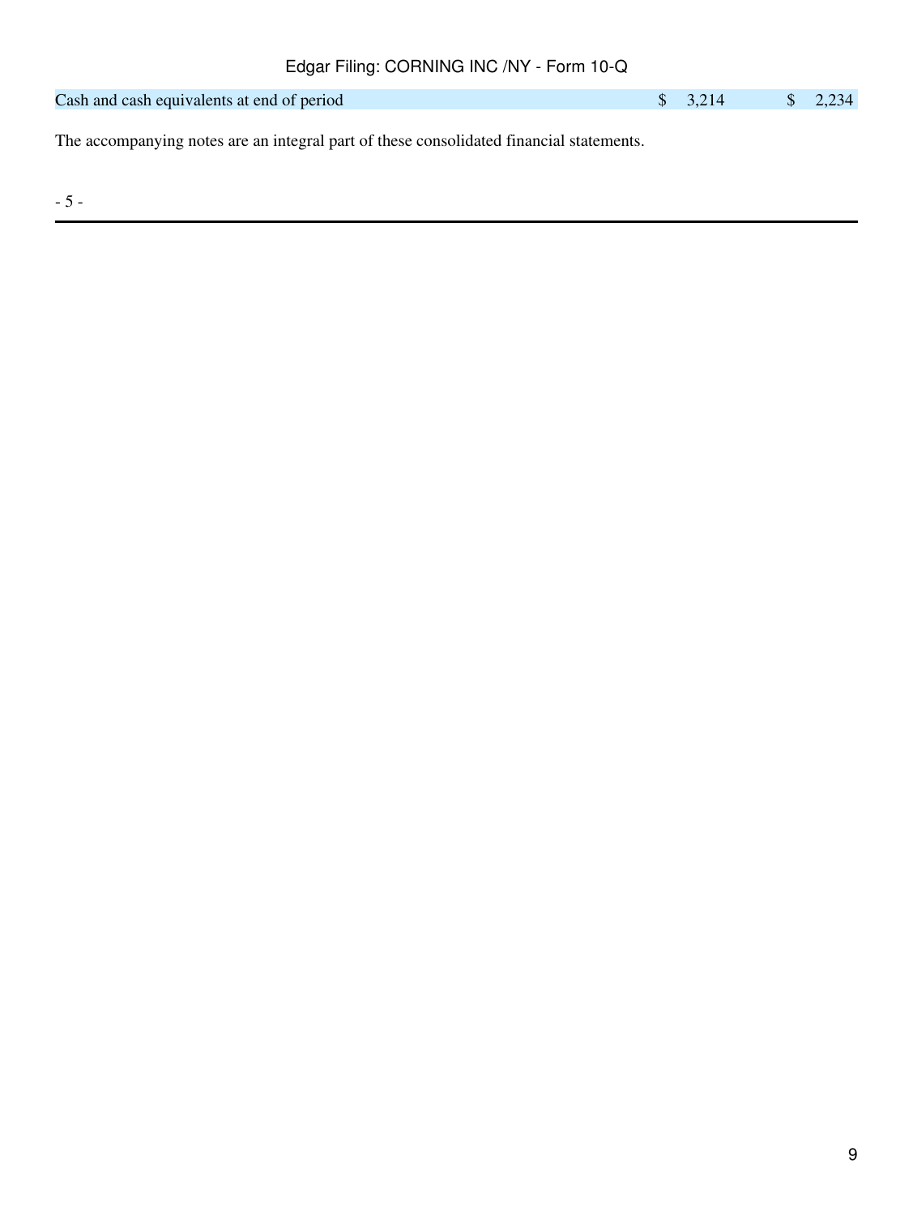| | | |
|---|---|---|
| Cash and cash equivalents at end of period | $ 3,214 | $ 2,234 |

The accompanying notes are an integral part of these consolidated financial statements.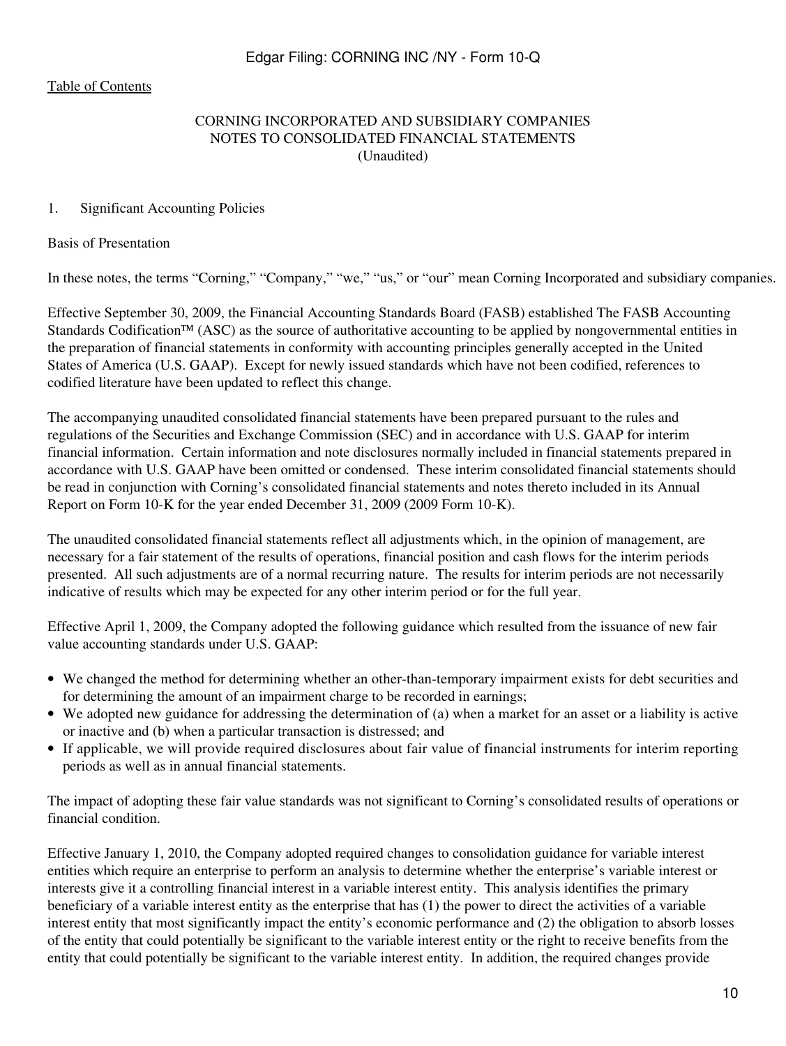CORNING INCORPORATED AND SUBSIDIARY COMPANIES
NOTES TO CONSOLIDATED FINANCIAL STATEMENTS
(Unaudited)

1. Significant Accounting Policies

Basis of Presentation

In these notes, the terms "Corning," "Company," "we," "us," or "our" mean Corning Incorporated and subsidiary companies.

Effective September 30, 2009, the Financial Accounting Standards Board (FASB) established The FASB Accounting Standards Codification™ (ASC) as the source of authoritative accounting to be applied by nongovernmental entities in the preparation of financial statements in conformity with accounting principles generally accepted in the United States of America (U.S. GAAP). Except for newly issued standards which have not been codified, references to codified literature have been updated to reflect this change.

The accompanying unaudited consolidated financial statements have been prepared pursuant to the rules and regulations of the Securities and Exchange Commission (SEC) and in accordance with U.S. GAAP for interim financial information. Certain information and note disclosures normally included in financial statements prepared in accordance with U.S. GAAP have been omitted or condensed. These interim consolidated financial statements should be read in conjunction with Corning's consolidated financial statements and notes thereto included in its Annual Report on Form 10-K for the year ended December 31, 2009 (2009 Form 10-K).

The unaudited consolidated financial statements reflect all adjustments which, in the opinion of management, are necessary for a fair statement of the results of operations, financial position and cash flows for the interim periods presented. All such adjustments are of a normal recurring nature. The results for interim periods are not necessarily indicative of results which may be expected for any other interim period or for the full year.

Effective April 1, 2009, the Company adopted the following guidance which resulted from the issuance of new fair value accounting standards under U.S. GAAP:

- We changed the method for determining whether an other-than-temporary impairment exists for debt securities and for determining the amount of an impairment charge to be recorded in earnings;
- We adopted new guidance for addressing the determination of (a) when a market for an asset or a liability is active or inactive and (b) when a particular transaction is distressed; and
- If applicable, we will provide required disclosures about fair value of financial instruments for interim reporting periods as well as in annual financial statements.

The impact of adopting these fair value standards was not significant to Corning's consolidated results of operations or financial condition.

Effective January 1, 2010, the Company adopted required changes to consolidation guidance for variable interest entities which require an enterprise to perform an analysis to determine whether the enterprise's variable interest or interests give it a controlling financial interest in a variable interest entity. This analysis identifies the primary beneficiary of a variable interest entity as the enterprise that has (1) the power to direct the activities of a variable interest entity that most significantly impact the entity's economic performance and (2) the obligation to absorb losses of the entity that could potentially be significant to the variable interest entity or the right to receive benefits from the entity that could potentially be significant to the variable interest entity. In addition, the required changes provide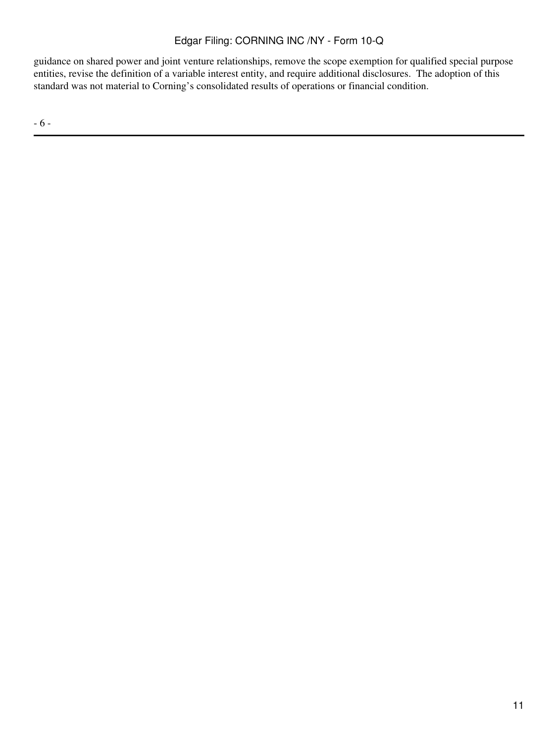guidance on shared power and joint venture relationships, remove the scope exemption for qualified special purpose entities, revise the definition of a variable interest entity, and require additional disclosures. The adoption of this standard was not material to Corning's consolidated results of operations or financial condition.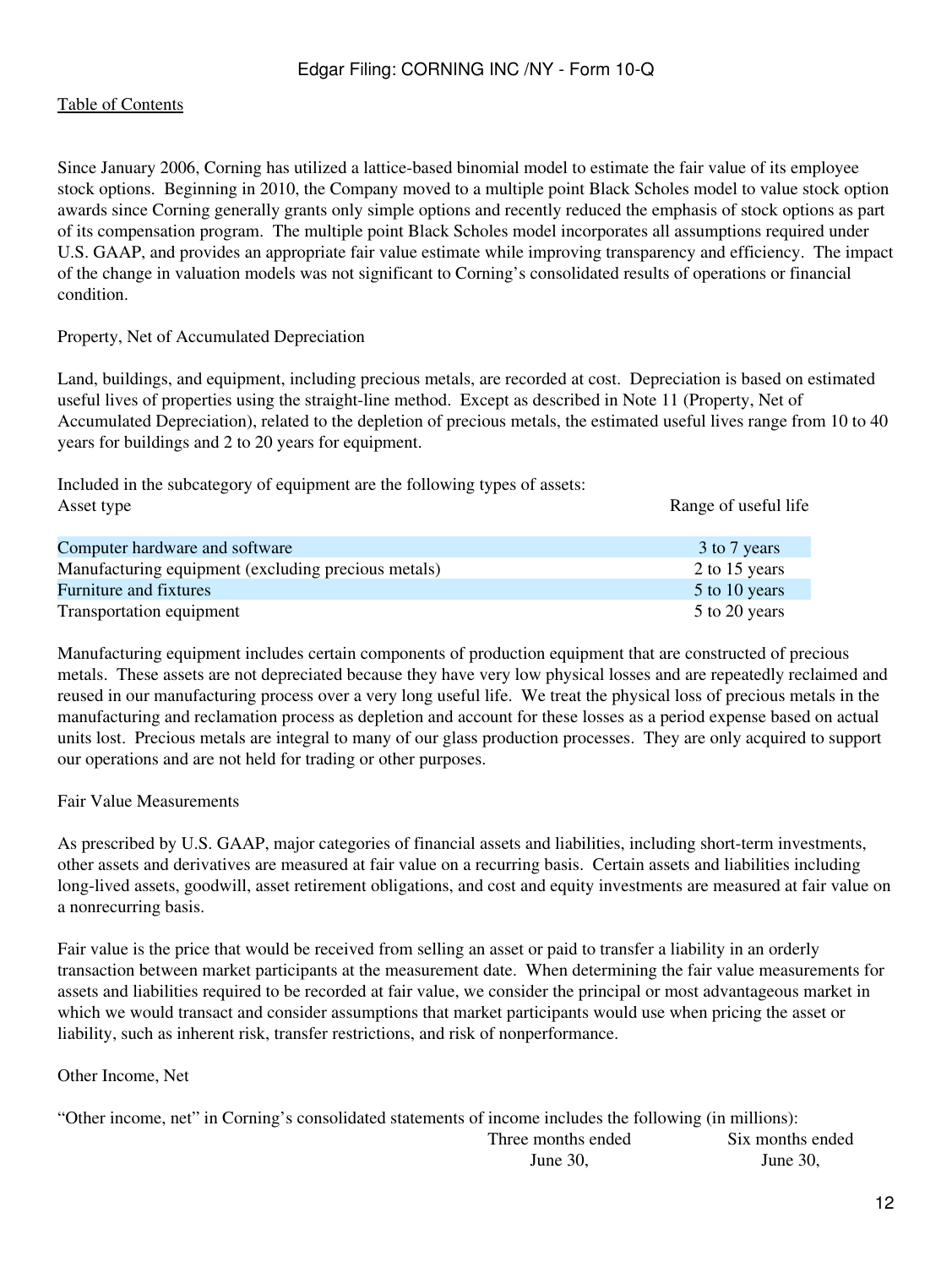Since January 2006, Corning has utilized a lattice-based binomial model to estimate the fair value of its employee stock options. Beginning in 2010, the Company moved to a multiple point Black Scholes model to value stock option awards since Corning generally grants only simple options and recently reduced the emphasis of stock options as part of its compensation program. The multiple point Black Scholes model incorporates all assumptions required under U.S. GAAP, and provides an appropriate fair value estimate while improving transparency and efficiency. The impact of the change in valuation models was not significant to Corning's consolidated results of operations or financial condition.

Property, Net of Accumulated Depreciation

Land, buildings, and equipment, including precious metals, are recorded at cost. Depreciation is based on estimated useful lives of properties using the straight-line method. Except as described in Note 11 (Property, Net of Accumulated Depreciation), related to the depletion of precious metals, the estimated useful lives range from 10 to 40 years for buildings and 2 to 20 years for equipment.

Included in the subcategory of equipment are the following types of assets:

| Asset type | Range of useful life |
|---|---|
| Computer hardware and software | 3 to 7 years |
| Manufacturing equipment (excluding precious metals) | 2 to 15 years |
| Furniture and fixtures | 5 to 10 years |
| Transportation equipment | 5 to 20 years |

Manufacturing equipment includes certain components of production equipment that are constructed of precious metals. These assets are not depreciated because they have very low physical losses and are repeatedly reclaimed and reused in our manufacturing process over a very long useful life. We treat the physical loss of precious metals in the manufacturing and reclamation process as depletion and account for these losses as a period expense based on actual units lost. Precious metals are integral to many of our glass production processes. They are only acquired to support our operations and are not held for trading or other purposes.

Fair Value Measurements

As prescribed by U.S. GAAP, major categories of financial assets and liabilities, including short-term investments, other assets and derivatives are measured at fair value on a recurring basis. Certain assets and liabilities including long-lived assets, goodwill, asset retirement obligations, and cost and equity investments are measured at fair value on a nonrecurring basis.

Fair value is the price that would be received from selling an asset or paid to transfer a liability in an orderly transaction between market participants at the measurement date. When determining the fair value measurements for assets and liabilities required to be recorded at fair value, we consider the principal or most advantageous market in which we would transact and consider assumptions that market participants would use when pricing the asset or liability, such as inherent risk, transfer restrictions, and risk of nonperformance.

Other Income, Net

"Other income, net" in Corning's consolidated statements of income includes the following (in millions):

| | Three months ended June 30, | Six months ended June 30, |
|---|---|---|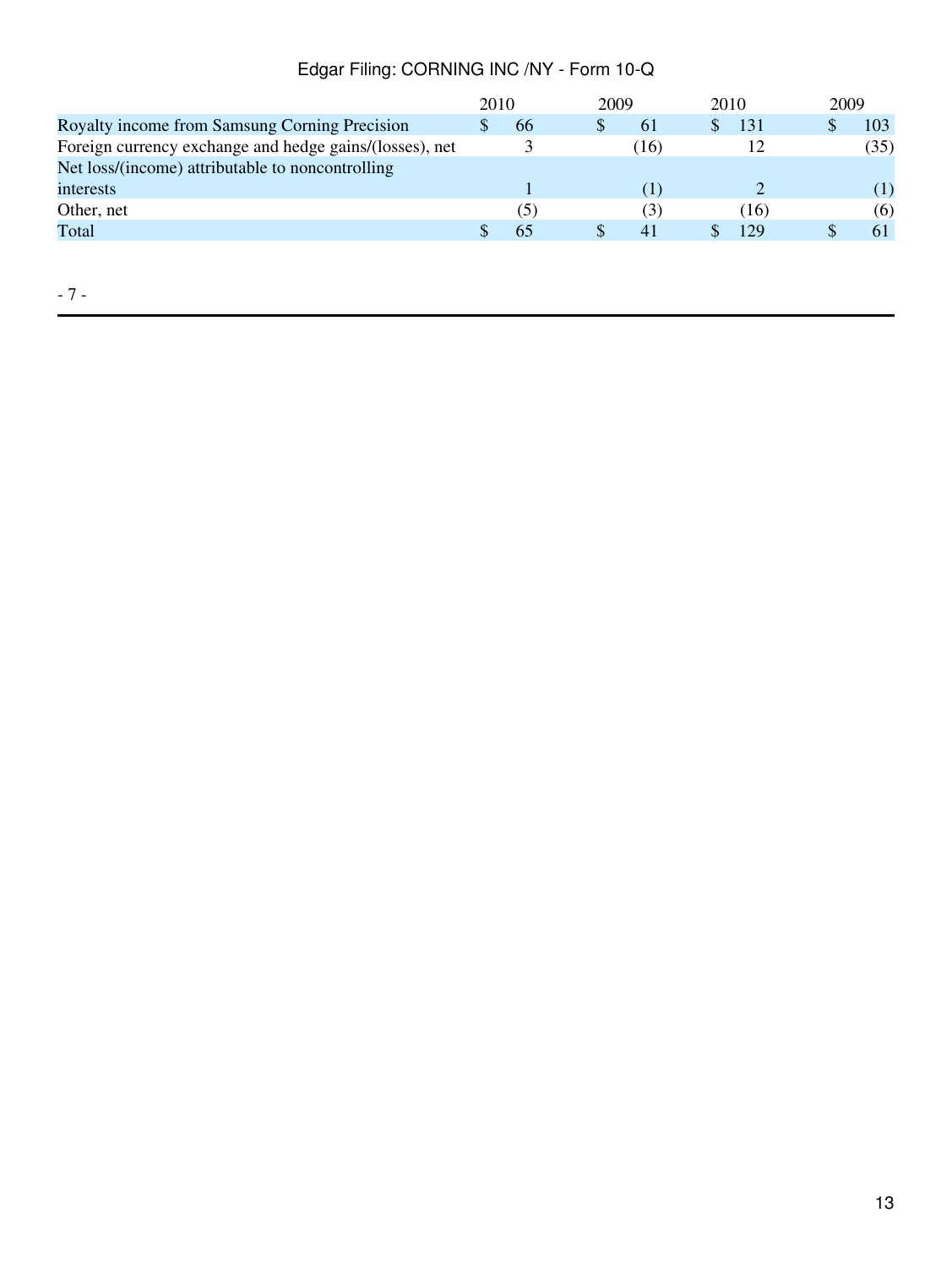| | 2010 | 2009 | 2010 | 2009 |
|---|---|---|---|---|
| Royalty income from Samsung Corning Precision | $ 66 | $ 61 | $ 131 | $ 103 |
| Foreign currency exchange and hedge gains/(losses), net | 3 | (16) | 12 | (35) |
| Net loss/(income) attributable to noncontrolling interests | 1 | (1) | 2 | (1) |
| Other, net | (5) | (3) | (16) | (6) |
| Total | $ 65 | $ 41 | $ 129 | $ 61 |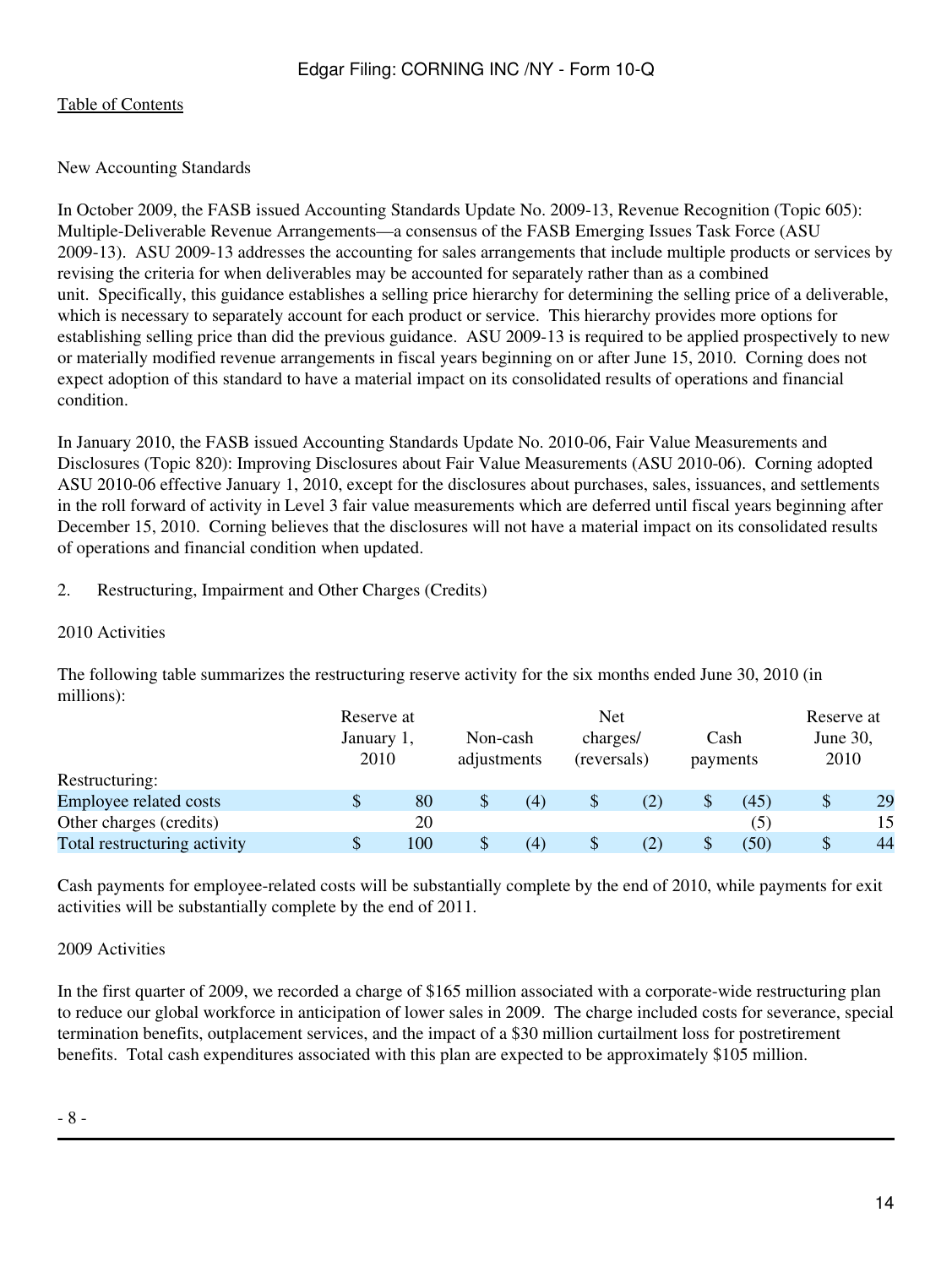New Accounting Standards

In October 2009, the FASB issued Accounting Standards Update No. 2009-13, Revenue Recognition (Topic 605): Multiple-Deliverable Revenue Arrangements—a consensus of the FASB Emerging Issues Task Force (ASU 2009-13). ASU 2009-13 addresses the accounting for sales arrangements that include multiple products or services by revising the criteria for when deliverables may be accounted for separately rather than as a combined unit. Specifically, this guidance establishes a selling price hierarchy for determining the selling price of a deliverable, which is necessary to separately account for each product or service. This hierarchy provides more options for establishing selling price than did the previous guidance. ASU 2009-13 is required to be applied prospectively to new or materially modified revenue arrangements in fiscal years beginning on or after June 15, 2010. Corning does not expect adoption of this standard to have a material impact on its consolidated results of operations and financial condition.

In January 2010, the FASB issued Accounting Standards Update No. 2010-06, Fair Value Measurements and Disclosures (Topic 820): Improving Disclosures about Fair Value Measurements (ASU 2010-06). Corning adopted ASU 2010-06 effective January 1, 2010, except for the disclosures about purchases, sales, issuances, and settlements in the roll forward of activity in Level 3 fair value measurements which are deferred until fiscal years beginning after December 15, 2010. Corning believes that the disclosures will not have a material impact on its consolidated results of operations and financial condition when updated.

2. Restructuring, Impairment and Other Charges (Credits)

2010 Activities

The following table summarizes the restructuring reserve activity for the six months ended June 30, 2010 (in millions):

| | Reserve at January 1, 2010 | Non-cash adjustments | Net charges/ (reversals) | Cash payments | Reserve at June 30, 2010 |
|---|---|---|---|---|---|
| Restructuring: | | | | | |
| Employee related costs | $ 80 | $ (4) | $ (2) | $ (45) | $ 29 |
| Other charges (credits) | 20 | | | (5) | 15 |
| Total restructuring activity | $ 100 | $ (4) | $ (2) | $ (50) | $ 44 |

Cash payments for employee-related costs will be substantially complete by the end of 2010, while payments for exit activities will be substantially complete by the end of 2011.

2009 Activities

In the first quarter of 2009, we recorded a charge of $165 million associated with a corporate-wide restructuring plan to reduce our global workforce in anticipation of lower sales in 2009. The charge included costs for severance, special termination benefits, outplacement services, and the impact of a $30 million curtailment loss for postretirement benefits. Total cash expenditures associated with this plan are expected to be approximately $105 million.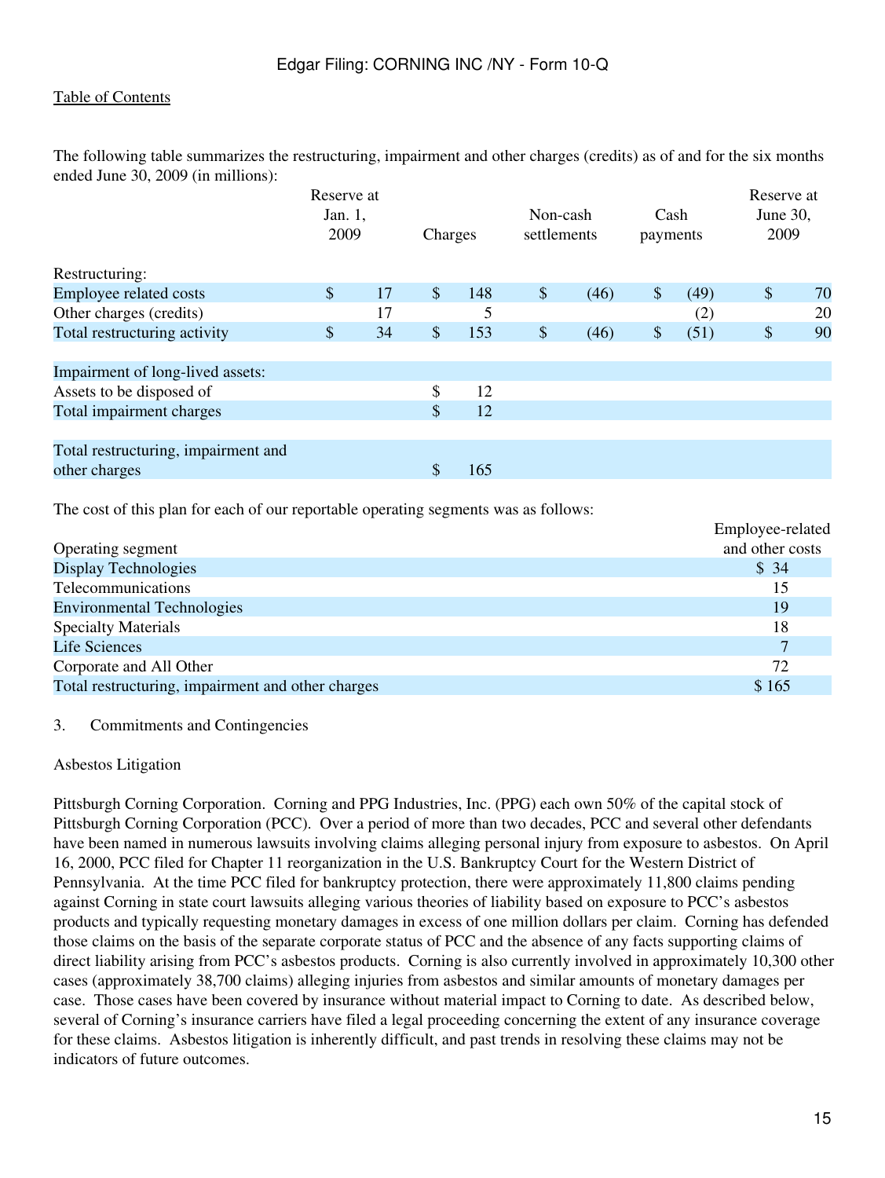The following table summarizes the restructuring, impairment and other charges (credits) as of and for the six months ended June 30, 2009 (in millions):

| | Reserve at Jan. 1, 2009 | Charges | Non-cash settlements | Cash payments | Reserve at June 30, 2009 |
|---|---|---|---|---|---|
| Restructuring: | | | | | |
| Employee related costs | $ 17 | $ 148 | $ (46) | $ (49) | $ 70 |
| Other charges (credits) | 17 | 5 | | (2) | 20 |
| Total restructuring activity | $ 34 | $ 153 | $ (46) | $ (51) | $ 90 |
| | | | | | |
| Impairment of long-lived assets: | | | | | |
| Assets to be disposed of | | $ 12 | | | |
| Total impairment charges | | $ 12 | | | |
| | | | | | |
| Total restructuring, impairment and other charges | | $ 165 | | | |

The cost of this plan for each of our reportable operating segments was as follows:

| Operating segment | Employee-related and other costs |
|---|---|
| Display Technologies | $ 34 |
| Telecommunications | 15 |
| Environmental Technologies | 19 |
| Specialty Materials | 18 |
| Life Sciences | 7 |
| Corporate and All Other | 72 |
| Total restructuring, impairment and other charges | $ 165 |

3. Commitments and Contingencies

Asbestos Litigation

Pittsburgh Corning Corporation. Corning and PPG Industries, Inc. (PPG) each own 50% of the capital stock of Pittsburgh Corning Corporation (PCC). Over a period of more than two decades, PCC and several other defendants have been named in numerous lawsuits involving claims alleging personal injury from exposure to asbestos. On April 16, 2000, PCC filed for Chapter 11 reorganization in the U.S. Bankruptcy Court for the Western District of Pennsylvania. At the time PCC filed for bankruptcy protection, there were approximately 11,800 claims pending against Corning in state court lawsuits alleging various theories of liability based on exposure to PCC's asbestos products and typically requesting monetary damages in excess of one million dollars per claim. Corning has defended those claims on the basis of the separate corporate status of PCC and the absence of any facts supporting claims of direct liability arising from PCC's asbestos products. Corning is also currently involved in approximately 10,300 other cases (approximately 38,700 claims) alleging injuries from asbestos and similar amounts of monetary damages per case. Those cases have been covered by insurance without material impact to Corning to date. As described below, several of Corning's insurance carriers have filed a legal proceeding concerning the extent of any insurance coverage for these claims. Asbestos litigation is inherently difficult, and past trends in resolving these claims may not be indicators of future outcomes.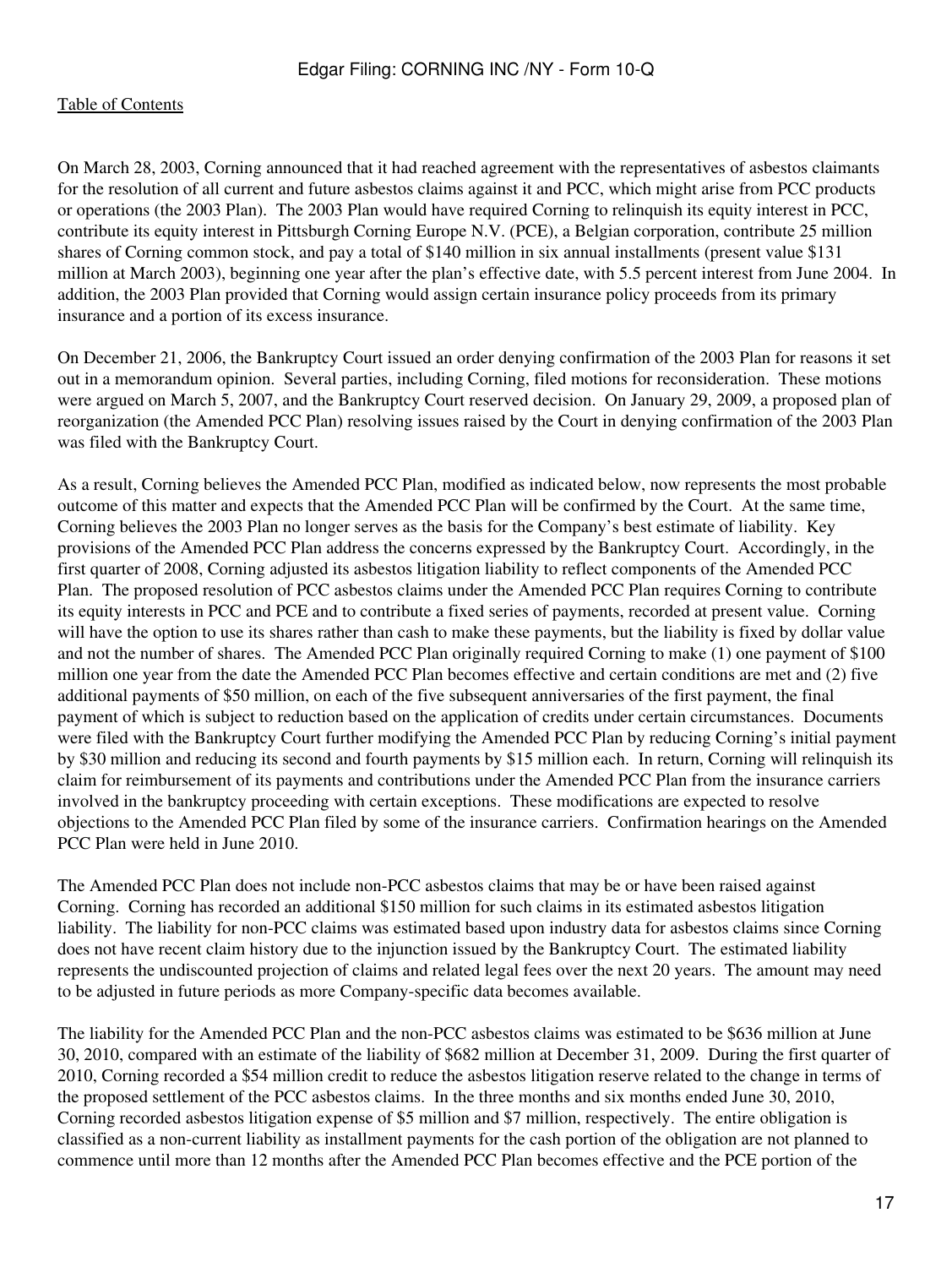On March 28, 2003, Corning announced that it had reached agreement with the representatives of asbestos claimants for the resolution of all current and future asbestos claims against it and PCC, which might arise from PCC products or operations (the 2003 Plan). The 2003 Plan would have required Corning to relinquish its equity interest in PCC, contribute its equity interest in Pittsburgh Corning Europe N.V. (PCE), a Belgian corporation, contribute 25 million shares of Corning common stock, and pay a total of $140 million in six annual installments (present value $131 million at March 2003), beginning one year after the plan's effective date, with 5.5 percent interest from June 2004. In addition, the 2003 Plan provided that Corning would assign certain insurance policy proceeds from its primary insurance and a portion of its excess insurance.

On December 21, 2006, the Bankruptcy Court issued an order denying confirmation of the 2003 Plan for reasons it set out in a memorandum opinion. Several parties, including Corning, filed motions for reconsideration. These motions were argued on March 5, 2007, and the Bankruptcy Court reserved decision. On January 29, 2009, a proposed plan of reorganization (the Amended PCC Plan) resolving issues raised by the Court in denying confirmation of the 2003 Plan was filed with the Bankruptcy Court.

As a result, Corning believes the Amended PCC Plan, modified as indicated below, now represents the most probable outcome of this matter and expects that the Amended PCC Plan will be confirmed by the Court. At the same time, Corning believes the 2003 Plan no longer serves as the basis for the Company's best estimate of liability. Key provisions of the Amended PCC Plan address the concerns expressed by the Bankruptcy Court. Accordingly, in the first quarter of 2008, Corning adjusted its asbestos litigation liability to reflect components of the Amended PCC Plan. The proposed resolution of PCC asbestos claims under the Amended PCC Plan requires Corning to contribute its equity interests in PCC and PCE and to contribute a fixed series of payments, recorded at present value. Corning will have the option to use its shares rather than cash to make these payments, but the liability is fixed by dollar value and not the number of shares. The Amended PCC Plan originally required Corning to make (1) one payment of $100 million one year from the date the Amended PCC Plan becomes effective and certain conditions are met and (2) five additional payments of $50 million, on each of the five subsequent anniversaries of the first payment, the final payment of which is subject to reduction based on the application of credits under certain circumstances. Documents were filed with the Bankruptcy Court further modifying the Amended PCC Plan by reducing Corning's initial payment by $30 million and reducing its second and fourth payments by $15 million each. In return, Corning will relinquish its claim for reimbursement of its payments and contributions under the Amended PCC Plan from the insurance carriers involved in the bankruptcy proceeding with certain exceptions. These modifications are expected to resolve objections to the Amended PCC Plan filed by some of the insurance carriers. Confirmation hearings on the Amended PCC Plan were held in June 2010.

The Amended PCC Plan does not include non-PCC asbestos claims that may be or have been raised against Corning. Corning has recorded an additional $150 million for such claims in its estimated asbestos litigation liability. The liability for non-PCC claims was estimated based upon industry data for asbestos claims since Corning does not have recent claim history due to the injunction issued by the Bankruptcy Court. The estimated liability represents the undiscounted projection of claims and related legal fees over the next 20 years. The amount may need to be adjusted in future periods as more Company-specific data becomes available.

The liability for the Amended PCC Plan and the non-PCC asbestos claims was estimated to be $636 million at June 30, 2010, compared with an estimate of the liability of $682 million at December 31, 2009. During the first quarter of 2010, Corning recorded a $54 million credit to reduce the asbestos litigation reserve related to the change in terms of the proposed settlement of the PCC asbestos claims. In the three months and six months ended June 30, 2010, Corning recorded asbestos litigation expense of $5 million and $7 million, respectively. The entire obligation is classified as a non-current liability as installment payments for the cash portion of the obligation are not planned to commence until more than 12 months after the Amended PCC Plan becomes effective and the PCE portion of the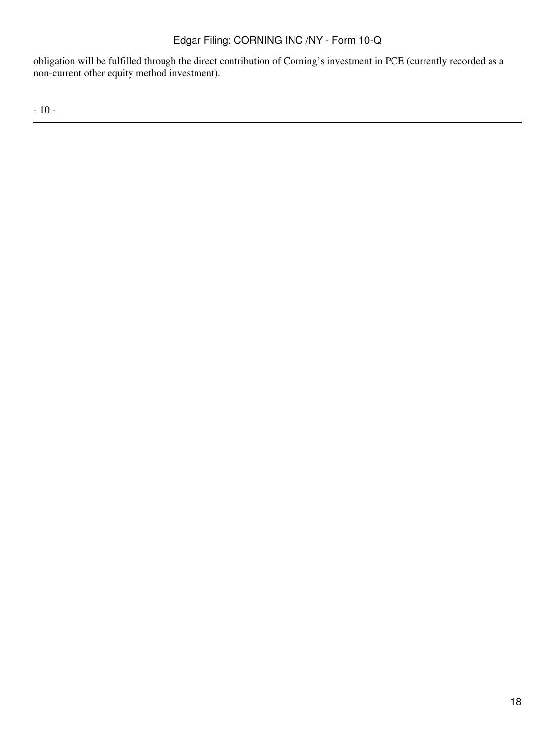obligation will be fulfilled through the direct contribution of Corning's investment in PCE (currently recorded as a non-current other equity method investment).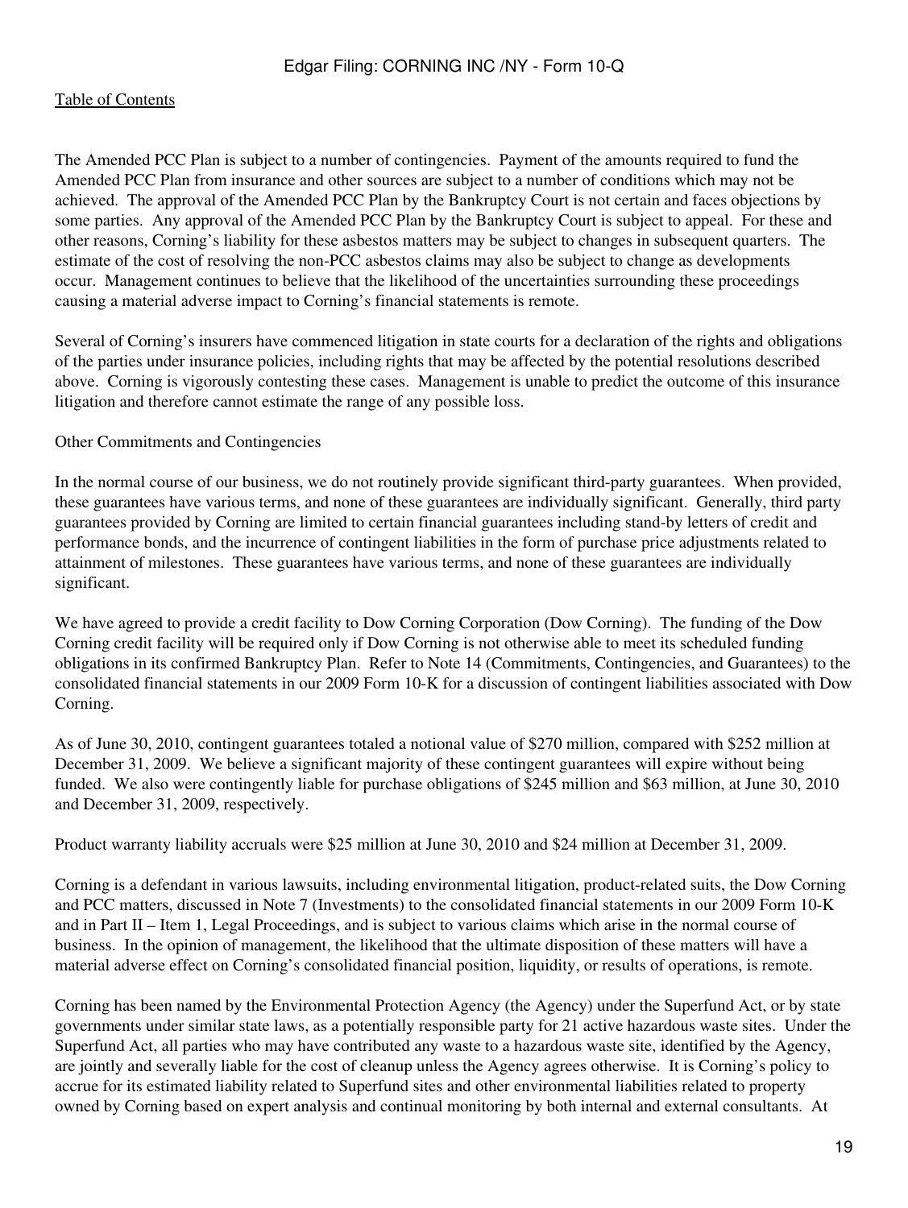The Amended PCC Plan is subject to a number of contingencies. Payment of the amounts required to fund the Amended PCC Plan from insurance and other sources are subject to a number of conditions which may not be achieved. The approval of the Amended PCC Plan by the Bankruptcy Court is not certain and faces objections by some parties. Any approval of the Amended PCC Plan by the Bankruptcy Court is subject to appeal. For these and other reasons, Corning's liability for these asbestos matters may be subject to changes in subsequent quarters. The estimate of the cost of resolving the non-PCC asbestos claims may also be subject to change as developments occur. Management continues to believe that the likelihood of the uncertainties surrounding these proceedings causing a material adverse impact to Corning's financial statements is remote.

Several of Corning's insurers have commenced litigation in state courts for a declaration of the rights and obligations of the parties under insurance policies, including rights that may be affected by the potential resolutions described above. Corning is vigorously contesting these cases. Management is unable to predict the outcome of this insurance litigation and therefore cannot estimate the range of any possible loss.

Other Commitments and Contingencies

In the normal course of our business, we do not routinely provide significant third-party guarantees. When provided, these guarantees have various terms, and none of these guarantees are individually significant. Generally, third party guarantees provided by Corning are limited to certain financial guarantees including stand-by letters of credit and performance bonds, and the incurrence of contingent liabilities in the form of purchase price adjustments related to attainment of milestones. These guarantees have various terms, and none of these guarantees are individually significant.

We have agreed to provide a credit facility to Dow Corning Corporation (Dow Corning). The funding of the Dow Corning credit facility will be required only if Dow Corning is not otherwise able to meet its scheduled funding obligations in its confirmed Bankruptcy Plan. Refer to Note 14 (Commitments, Contingencies, and Guarantees) to the consolidated financial statements in our 2009 Form 10-K for a discussion of contingent liabilities associated with Dow Corning.

As of June 30, 2010, contingent guarantees totaled a notional value of $270 million, compared with $252 million at December 31, 2009. We believe a significant majority of these contingent guarantees will expire without being funded. We also were contingently liable for purchase obligations of $245 million and $63 million, at June 30, 2010 and December 31, 2009, respectively.

Product warranty liability accruals were $25 million at June 30, 2010 and $24 million at December 31, 2009.

Corning is a defendant in various lawsuits, including environmental litigation, product-related suits, the Dow Corning and PCC matters, discussed in Note 7 (Investments) to the consolidated financial statements in our 2009 Form 10-K and in Part II – Item 1, Legal Proceedings, and is subject to various claims which arise in the normal course of business. In the opinion of management, the likelihood that the ultimate disposition of these matters will have a material adverse effect on Corning's consolidated financial position, liquidity, or results of operations, is remote.

Corning has been named by the Environmental Protection Agency (the Agency) under the Superfund Act, or by state governments under similar state laws, as a potentially responsible party for 21 active hazardous waste sites. Under the Superfund Act, all parties who may have contributed any waste to a hazardous waste site, identified by the Agency, are jointly and severally liable for the cost of cleanup unless the Agency agrees otherwise. It is Corning's policy to accrue for its estimated liability related to Superfund sites and other environmental liabilities related to property owned by Corning based on expert analysis and continual monitoring by both internal and external consultants. At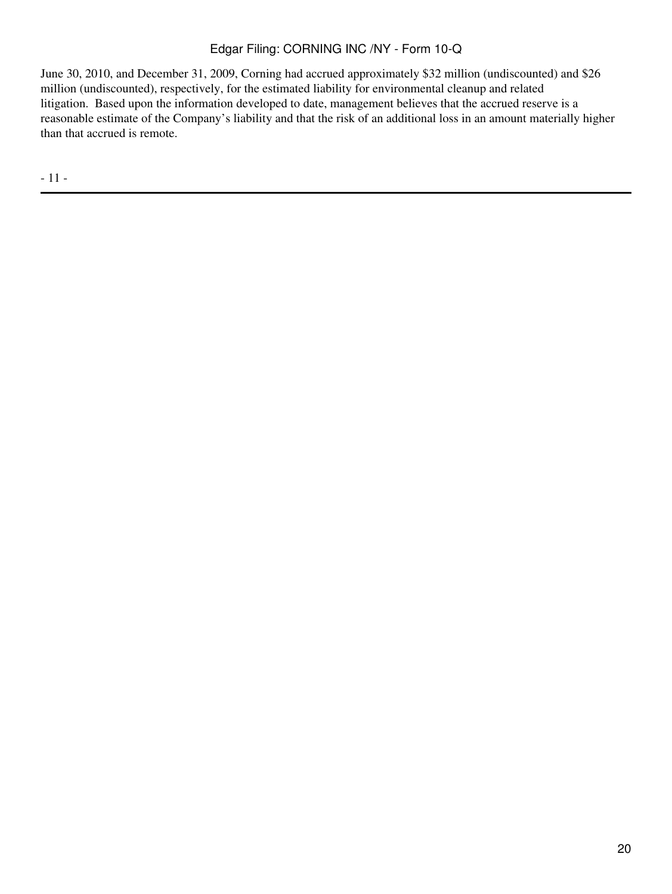June 30, 2010, and December 31, 2009, Corning had accrued approximately $32 million (undiscounted) and $26 million (undiscounted), respectively, for the estimated liability for environmental cleanup and related litigation. Based upon the information developed to date, management believes that the accrued reserve is a reasonable estimate of the Company's liability and that the risk of an additional loss in an amount materially higher than that accrued is remote.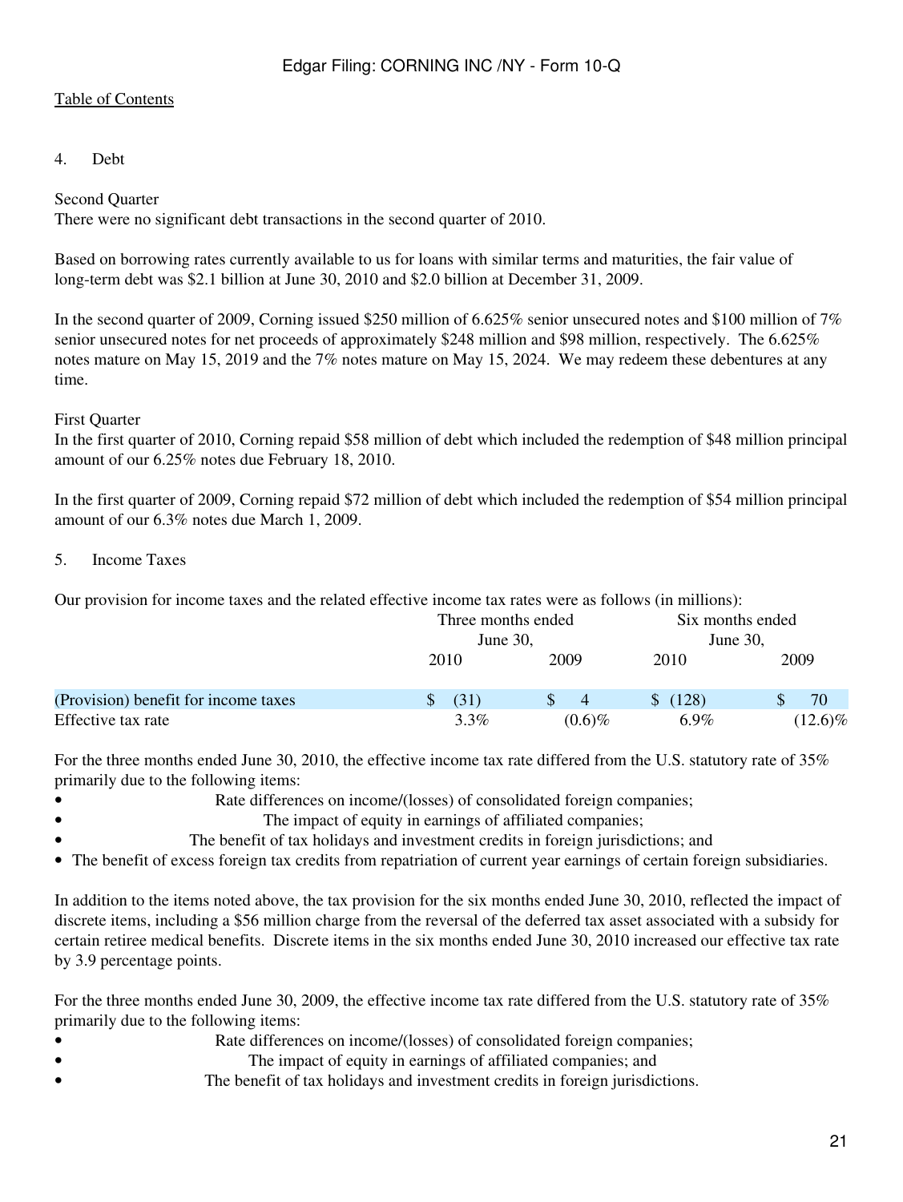4. Debt

Second Quarter
There were no significant debt transactions in the second quarter of 2010.

Based on borrowing rates currently available to us for loans with similar terms and maturities, the fair value of long-term debt was $2.1 billion at June 30, 2010 and $2.0 billion at December 31, 2009.

In the second quarter of 2009, Corning issued $250 million of 6.625% senior unsecured notes and $100 million of 7% senior unsecured notes for net proceeds of approximately $248 million and $98 million, respectively. The 6.625% notes mature on May 15, 2019 and the 7% notes mature on May 15, 2024. We may redeem these debentures at any time.

First Quarter
In the first quarter of 2010, Corning repaid $58 million of debt which included the redemption of $48 million principal amount of our 6.25% notes due February 18, 2010.

In the first quarter of 2009, Corning repaid $72 million of debt which included the redemption of $54 million principal amount of our 6.3% notes due March 1, 2009.

5. Income Taxes

Our provision for income taxes and the related effective income tax rates were as follows (in millions):

| | Three months ended June 30, | | Six months ended June 30, | |
|---|---|---|---|---|
| | 2010 | 2009 | 2010 | 2009 |
| (Provision) benefit for income taxes | $ (31) | $ 4 | $ (128) | $ 70 |
| Effective tax rate | 3.3% | (0.6)% | 6.9% | (12.6)% |

For the three months ended June 30, 2010, the effective income tax rate differed from the U.S. statutory rate of 35% primarily due to the following items:

- Rate differences on income/(losses) of consolidated foreign companies;
- The impact of equity in earnings of affiliated companies;
- The benefit of tax holidays and investment credits in foreign jurisdictions; and
- The benefit of excess foreign tax credits from repatriation of current year earnings of certain foreign subsidiaries.

In addition to the items noted above, the tax provision for the six months ended June 30, 2010, reflected the impact of discrete items, including a $56 million charge from the reversal of the deferred tax asset associated with a subsidy for certain retiree medical benefits. Discrete items in the six months ended June 30, 2010 increased our effective tax rate by 3.9 percentage points.

For the three months ended June 30, 2009, the effective income tax rate differed from the U.S. statutory rate of 35% primarily due to the following items:

- Rate differences on income/(losses) of consolidated foreign companies;
- The impact of equity in earnings of affiliated companies; and
- The benefit of tax holidays and investment credits in foreign jurisdictions.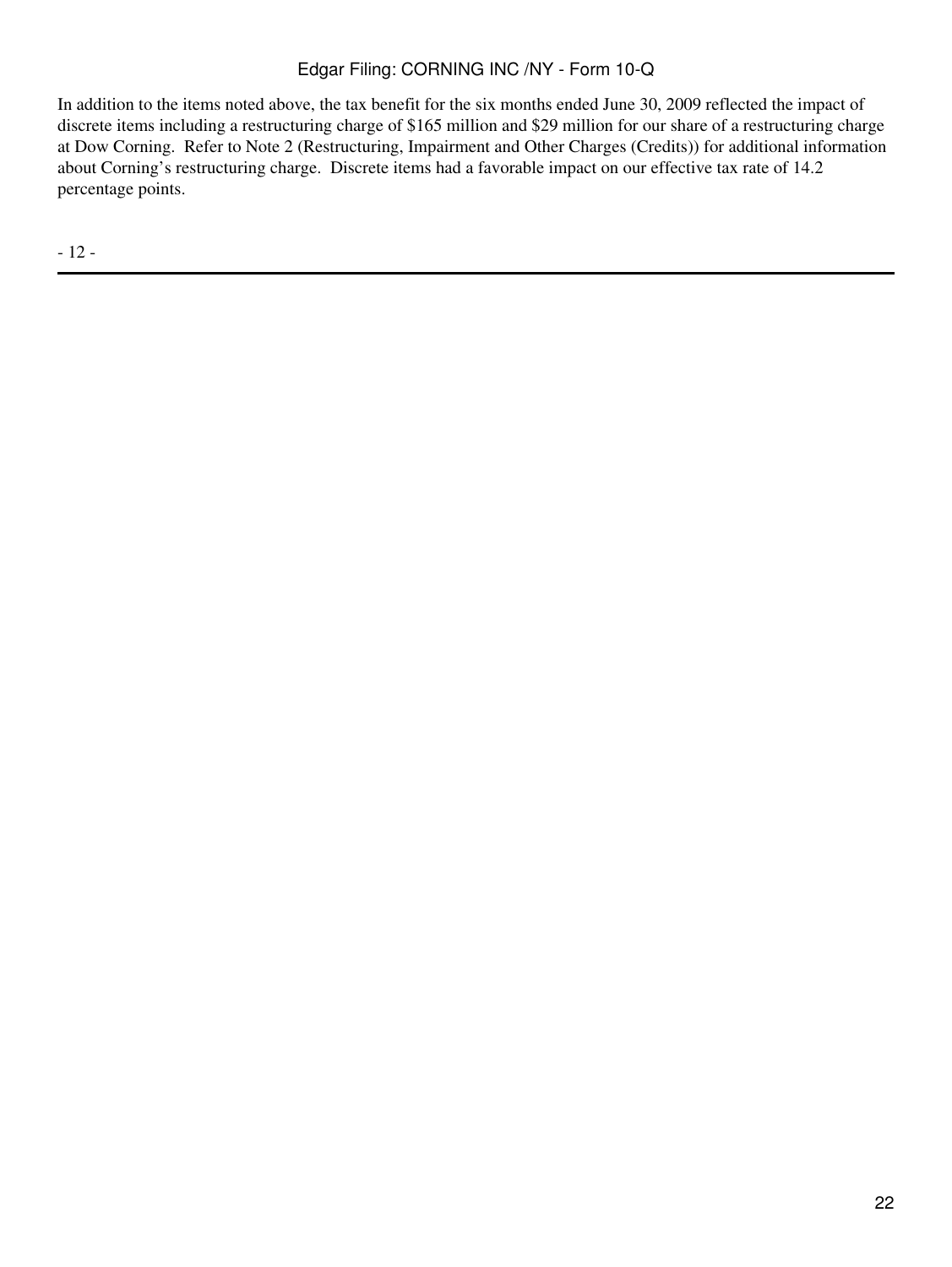In addition to the items noted above, the tax benefit for the six months ended June 30, 2009 reflected the impact of discrete items including a restructuring charge of $165 million and $29 million for our share of a restructuring charge at Dow Corning. Refer to Note 2 (Restructuring, Impairment and Other Charges (Credits)) for additional information about Corning's restructuring charge. Discrete items had a favorable impact on our effective tax rate of 14.2 percentage points.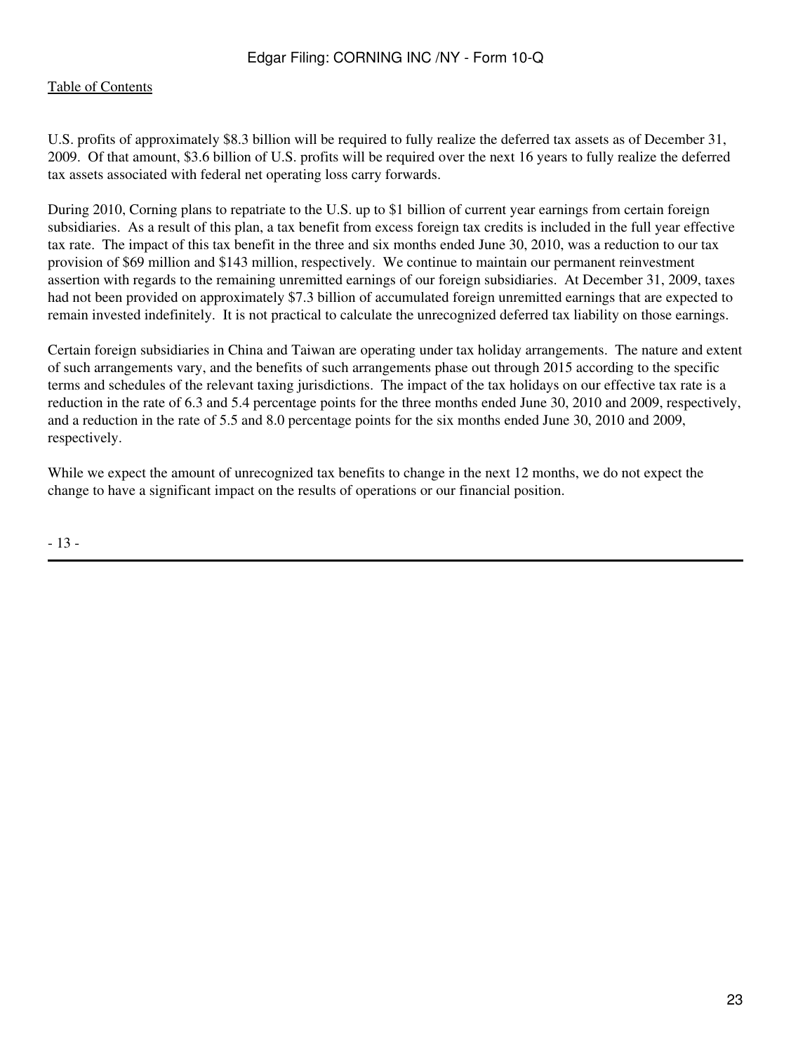U.S. profits of approximately $8.3 billion will be required to fully realize the deferred tax assets as of December 31, 2009. Of that amount, $3.6 billion of U.S. profits will be required over the next 16 years to fully realize the deferred tax assets associated with federal net operating loss carry forwards.

During 2010, Corning plans to repatriate to the U.S. up to $1 billion of current year earnings from certain foreign subsidiaries. As a result of this plan, a tax benefit from excess foreign tax credits is included in the full year effective tax rate. The impact of this tax benefit in the three and six months ended June 30, 2010, was a reduction to our tax provision of $69 million and $143 million, respectively. We continue to maintain our permanent reinvestment assertion with regards to the remaining unremitted earnings of our foreign subsidiaries. At December 31, 2009, taxes had not been provided on approximately $7.3 billion of accumulated foreign unremitted earnings that are expected to remain invested indefinitely. It is not practical to calculate the unrecognized deferred tax liability on those earnings.

Certain foreign subsidiaries in China and Taiwan are operating under tax holiday arrangements. The nature and extent of such arrangements vary, and the benefits of such arrangements phase out through 2015 according to the specific terms and schedules of the relevant taxing jurisdictions. The impact of the tax holidays on our effective tax rate is a reduction in the rate of 6.3 and 5.4 percentage points for the three months ended June 30, 2010 and 2009, respectively, and a reduction in the rate of 5.5 and 8.0 percentage points for the six months ended June 30, 2010 and 2009, respectively.

While we expect the amount of unrecognized tax benefits to change in the next 12 months, we do not expect the change to have a significant impact on the results of operations or our financial position.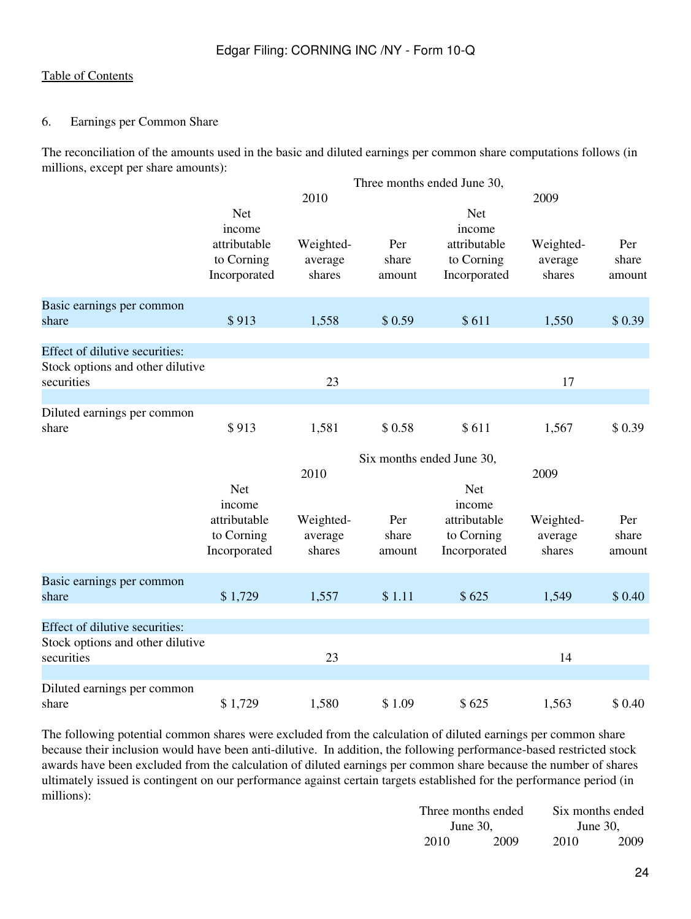## 6. Earnings per Common Share

The reconciliation of the amounts used in the basic and diluted earnings per common share computations follows (in millions, except per share amounts):

| | Three months ended June 30, | | | | | |
|---|---|---|---|---|---|---|
| | 2010 | | | 2009 | | |
| | Net income attributable to Corning Incorporated | Weighted-average shares | Per share amount | Net income attributable to Corning Incorporated | Weighted-average shares | Per share amount |
| Basic earnings per common share | $ 913 | 1,558 | $ 0.59 | $ 611 | 1,550 | $ 0.39 |
| Effect of dilutive securities: | | | | | | |
| Stock options and other dilutive securities | | 23 | | | 17 | |
| Diluted earnings per common share | $ 913 | 1,581 | $ 0.58 | $ 611 | 1,567 | $ 0.39 |

| | Six months ended June 30, | | | | | |
|---|---|---|---|---|---|---|
| | 2010 | | | 2009 | | |
| | Net income attributable to Corning Incorporated | Weighted-average shares | Per share amount | Net income attributable to Corning Incorporated | Weighted-average shares | Per share amount |
| Basic earnings per common share | $ 1,729 | 1,557 | $ 1.11 | $ 625 | 1,549 | $ 0.40 |
| Effect of dilutive securities: | | | | | | |
| Stock options and other dilutive securities | | 23 | | | 14 | |
| Diluted earnings per common share | $ 1,729 | 1,580 | $ 1.09 | $ 625 | 1,563 | $ 0.40 |

The following potential common shares were excluded from the calculation of diluted earnings per common share because their inclusion would have been anti-dilutive. In addition, the following performance-based restricted stock awards have been excluded from the calculation of diluted earnings per common share because the number of shares ultimately issued is contingent on our performance against certain targets established for the performance period (in millions):

| | Three months ended June 30, | | Six months ended June 30, | |
|---|---|---|---|---|
| | 2010 | 2009 | 2010 | 2009 |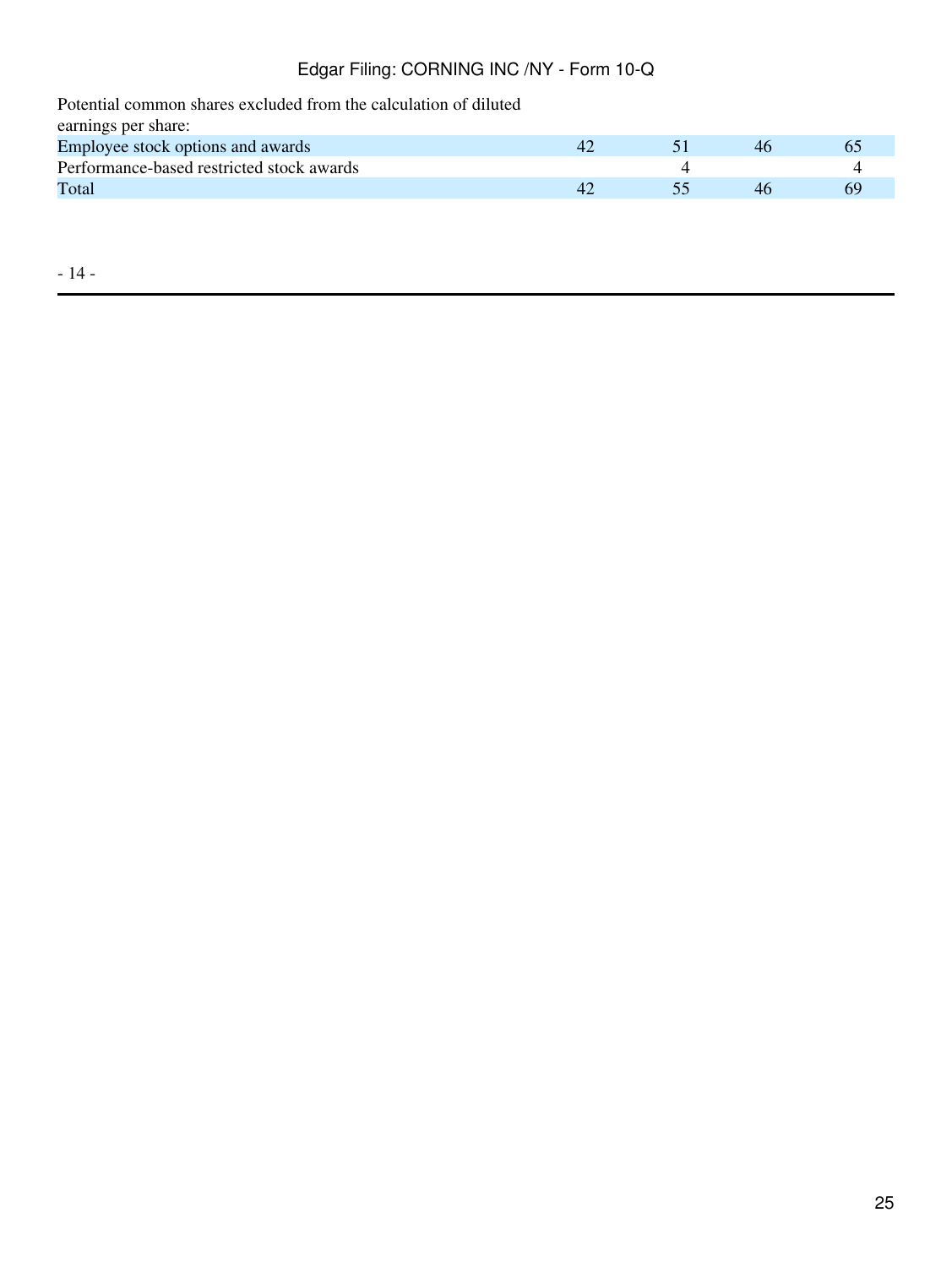| | | | | |
|---|---|---|---|---|
| Potential common shares excluded from the calculation of diluted earnings per share: | | | | |
| Employee stock options and awards | 42 | 51 | 46 | 65 |
| Performance-based restricted stock awards | | 4 | | 4 |
| Total | 42 | 55 | 46 | 69 |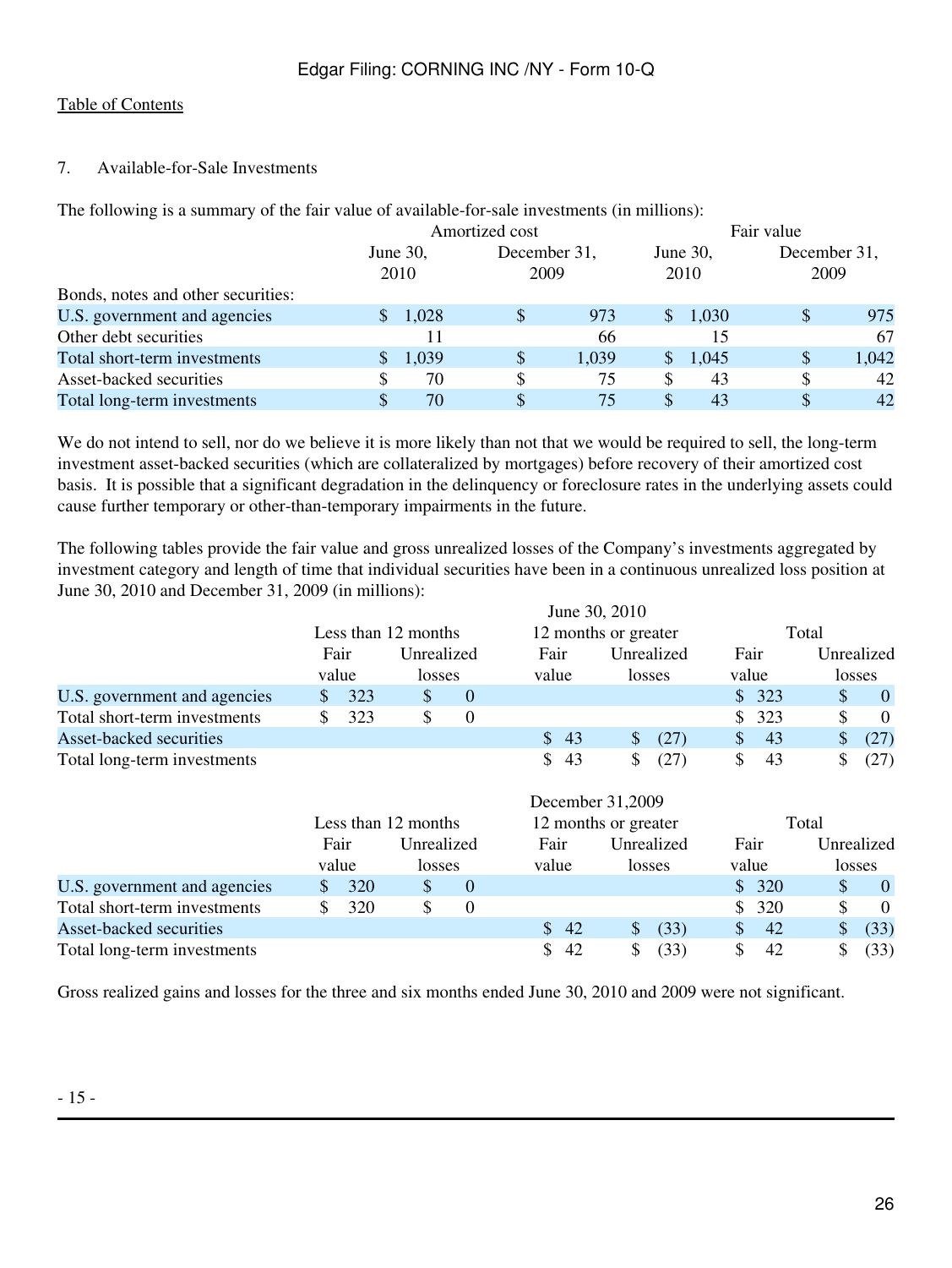Table of Contents

7. Available-for-Sale Investments

The following is a summary of the fair value of available-for-sale investments (in millions):

| | Amortized cost | | Fair value | |
|---|---|---|---|---|
| | June 30, 2010 | December 31, 2009 | June 30, 2010 | December 31, 2009 |
| Bonds, notes and other securities: | | | | |
| U.S. government and agencies | $ 1,028 | $ 973 | $ 1,030 | $ 975 |
| Other debt securities | 11 | 66 | 15 | 67 |
| Total short-term investments | $ 1,039 | $ 1,039 | $ 1,045 | $ 1,042 |
| Asset-backed securities | $ 70 | $ 75 | $ 43 | $ 42 |
| Total long-term investments | $ 70 | $ 75 | $ 43 | $ 42 |

We do not intend to sell, nor do we believe it is more likely than not that we would be required to sell, the long-term investment asset-backed securities (which are collateralized by mortgages) before recovery of their amortized cost basis. It is possible that a significant degradation in the delinquency or foreclosure rates in the underlying assets could cause further temporary or other-than-temporary impairments in the future.

The following tables provide the fair value and gross unrealized losses of the Company's investments aggregated by investment category and length of time that individual securities have been in a continuous unrealized loss position at June 30, 2010 and December 31, 2009 (in millions):

| | June 30, 2010 | | | | | |
|---|---|---|---|---|---|---|
| | Less than 12 months | | 12 months or greater | | Total | |
| | Fair value | Unrealized losses | Fair value | Unrealized losses | Fair value | Unrealized losses |
| U.S. government and agencies | $ 323 | $ 0 | | | $ 323 | $ 0 |
| Total short-term investments | $ 323 | $ 0 | | | $ 323 | $ 0 |
| Asset-backed securities | | | $ 43 | $ (27) | $ 43 | $ (27) |
| Total long-term investments | | | $ 43 | $ (27) | $ 43 | $ (27) |

| | December 31,2009 | | | | | |
|---|---|---|---|---|---|---|
| | Less than 12 months | | 12 months or greater | | Total | |
| | Fair value | Unrealized losses | Fair value | Unrealized losses | Fair value | Unrealized losses |
| U.S. government and agencies | $ 320 | $ 0 | | | $ 320 | $ 0 |
| Total short-term investments | $ 320 | $ 0 | | | $ 320 | $ 0 |
| Asset-backed securities | | | $ 42 | $ (33) | $ 42 | $ (33) |
| Total long-term investments | | | $ 42 | $ (33) | $ 42 | $ (33) |

Gross realized gains and losses for the three and six months ended June 30, 2010 and 2009 were not significant.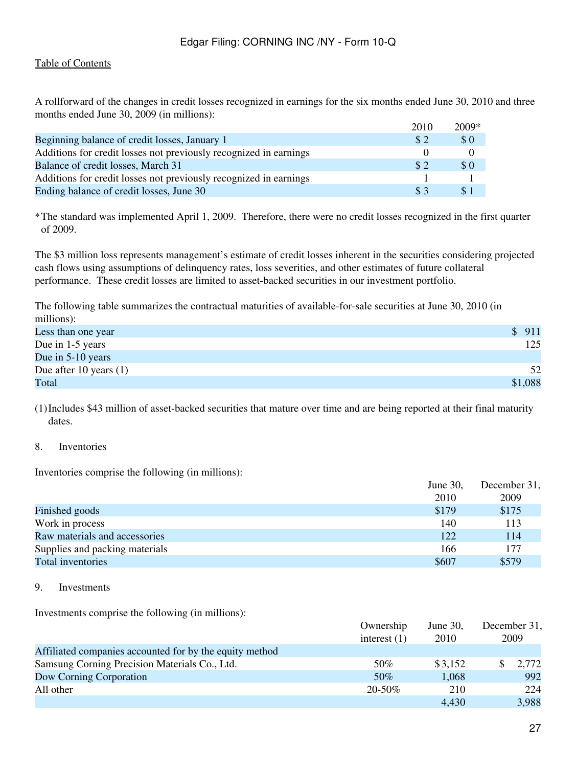A rollforward of the changes in credit losses recognized in earnings for the six months ended June 30, 2010 and three months ended June 30, 2009 (in millions):

| | 2010 | 2009* |
|---|---|---|
| Beginning balance of credit losses, January 1 | $ 2 | $ 0 |
| Additions for credit losses not previously recognized in earnings | 0 | 0 |
| Balance of credit losses, March 31 | $ 2 | $ 0 |
| Additions for credit losses not previously recognized in earnings | 1 | 1 |
| Ending balance of credit losses, June 30 | $ 3 | $ 1 |

*The standard was implemented April 1, 2009. Therefore, there were no credit losses recognized in the first quarter of 2009.

The $3 million loss represents management's estimate of credit losses inherent in the securities considering projected cash flows using assumptions of delinquency rates, loss severities, and other estimates of future collateral performance. These credit losses are limited to asset-backed securities in our investment portfolio.

The following table summarizes the contractual maturities of available-for-sale securities at June 30, 2010 (in millions):

| | |
|---|---|
| Less than one year | $ 911 |
| Due in 1-5 years | 125 |
| Due in 5-10 years | |
| Due after 10 years (1) | 52 |
| Total | $1,088 |

(1) Includes $43 million of asset-backed securities that mature over time and are being reported at their final maturity dates.

8. Inventories

Inventories comprise the following (in millions):

| | June 30, 2010 | December 31, 2009 |
|---|---|---|
| Finished goods | $179 | $175 |
| Work in process | 140 | 113 |
| Raw materials and accessories | 122 | 114 |
| Supplies and packing materials | 166 | 177 |
| Total inventories | $607 | $579 |

9. Investments

Investments comprise the following (in millions):

| | Ownership interest (1) | June 30, 2010 | December 31, 2009 |
|---|---|---|---|
| Affiliated companies accounted for by the equity method | | | |
| Samsung Corning Precision Materials Co., Ltd. | 50% | $3,152 | $ 2,772 |
| Dow Corning Corporation | 50% | 1,068 | 992 |
| All other | 20-50% | 210 | 224 |
| | | 4,430 | 3,988 |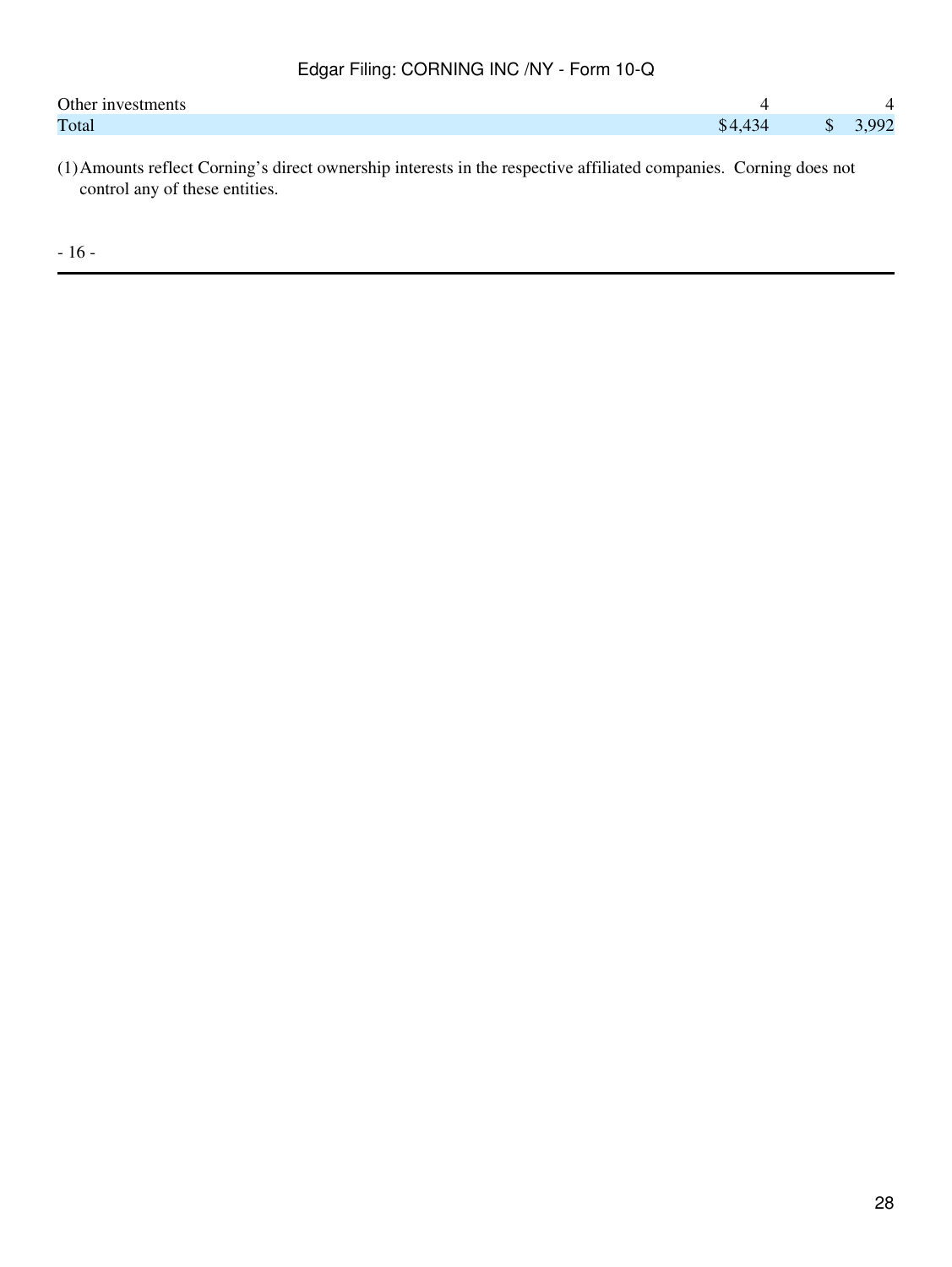| | | |
|---|---|---|
| Other investments | 4 | 4 |
| Total | $4,434 | $ 3,992 |

(1) Amounts reflect Corning's direct ownership interests in the respective affiliated companies. Corning does not control any of these entities.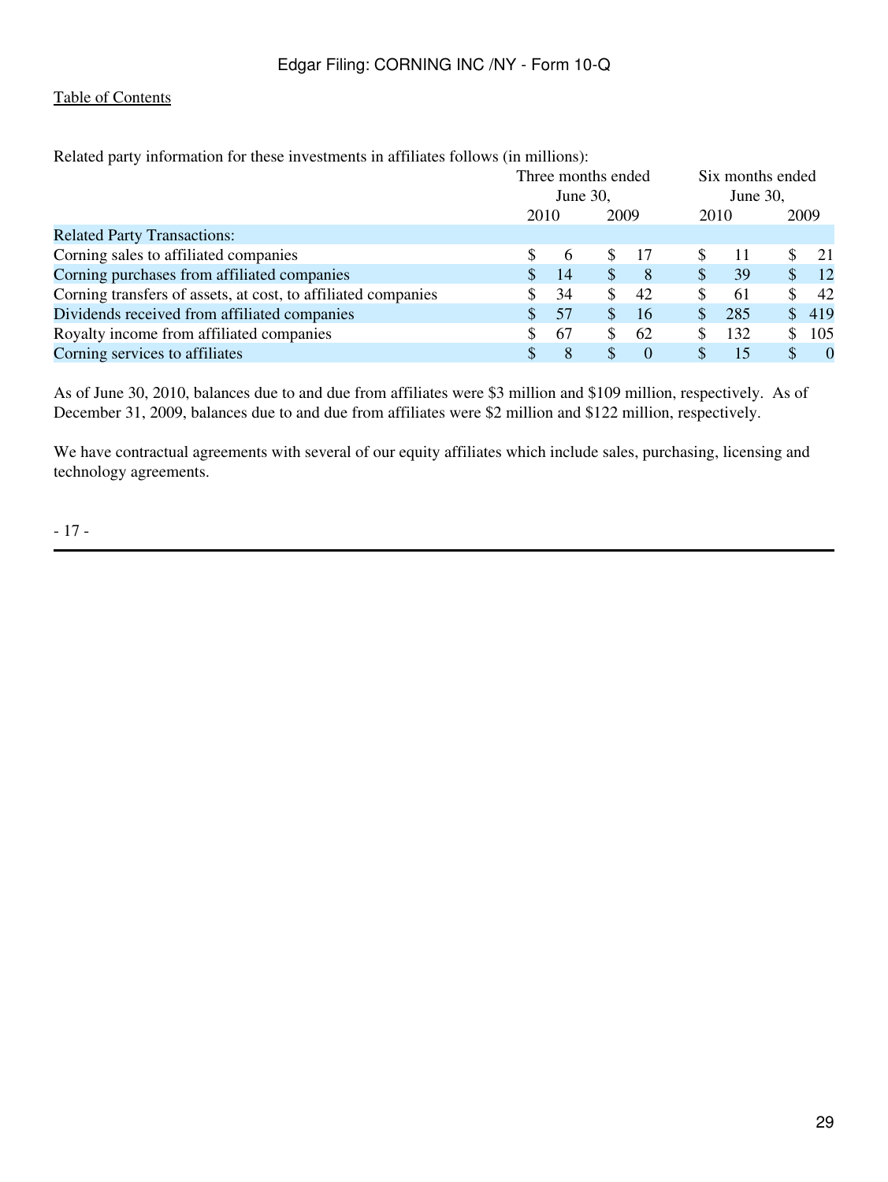Related party information for these investments in affiliates follows (in millions):

| | Three months ended June 30, | | Six months ended June 30, | |
|---|---|---|---|---|
| | 2010 | 2009 | 2010 | 2009 |
| Related Party Transactions: | | | | |
| Corning sales to affiliated companies | $ 6 | $ 17 | $ 11 | $ 21 |
| Corning purchases from affiliated companies | $ 14 | $ 8 | $ 39 | $ 12 |
| Corning transfers of assets, at cost, to affiliated companies | $ 34 | $ 42 | $ 61 | $ 42 |
| Dividends received from affiliated companies | $ 57 | $ 16 | $ 285 | $ 419 |
| Royalty income from affiliated companies | $ 67 | $ 62 | $ 132 | $ 105 |
| Corning services to affiliates | $ 8 | $ 0 | $ 15 | $ 0 |

As of June 30, 2010, balances due to and due from affiliates were $3 million and $109 million, respectively. As of December 31, 2009, balances due to and due from affiliates were $2 million and $122 million, respectively.

We have contractual agreements with several of our equity affiliates which include sales, purchasing, licensing and technology agreements.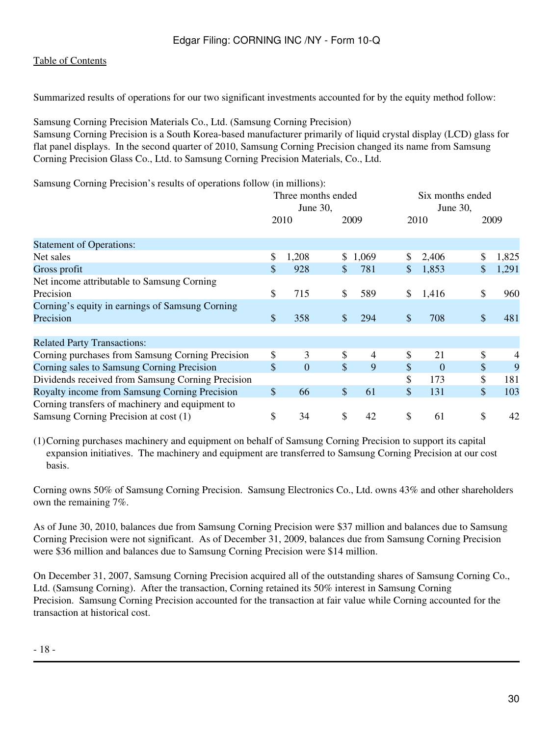Summarized results of operations for our two significant investments accounted for by the equity method follow:

Samsung Corning Precision Materials Co., Ltd. (Samsung Corning Precision)
Samsung Corning Precision is a South Korea-based manufacturer primarily of liquid crystal display (LCD) glass for flat panel displays. In the second quarter of 2010, Samsung Corning Precision changed its name from Samsung Corning Precision Glass Co., Ltd. to Samsung Corning Precision Materials, Co., Ltd.

Samsung Corning Precision's results of operations follow (in millions):

| | Three months ended June 30, | | Six months ended June 30, | |
|---|---|---|---|---|
| | 2010 | 2009 | 2010 | 2009 |
| Statement of Operations: | | | | |
| Net sales | $ 1,208 | $ 1,069 | $ 2,406 | $ 1,825 |
| Gross profit | $ 928 | $ 781 | $ 1,853 | $ 1,291 |
| Net income attributable to Samsung Corning Precision | $ 715 | $ 589 | $ 1,416 | $ 960 |
| Corning's equity in earnings of Samsung Corning Precision | $ 358 | $ 294 | $ 708 | $ 481 |
| Related Party Transactions: | | | | |
| Corning purchases from Samsung Corning Precision | $ 3 | $ 4 | $ 21 | $ 4 |
| Corning sales to Samsung Corning Precision | $ 0 | $ 9 | $ 0 | $ 9 |
| Dividends received from Samsung Corning Precision | | | $ 173 | $ 181 |
| Royalty income from Samsung Corning Precision | $ 66 | $ 61 | $ 131 | $ 103 |
| Corning transfers of machinery and equipment to Samsung Corning Precision at cost (1) | $ 34 | $ 42 | $ 61 | $ 42 |

(1) Corning purchases machinery and equipment on behalf of Samsung Corning Precision to support its capital expansion initiatives. The machinery and equipment are transferred to Samsung Corning Precision at our cost basis.

Corning owns 50% of Samsung Corning Precision. Samsung Electronics Co., Ltd. owns 43% and other shareholders own the remaining 7%.

As of June 30, 2010, balances due from Samsung Corning Precision were $37 million and balances due to Samsung Corning Precision were not significant. As of December 31, 2009, balances due from Samsung Corning Precision were $36 million and balances due to Samsung Corning Precision were $14 million.

On December 31, 2007, Samsung Corning Precision acquired all of the outstanding shares of Samsung Corning Co., Ltd. (Samsung Corning). After the transaction, Corning retained its 50% interest in Samsung Corning Precision. Samsung Corning Precision accounted for the transaction at fair value while Corning accounted for the transaction at historical cost.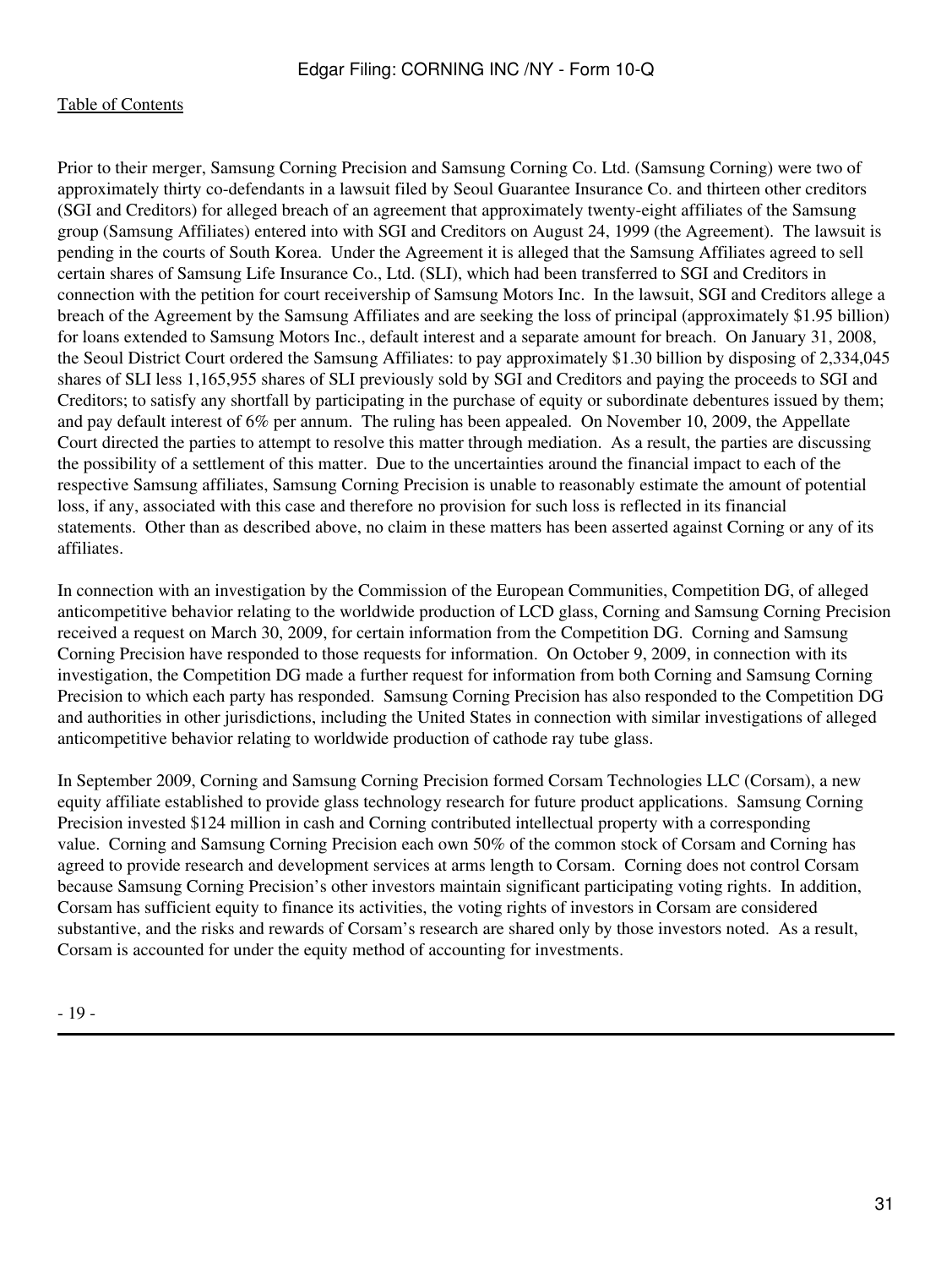Prior to their merger, Samsung Corning Precision and Samsung Corning Co. Ltd. (Samsung Corning) were two of approximately thirty co-defendants in a lawsuit filed by Seoul Guarantee Insurance Co. and thirteen other creditors (SGI and Creditors) for alleged breach of an agreement that approximately twenty-eight affiliates of the Samsung group (Samsung Affiliates) entered into with SGI and Creditors on August 24, 1999 (the Agreement). The lawsuit is pending in the courts of South Korea. Under the Agreement it is alleged that the Samsung Affiliates agreed to sell certain shares of Samsung Life Insurance Co., Ltd. (SLI), which had been transferred to SGI and Creditors in connection with the petition for court receivership of Samsung Motors Inc. In the lawsuit, SGI and Creditors allege a breach of the Agreement by the Samsung Affiliates and are seeking the loss of principal (approximately $1.95 billion) for loans extended to Samsung Motors Inc., default interest and a separate amount for breach. On January 31, 2008, the Seoul District Court ordered the Samsung Affiliates: to pay approximately $1.30 billion by disposing of 2,334,045 shares of SLI less 1,165,955 shares of SLI previously sold by SGI and Creditors and paying the proceeds to SGI and Creditors; to satisfy any shortfall by participating in the purchase of equity or subordinate debentures issued by them; and pay default interest of 6% per annum. The ruling has been appealed. On November 10, 2009, the Appellate Court directed the parties to attempt to resolve this matter through mediation. As a result, the parties are discussing the possibility of a settlement of this matter. Due to the uncertainties around the financial impact to each of the respective Samsung affiliates, Samsung Corning Precision is unable to reasonably estimate the amount of potential loss, if any, associated with this case and therefore no provision for such loss is reflected in its financial statements. Other than as described above, no claim in these matters has been asserted against Corning or any of its affiliates.

In connection with an investigation by the Commission of the European Communities, Competition DG, of alleged anticompetitive behavior relating to the worldwide production of LCD glass, Corning and Samsung Corning Precision received a request on March 30, 2009, for certain information from the Competition DG. Corning and Samsung Corning Precision have responded to those requests for information. On October 9, 2009, in connection with its investigation, the Competition DG made a further request for information from both Corning and Samsung Corning Precision to which each party has responded. Samsung Corning Precision has also responded to the Competition DG and authorities in other jurisdictions, including the United States in connection with similar investigations of alleged anticompetitive behavior relating to worldwide production of cathode ray tube glass.

In September 2009, Corning and Samsung Corning Precision formed Corsam Technologies LLC (Corsam), a new equity affiliate established to provide glass technology research for future product applications. Samsung Corning Precision invested $124 million in cash and Corning contributed intellectual property with a corresponding value. Corning and Samsung Corning Precision each own 50% of the common stock of Corsam and Corning has agreed to provide research and development services at arms length to Corsam. Corning does not control Corsam because Samsung Corning Precision's other investors maintain significant participating voting rights. In addition, Corsam has sufficient equity to finance its activities, the voting rights of investors in Corsam are considered substantive, and the risks and rewards of Corsam's research are shared only by those investors noted. As a result, Corsam is accounted for under the equity method of accounting for investments.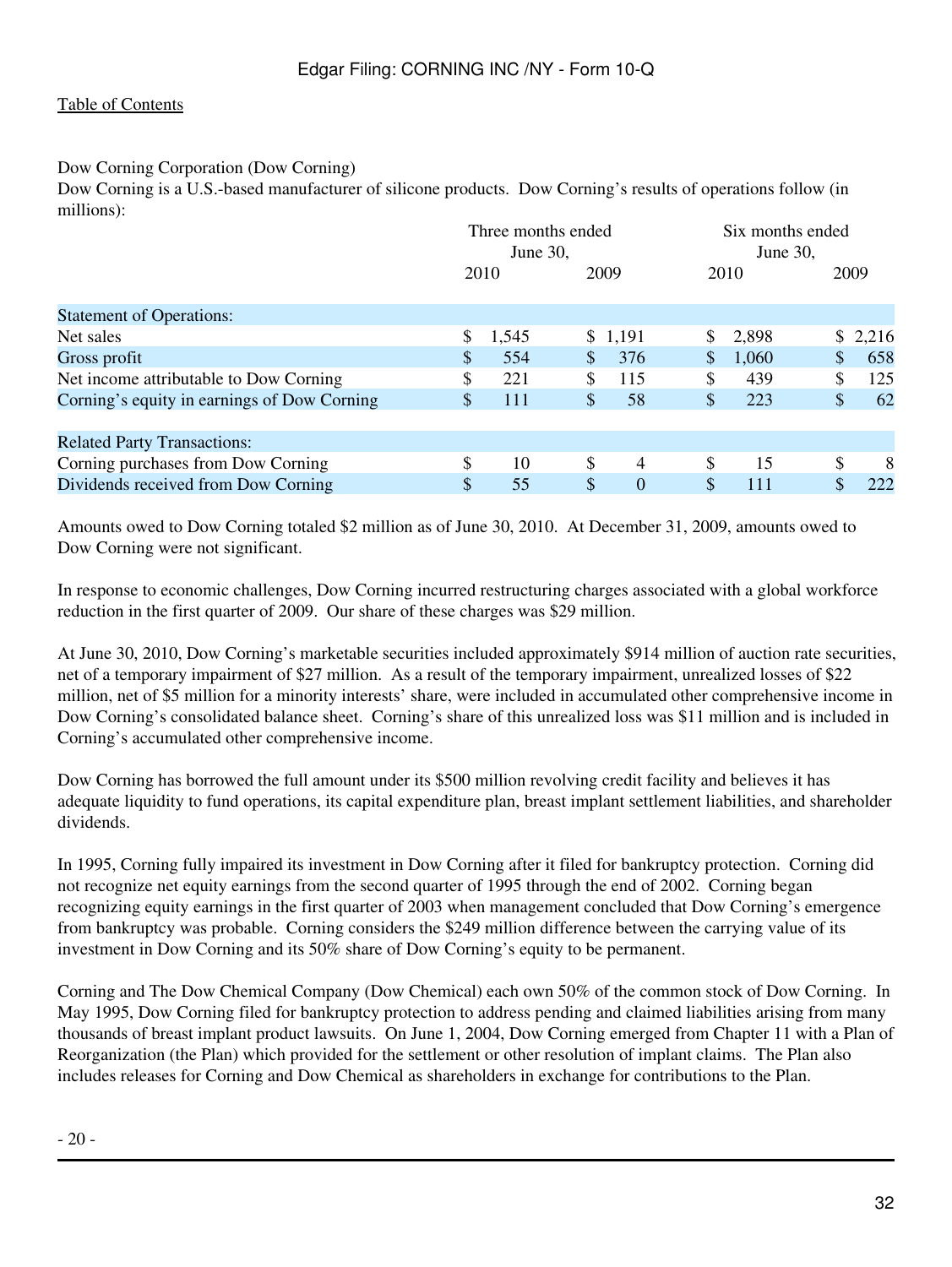Dow Corning Corporation (Dow Corning)

Dow Corning is a U.S.-based manufacturer of silicone products. Dow Corning's results of operations follow (in millions):

| | Three months ended June 30, | | Six months ended June 30, | |
|---|---|---|---|---|
| | 2010 | 2009 | 2010 | 2009 |
| Statement of Operations: | | | | |
| Net sales | $ 1,545 | $ 1,191 | $ 2,898 | $ 2,216 |
| Gross profit | $ 554 | $ 376 | $ 1,060 | $ 658 |
| Net income attributable to Dow Corning | $ 221 | $ 115 | $ 439 | $ 125 |
| Corning's equity in earnings of Dow Corning | $ 111 | $ 58 | $ 223 | $ 62 |
| Related Party Transactions: | | | | |
| Corning purchases from Dow Corning | $ 10 | $ 4 | $ 15 | $ 8 |
| Dividends received from Dow Corning | $ 55 | $ 0 | $ 111 | $ 222 |

Amounts owed to Dow Corning totaled $2 million as of June 30, 2010. At December 31, 2009, amounts owed to Dow Corning were not significant.

In response to economic challenges, Dow Corning incurred restructuring charges associated with a global workforce reduction in the first quarter of 2009. Our share of these charges was $29 million.

At June 30, 2010, Dow Corning's marketable securities included approximately $914 million of auction rate securities, net of a temporary impairment of $27 million. As a result of the temporary impairment, unrealized losses of $22 million, net of $5 million for a minority interests' share, were included in accumulated other comprehensive income in Dow Corning's consolidated balance sheet. Corning's share of this unrealized loss was $11 million and is included in Corning's accumulated other comprehensive income.

Dow Corning has borrowed the full amount under its $500 million revolving credit facility and believes it has adequate liquidity to fund operations, its capital expenditure plan, breast implant settlement liabilities, and shareholder dividends.

In 1995, Corning fully impaired its investment in Dow Corning after it filed for bankruptcy protection. Corning did not recognize net equity earnings from the second quarter of 1995 through the end of 2002. Corning began recognizing equity earnings in the first quarter of 2003 when management concluded that Dow Corning's emergence from bankruptcy was probable. Corning considers the $249 million difference between the carrying value of its investment in Dow Corning and its 50% share of Dow Corning's equity to be permanent.

Corning and The Dow Chemical Company (Dow Chemical) each own 50% of the common stock of Dow Corning. In May 1995, Dow Corning filed for bankruptcy protection to address pending and claimed liabilities arising from many thousands of breast implant product lawsuits. On June 1, 2004, Dow Corning emerged from Chapter 11 with a Plan of Reorganization (the Plan) which provided for the settlement or other resolution of implant claims. The Plan also includes releases for Corning and Dow Chemical as shareholders in exchange for contributions to the Plan.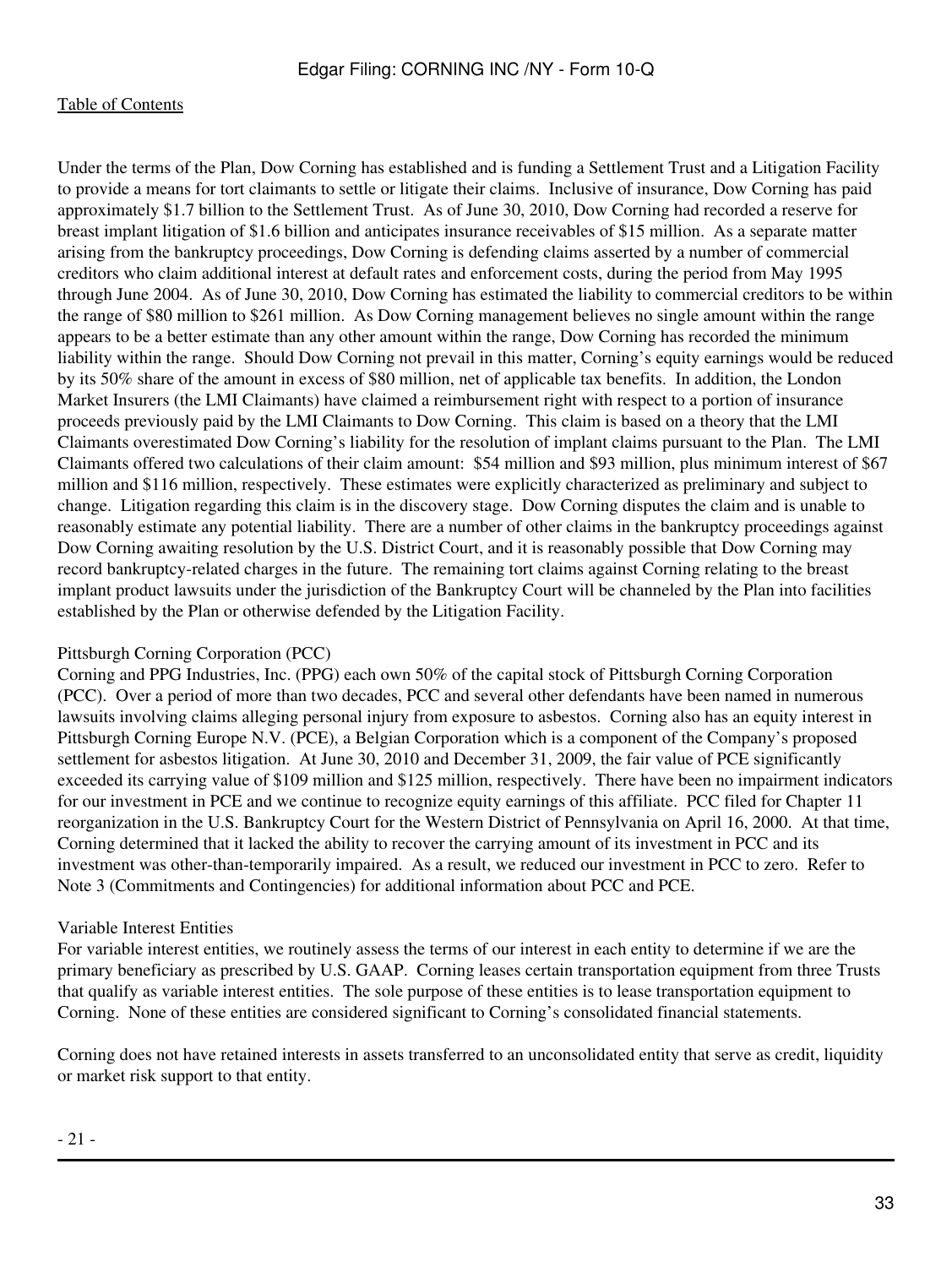Under the terms of the Plan, Dow Corning has established and is funding a Settlement Trust and a Litigation Facility to provide a means for tort claimants to settle or litigate their claims. Inclusive of insurance, Dow Corning has paid approximately $1.7 billion to the Settlement Trust. As of June 30, 2010, Dow Corning had recorded a reserve for breast implant litigation of $1.6 billion and anticipates insurance receivables of $15 million. As a separate matter arising from the bankruptcy proceedings, Dow Corning is defending claims asserted by a number of commercial creditors who claim additional interest at default rates and enforcement costs, during the period from May 1995 through June 2004. As of June 30, 2010, Dow Corning has estimated the liability to commercial creditors to be within the range of $80 million to $261 million. As Dow Corning management believes no single amount within the range appears to be a better estimate than any other amount within the range, Dow Corning has recorded the minimum liability within the range. Should Dow Corning not prevail in this matter, Corning's equity earnings would be reduced by its 50% share of the amount in excess of $80 million, net of applicable tax benefits. In addition, the London Market Insurers (the LMI Claimants) have claimed a reimbursement right with respect to a portion of insurance proceeds previously paid by the LMI Claimants to Dow Corning. This claim is based on a theory that the LMI Claimants overestimated Dow Corning's liability for the resolution of implant claims pursuant to the Plan. The LMI Claimants offered two calculations of their claim amount: $54 million and $93 million, plus minimum interest of $67 million and $116 million, respectively. These estimates were explicitly characterized as preliminary and subject to change. Litigation regarding this claim is in the discovery stage. Dow Corning disputes the claim and is unable to reasonably estimate any potential liability. There are a number of other claims in the bankruptcy proceedings against Dow Corning awaiting resolution by the U.S. District Court, and it is reasonably possible that Dow Corning may record bankruptcy-related charges in the future. The remaining tort claims against Corning relating to the breast implant product lawsuits under the jurisdiction of the Bankruptcy Court will be channeled by the Plan into facilities established by the Plan or otherwise defended by the Litigation Facility.

Pittsburgh Corning Corporation (PCC)

Corning and PPG Industries, Inc. (PPG) each own 50% of the capital stock of Pittsburgh Corning Corporation (PCC). Over a period of more than two decades, PCC and several other defendants have been named in numerous lawsuits involving claims alleging personal injury from exposure to asbestos. Corning also has an equity interest in Pittsburgh Corning Europe N.V. (PCE), a Belgian Corporation which is a component of the Company's proposed settlement for asbestos litigation. At June 30, 2010 and December 31, 2009, the fair value of PCE significantly exceeded its carrying value of $109 million and $125 million, respectively. There have been no impairment indicators for our investment in PCE and we continue to recognize equity earnings of this affiliate. PCC filed for Chapter 11 reorganization in the U.S. Bankruptcy Court for the Western District of Pennsylvania on April 16, 2000. At that time, Corning determined that it lacked the ability to recover the carrying amount of its investment in PCC and its investment was other-than-temporarily impaired. As a result, we reduced our investment in PCC to zero. Refer to Note 3 (Commitments and Contingencies) for additional information about PCC and PCE.

Variable Interest Entities

For variable interest entities, we routinely assess the terms of our interest in each entity to determine if we are the primary beneficiary as prescribed by U.S. GAAP. Corning leases certain transportation equipment from three Trusts that qualify as variable interest entities. The sole purpose of these entities is to lease transportation equipment to Corning. None of these entities are considered significant to Corning's consolidated financial statements.

Corning does not have retained interests in assets transferred to an unconsolidated entity that serve as credit, liquidity or market risk support to that entity.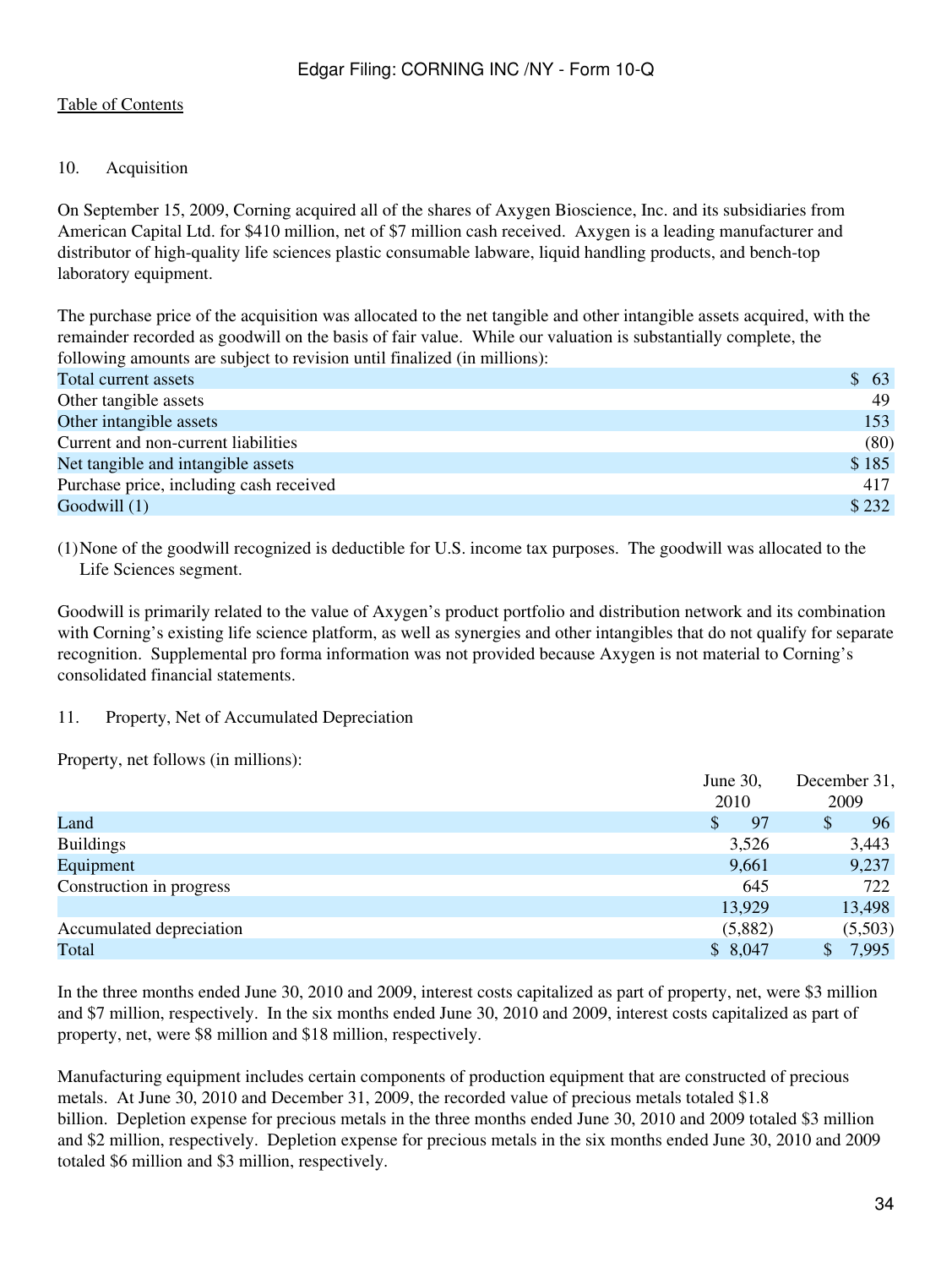[Table of Contents](#)

10. Acquisition

On September 15, 2009, Corning acquired all of the shares of Axygen Bioscience, Inc. and its subsidiaries from American Capital Ltd. for $410 million, net of $7 million cash received. Axygen is a leading manufacturer and distributor of high-quality life sciences plastic consumable labware, liquid handling products, and bench-top laboratory equipment.

The purchase price of the acquisition was allocated to the net tangible and other intangible assets acquired, with the remainder recorded as goodwill on the basis of fair value. While our valuation is substantially complete, the following amounts are subject to revision until finalized (in millions):

| | |
|---|---|
| Total current assets | $ 63 |
| Other tangible assets | 49 |
| Other intangible assets | 153 |
| Current and non-current liabilities | (80) |
| Net tangible and intangible assets | $ 185 |
| Purchase price, including cash received | 417 |
| Goodwill (1) | $ 232 |

(1) None of the goodwill recognized is deductible for U.S. income tax purposes. The goodwill was allocated to the Life Sciences segment.

Goodwill is primarily related to the value of Axygen's product portfolio and distribution network and its combination with Corning's existing life science platform, as well as synergies and other intangibles that do not qualify for separate recognition. Supplemental pro forma information was not provided because Axygen is not material to Corning's consolidated financial statements.

11. Property, Net of Accumulated Depreciation

Property, net follows (in millions):

| | June 30, 2010 | December 31, 2009 |
|---|---|---|
| Land | $ 97 | $ 96 |
| Buildings | 3,526 | 3,443 |
| Equipment | 9,661 | 9,237 |
| Construction in progress | 645 | 722 |
| | 13,929 | 13,498 |
| Accumulated depreciation | (5,882) | (5,503) |
| Total | $ 8,047 | $ 7,995 |

In the three months ended June 30, 2010 and 2009, interest costs capitalized as part of property, net, were $3 million and $7 million, respectively. In the six months ended June 30, 2010 and 2009, interest costs capitalized as part of property, net, were $8 million and $18 million, respectively.

Manufacturing equipment includes certain components of production equipment that are constructed of precious metals. At June 30, 2010 and December 31, 2009, the recorded value of precious metals totaled $1.8 billion. Depletion expense for precious metals in the three months ended June 30, 2010 and 2009 totaled $3 million and $2 million, respectively. Depletion expense for precious metals in the six months ended June 30, 2010 and 2009 totaled $6 million and $3 million, respectively.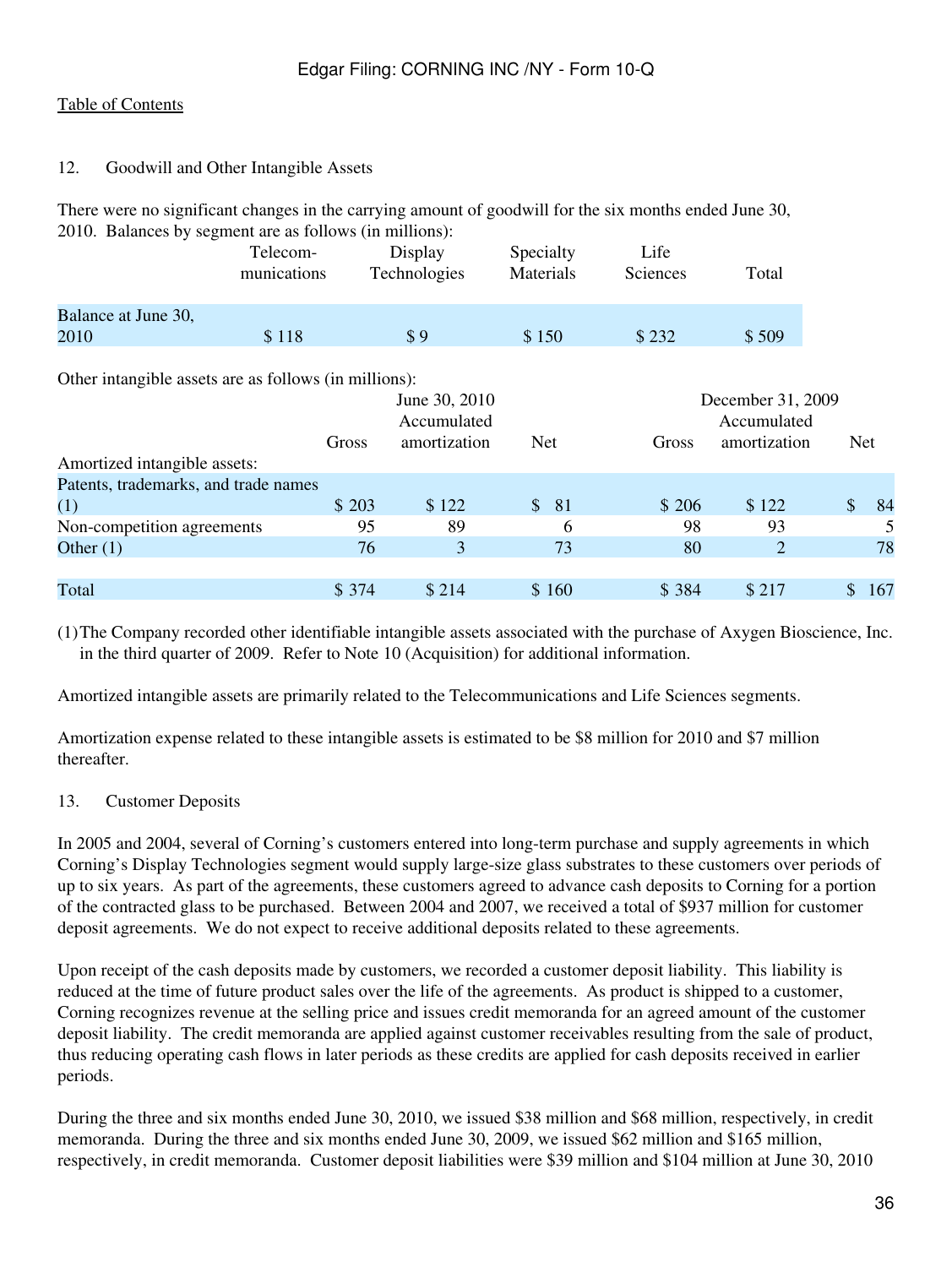Table of Contents

12. Goodwill and Other Intangible Assets

There were no significant changes in the carrying amount of goodwill for the six months ended June 30, 2010. Balances by segment are as follows (in millions):

| | Telecom-munications | Display Technologies | Specialty Materials | Life Sciences | Total |
|---|---|---|---|---|---|
| Balance at June 30, 2010 | $ 118 | $ 9 | $ 150 | $ 232 | $ 509 |

Other intangible assets are as follows (in millions):

| | June 30, 2010 | | | December 31, 2009 | | |
|---|---|---|---|---|---|---|
| | Gross | Accumulated amortization | Net | Gross | Accumulated amortization | Net |
| Amortized intangible assets: | | | | | | |
| Patents, trademarks, and trade names (1) | $ 203 | $ 122 | $ 81 | $ 206 | $ 122 | $ 84 |
| Non-competition agreements | 95 | 89 | 6 | 98 | 93 | 5 |
| Other (1) | 76 | 3 | 73 | 80 | 2 | 78 |
| Total | $ 374 | $ 214 | $ 160 | $ 384 | $ 217 | $ 167 |

(1) The Company recorded other identifiable intangible assets associated with the purchase of Axygen Bioscience, Inc. in the third quarter of 2009. Refer to Note 10 (Acquisition) for additional information.

Amortized intangible assets are primarily related to the Telecommunications and Life Sciences segments.

Amortization expense related to these intangible assets is estimated to be $8 million for 2010 and $7 million thereafter.

13. Customer Deposits

In 2005 and 2004, several of Corning's customers entered into long-term purchase and supply agreements in which Corning's Display Technologies segment would supply large-size glass substrates to these customers over periods of up to six years. As part of the agreements, these customers agreed to advance cash deposits to Corning for a portion of the contracted glass to be purchased. Between 2004 and 2007, we received a total of $937 million for customer deposit agreements. We do not expect to receive additional deposits related to these agreements.

Upon receipt of the cash deposits made by customers, we recorded a customer deposit liability. This liability is reduced at the time of future product sales over the life of the agreements. As product is shipped to a customer, Corning recognizes revenue at the selling price and issues credit memoranda for an agreed amount of the customer deposit liability. The credit memoranda are applied against customer receivables resulting from the sale of product, thus reducing operating cash flows in later periods as these credits are applied for cash deposits received in earlier periods.

During the three and six months ended June 30, 2010, we issued $38 million and $68 million, respectively, in credit memoranda. During the three and six months ended June 30, 2009, we issued $62 million and $165 million, respectively, in credit memoranda. Customer deposit liabilities were $39 million and $104 million at June 30, 2010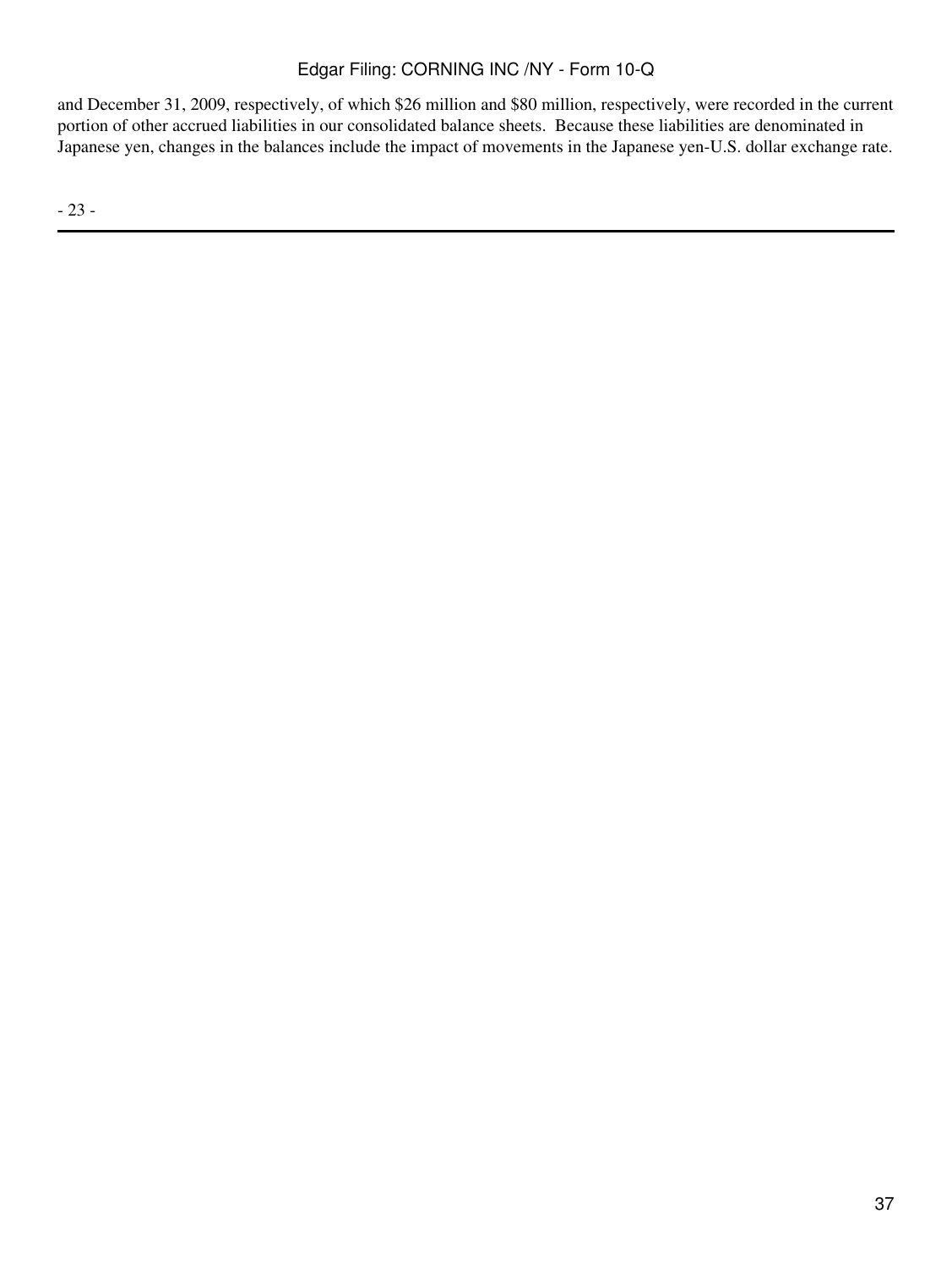and December 31, 2009, respectively, of which $26 million and $80 million, respectively, were recorded in the current portion of other accrued liabilities in our consolidated balance sheets.  Because these liabilities are denominated in Japanese yen, changes in the balances include the impact of movements in the Japanese yen-U.S. dollar exchange rate.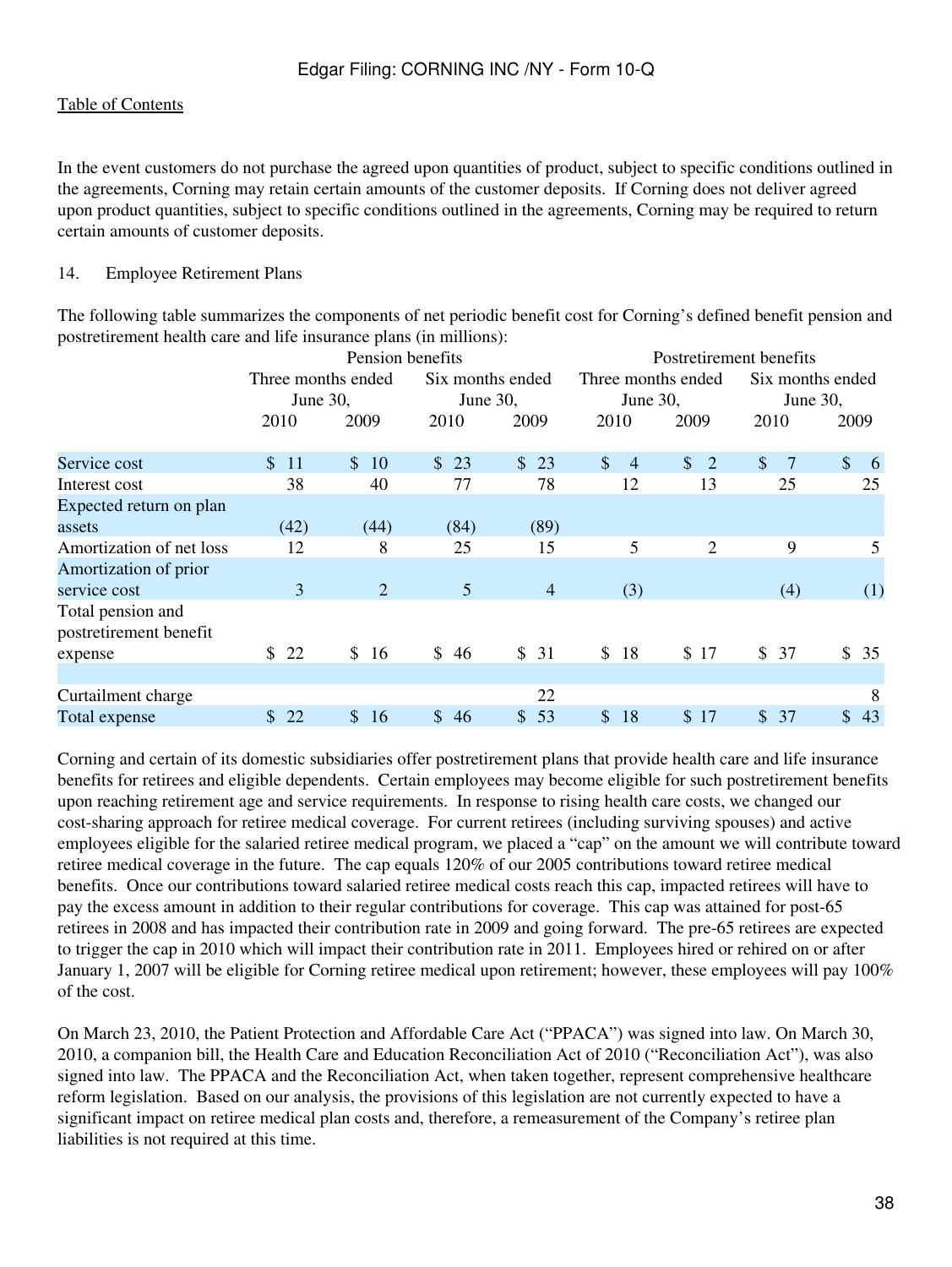In the event customers do not purchase the agreed upon quantities of product, subject to specific conditions outlined in the agreements, Corning may retain certain amounts of the customer deposits. If Corning does not deliver agreed upon product quantities, subject to specific conditions outlined in the agreements, Corning may be required to return certain amounts of customer deposits.

14. Employee Retirement Plans

The following table summarizes the components of net periodic benefit cost for Corning's defined benefit pension and postretirement health care and life insurance plans (in millions):

| | Pension benefits | | | | Postretirement benefits | | | |
|---|---|---|---|---|---|---|---|---|
| | Three months ended June 30, | | Six months ended June 30, | | Three months ended June 30, | | Six months ended June 30, | |
| | 2010 | 2009 | 2010 | 2009 | 2010 | 2009 | 2010 | 2009 |
| Service cost | $ 11 | $ 10 | $ 23 | $ 23 | $ 4 | $ 2 | $ 7 | $ 6 |
| Interest cost | 38 | 40 | 77 | 78 | 12 | 13 | 25 | 25 |
| Expected return on plan assets | (42) | (44) | (84) | (89) | | | | |
| Amortization of net loss | 12 | 8 | 25 | 15 | 5 | 2 | 9 | 5 |
| Amortization of prior service cost | 3 | 2 | 5 | 4 | (3) | | (4) | (1) |
| Total pension and postretirement benefit expense | $ 22 | $ 16 | $ 46 | $ 31 | $ 18 | $ 17 | $ 37 | $ 35 |
| | | | | | | | | |
| Curtailment charge | | | | 22 | | | | 8 |
| Total expense | $ 22 | $ 16 | $ 46 | $ 53 | $ 18 | $ 17 | $ 37 | $ 43 |

Corning and certain of its domestic subsidiaries offer postretirement plans that provide health care and life insurance benefits for retirees and eligible dependents. Certain employees may become eligible for such postretirement benefits upon reaching retirement age and service requirements. In response to rising health care costs, we changed our cost-sharing approach for retiree medical coverage. For current retirees (including surviving spouses) and active employees eligible for the salaried retiree medical program, we placed a "cap" on the amount we will contribute toward retiree medical coverage in the future. The cap equals 120% of our 2005 contributions toward retiree medical benefits. Once our contributions toward salaried retiree medical costs reach this cap, impacted retirees will have to pay the excess amount in addition to their regular contributions for coverage. This cap was attained for post-65 retirees in 2008 and has impacted their contribution rate in 2009 and going forward. The pre-65 retirees are expected to trigger the cap in 2010 which will impact their contribution rate in 2011. Employees hired or rehired on or after January 1, 2007 will be eligible for Corning retiree medical upon retirement; however, these employees will pay 100% of the cost.

On March 23, 2010, the Patient Protection and Affordable Care Act ("PPACA") was signed into law. On March 30, 2010, a companion bill, the Health Care and Education Reconciliation Act of 2010 ("Reconciliation Act"), was also signed into law. The PPACA and the Reconciliation Act, when taken together, represent comprehensive healthcare reform legislation. Based on our analysis, the provisions of this legislation are not currently expected to have a significant impact on retiree medical plan costs and, therefore, a remeasurement of the Company's retiree plan liabilities is not required at this time.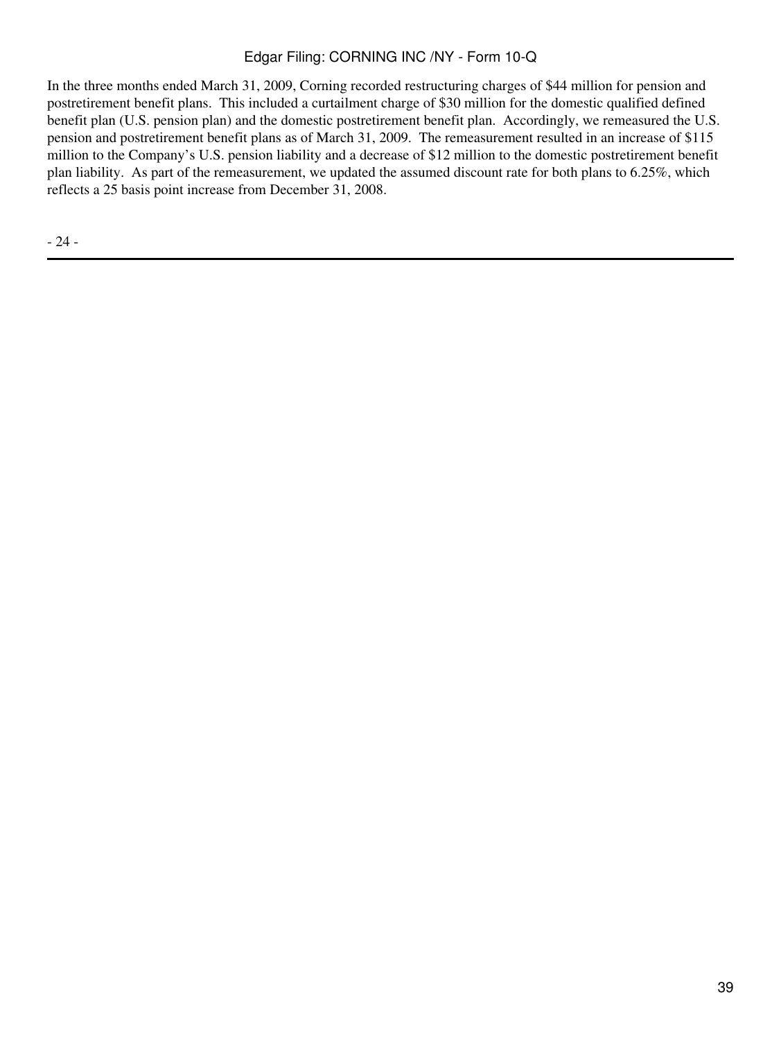In the three months ended March 31, 2009, Corning recorded restructuring charges of $44 million for pension and postretirement benefit plans. This included a curtailment charge of $30 million for the domestic qualified defined benefit plan (U.S. pension plan) and the domestic postretirement benefit plan. Accordingly, we remeasured the U.S. pension and postretirement benefit plans as of March 31, 2009. The remeasurement resulted in an increase of $115 million to the Company's U.S. pension liability and a decrease of $12 million to the domestic postretirement benefit plan liability. As part of the remeasurement, we updated the assumed discount rate for both plans to 6.25%, which reflects a 25 basis point increase from December 31, 2008.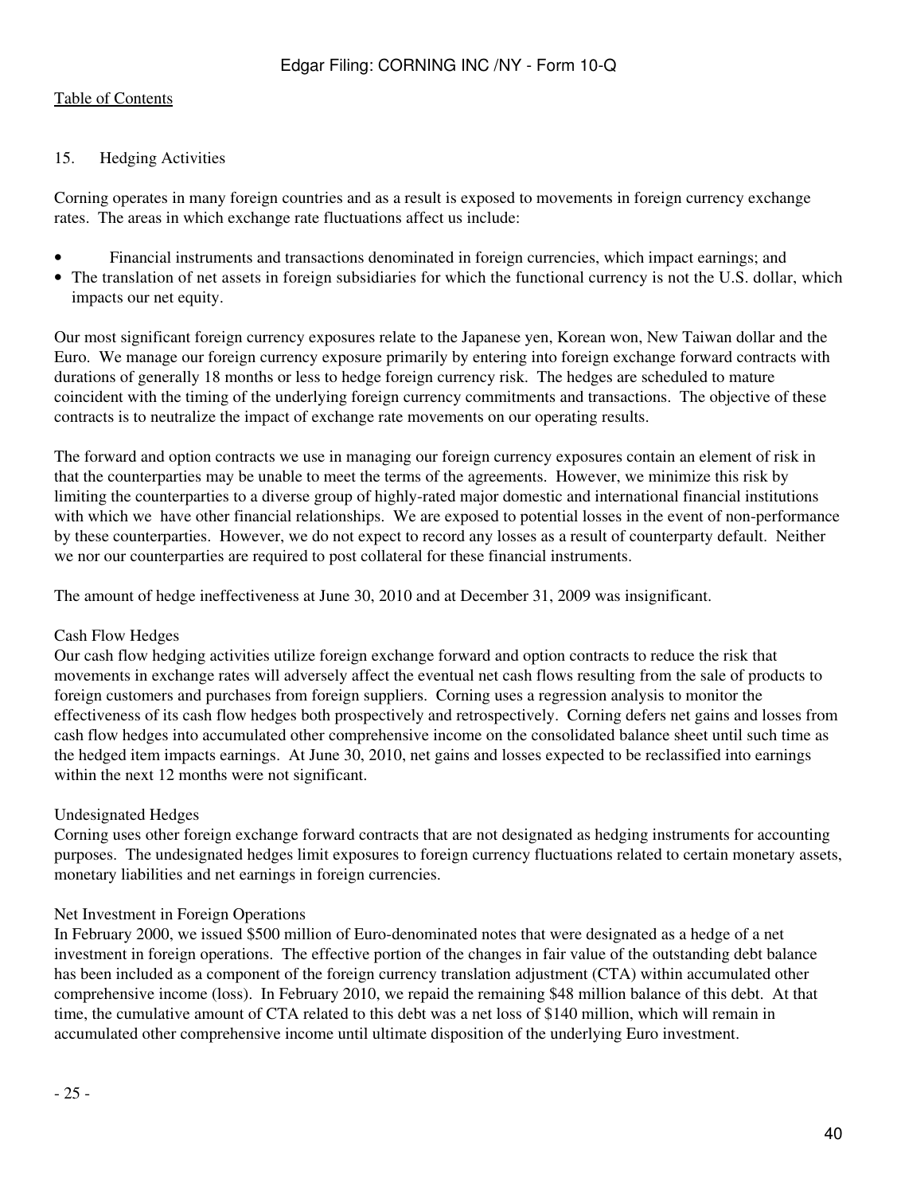## 15. Hedging Activities

Corning operates in many foreign countries and as a result is exposed to movements in foreign currency exchange rates. The areas in which exchange rate fluctuations affect us include:

- Financial instruments and transactions denominated in foreign currencies, which impact earnings; and
- The translation of net assets in foreign subsidiaries for which the functional currency is not the U.S. dollar, which impacts our net equity.

Our most significant foreign currency exposures relate to the Japanese yen, Korean won, New Taiwan dollar and the Euro. We manage our foreign currency exposure primarily by entering into foreign exchange forward contracts with durations of generally 18 months or less to hedge foreign currency risk. The hedges are scheduled to mature coincident with the timing of the underlying foreign currency commitments and transactions. The objective of these contracts is to neutralize the impact of exchange rate movements on our operating results.

The forward and option contracts we use in managing our foreign currency exposures contain an element of risk in that the counterparties may be unable to meet the terms of the agreements. However, we minimize this risk by limiting the counterparties to a diverse group of highly-rated major domestic and international financial institutions with which we have other financial relationships. We are exposed to potential losses in the event of non-performance by these counterparties. However, we do not expect to record any losses as a result of counterparty default. Neither we nor our counterparties are required to post collateral for these financial instruments.

The amount of hedge ineffectiveness at June 30, 2010 and at December 31, 2009 was insignificant.

### Cash Flow Hedges

Our cash flow hedging activities utilize foreign exchange forward and option contracts to reduce the risk that movements in exchange rates will adversely affect the eventual net cash flows resulting from the sale of products to foreign customers and purchases from foreign suppliers. Corning uses a regression analysis to monitor the effectiveness of its cash flow hedges both prospectively and retrospectively. Corning defers net gains and losses from cash flow hedges into accumulated other comprehensive income on the consolidated balance sheet until such time as the hedged item impacts earnings. At June 30, 2010, net gains and losses expected to be reclassified into earnings within the next 12 months were not significant.

### Undesignated Hedges

Corning uses other foreign exchange forward contracts that are not designated as hedging instruments for accounting purposes. The undesignated hedges limit exposures to foreign currency fluctuations related to certain monetary assets, monetary liabilities and net earnings in foreign currencies.

### Net Investment in Foreign Operations

In February 2000, we issued $500 million of Euro-denominated notes that were designated as a hedge of a net investment in foreign operations. The effective portion of the changes in fair value of the outstanding debt balance has been included as a component of the foreign currency translation adjustment (CTA) within accumulated other comprehensive income (loss). In February 2010, we repaid the remaining $48 million balance of this debt. At that time, the cumulative amount of CTA related to this debt was a net loss of $140 million, which will remain in accumulated other comprehensive income until ultimate disposition of the underlying Euro investment.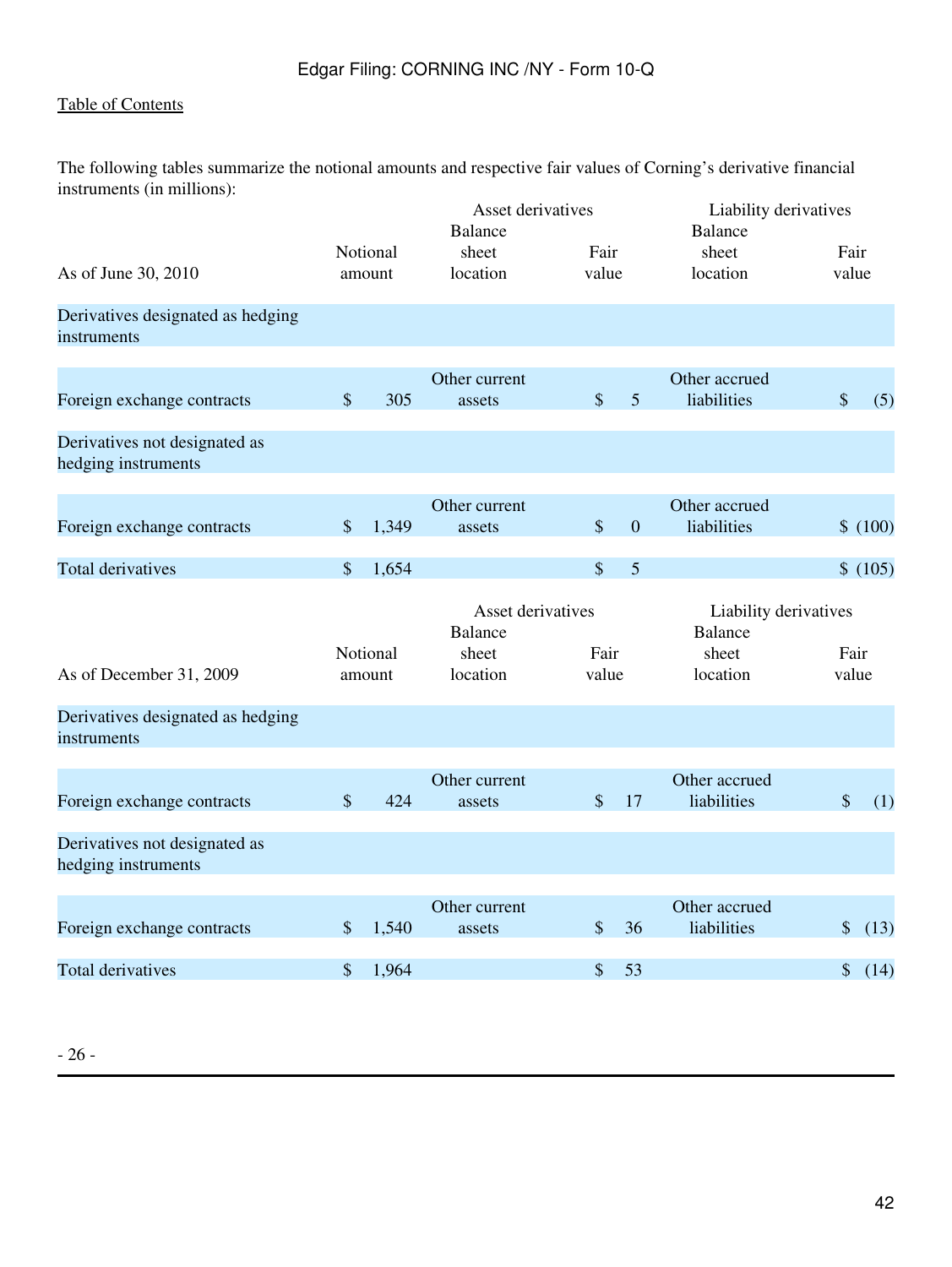The following tables summarize the notional amounts and respective fair values of Corning's derivative financial instruments (in millions):

| As of June 30, 2010 | Notional amount | Asset derivatives Balance sheet location | Asset derivatives Fair value | Liability derivatives Balance sheet location | Liability derivatives Fair value |
|---|---|---|---|---|---|
| Derivatives designated as hedging instruments | | | | | |
| Foreign exchange contracts | $ 305 | Other current assets | $ 5 | Other accrued liabilities | $ (5) |
| Derivatives not designated as hedging instruments | | | | | |
| Foreign exchange contracts | $ 1,349 | Other current assets | $ 0 | Other accrued liabilities | $ (100) |
| Total derivatives | $ 1,654 | | $ 5 | | $ (105) |

| As of December 31, 2009 | Notional amount | Asset derivatives Balance sheet location | Asset derivatives Fair value | Liability derivatives Balance sheet location | Liability derivatives Fair value |
|---|---|---|---|---|---|
| Derivatives designated as hedging instruments | | | | | |
| Foreign exchange contracts | $ 424 | Other current assets | $ 17 | Other accrued liabilities | $ (1) |
| Derivatives not designated as hedging instruments | | | | | |
| Foreign exchange contracts | $ 1,540 | Other current assets | $ 36 | Other accrued liabilities | $ (13) |
| Total derivatives | $ 1,964 | | $ 53 | | $ (14) |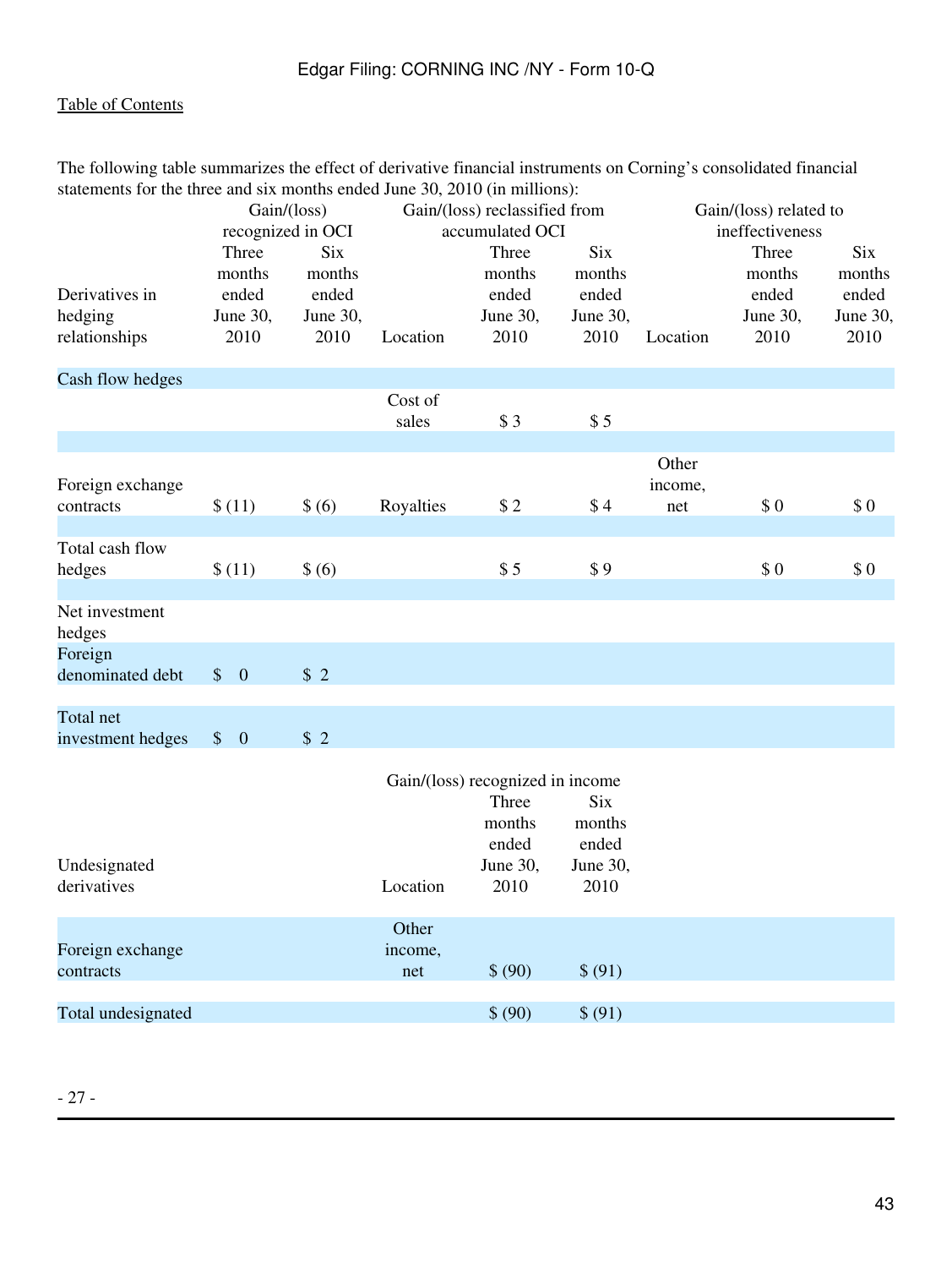Table of Contents

The following table summarizes the effect of derivative financial instruments on Corning's consolidated financial statements for the three and six months ended June 30, 2010 (in millions):

| Derivatives in hedging relationships | Gain/(loss) recognized in OCI Three months ended June 30, 2010 | Gain/(loss) recognized in OCI Six months ended June 30, 2010 | Location | Gain/(loss) reclassified from accumulated OCI Three months ended June 30, 2010 | Gain/(loss) reclassified from accumulated OCI Six months ended June 30, 2010 | Location | Gain/(loss) related to ineffectiveness Three months ended June 30, 2010 | Gain/(loss) related to ineffectiveness Six months ended June 30, 2010 |
|---|---|---|---|---|---|---|---|---|
| Cash flow hedges | | | | | | | | |
| | | | Cost of sales | $ 3 | $ 5 | | | |
| Foreign exchange contracts | $ (11) | $ (6) | Royalties | $ 2 | $ 4 | Other income, net | $ 0 | $ 0 |
| Total cash flow hedges | $ (11) | $ (6) | | $ 5 | $ 9 | | $ 0 | $ 0 |
| Net investment hedges | | | | | | | | |
| Foreign denominated debt | $ 0 | $ 2 | | | | | | |
| Total net investment hedges | $ 0 | $ 2 | | | | | | |

| Undesignated derivatives | Location | Gain/(loss) recognized in income Three months ended June 30, 2010 | Gain/(loss) recognized in income Six months ended June 30, 2010 |
|---|---|---|---|
| Foreign exchange contracts | Other income, net | $ (90) | $ (91) |
| Total undesignated | | $ (90) | $ (91) |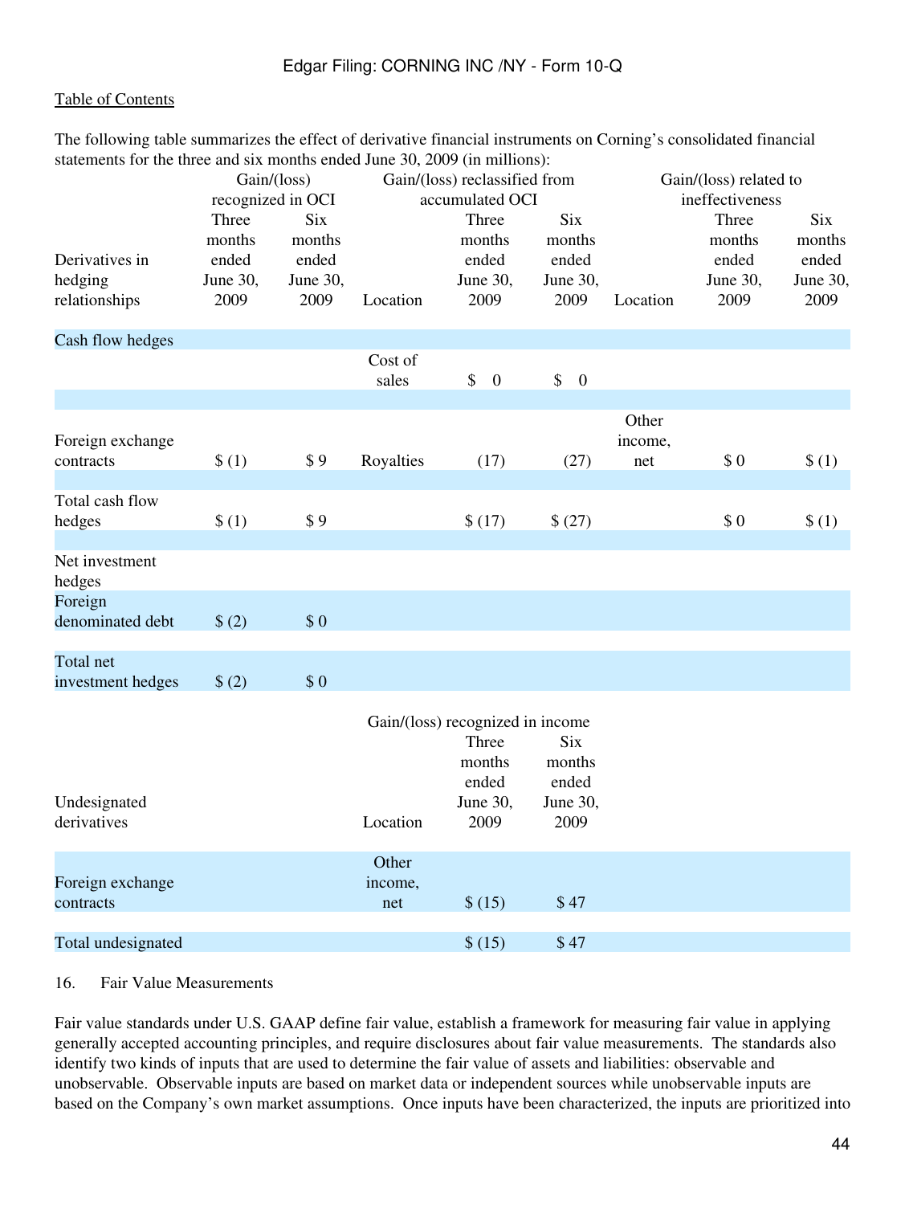The following table summarizes the effect of derivative financial instruments on Corning's consolidated financial statements for the three and six months ended June 30, 2009 (in millions):

| Derivatives in hedging relationships | Gain/(loss) recognized in OCI | | Gain/(loss) reclassified from accumulated OCI | | | Gain/(loss) related to ineffectiveness | | |
|---|---|---|---|---|---|---|---|---|
| | Three months ended June 30, 2009 | Six months ended June 30, 2009 | Location | Three months ended June 30, 2009 | Six months ended June 30, 2009 | Location | Three months ended June 30, 2009 | Six months ended June 30, 2009 |
| Cash flow hedges | | | | | | | | |
| | | | Cost of sales | $ 0 | $ 0 | | | |
| Foreign exchange contracts | $ (1) | $ 9 | Royalties | (17) | (27) | Other income, net | $ 0 | $ (1) |
| Total cash flow hedges | $ (1) | $ 9 | | $ (17) | $ (27) | | $ 0 | $ (1) |
| Net investment hedges | | | | | | | | |
| Foreign denominated debt | $ (2) | $ 0 | | | | | | |
| Total net investment hedges | $ (2) | $ 0 | | | | | | |

| Undesignated derivatives | Location | Gain/(loss) recognized in income Three months ended June 30, 2009 | Six months ended June 30, 2009 |
|---|---|---|---|
| Foreign exchange contracts | Other income, net | $ (15) | $ 47 |
| Total undesignated | | $ (15) | $ 47 |

16. Fair Value Measurements

Fair value standards under U.S. GAAP define fair value, establish a framework for measuring fair value in applying generally accepted accounting principles, and require disclosures about fair value measurements. The standards also identify two kinds of inputs that are used to determine the fair value of assets and liabilities: observable and unobservable. Observable inputs are based on market data or independent sources while unobservable inputs are based on the Company's own market assumptions. Once inputs have been characterized, the inputs are prioritized into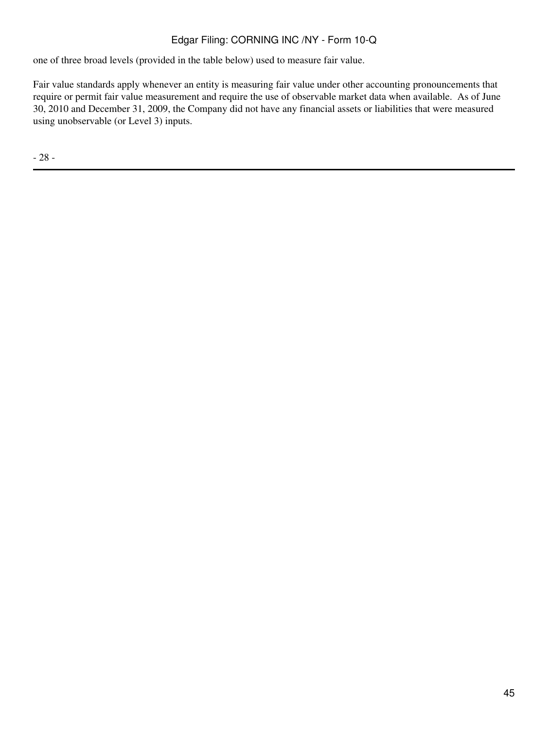one of three broad levels (provided in the table below) used to measure fair value.

Fair value standards apply whenever an entity is measuring fair value under other accounting pronouncements that require or permit fair value measurement and require the use of observable market data when available. As of June 30, 2010 and December 31, 2009, the Company did not have any financial assets or liabilities that were measured using unobservable (or Level 3) inputs.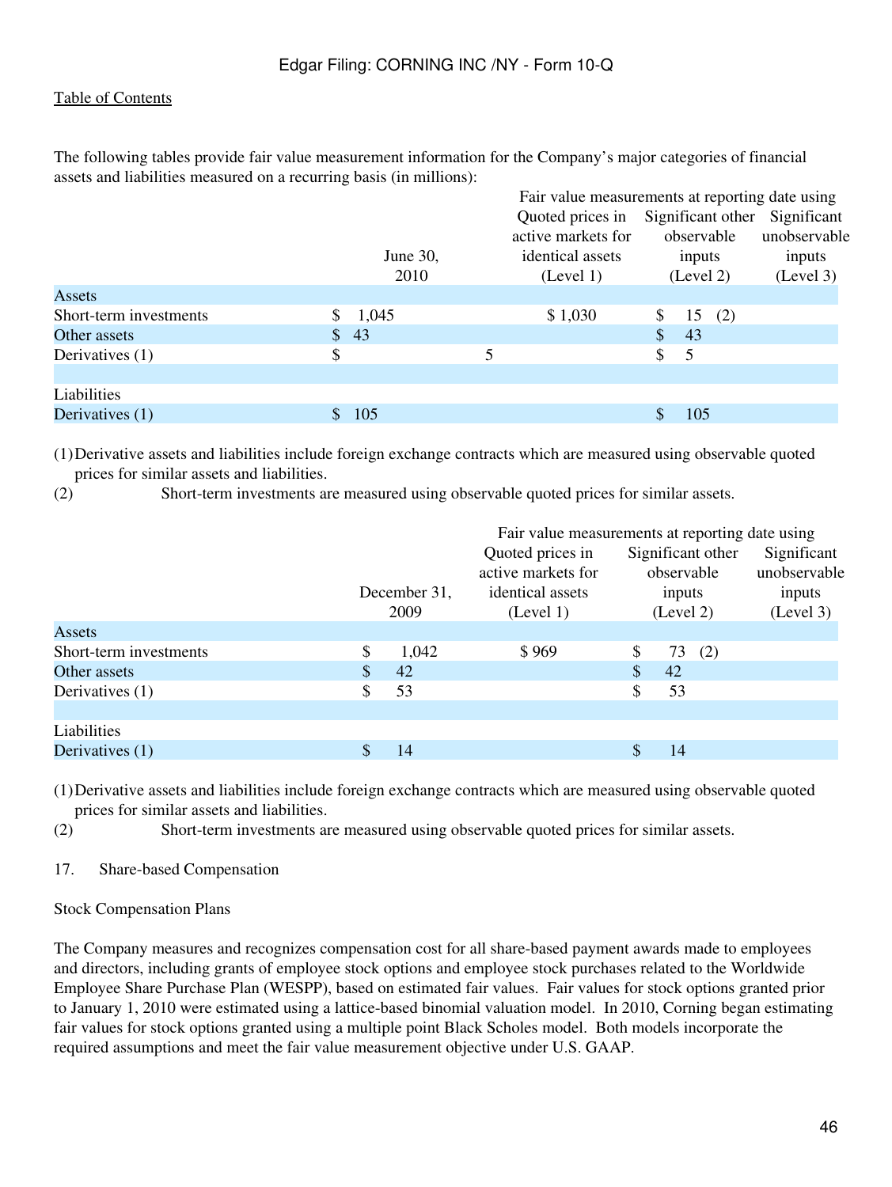The following tables provide fair value measurement information for the Company's major categories of financial assets and liabilities measured on a recurring basis (in millions):

| | June 30, 2010 | Fair value measurements at reporting date using Quoted prices in active markets for identical assets (Level 1) | Significant other observable inputs (Level 2) | Significant unobservable inputs (Level 3) |
|---|---|---|---|---|
| Assets | | | | |
| Short-term investments | $ 1,045 | $ 1,030 | $ 15 (2) | |
| Other assets | $ 43 | | $ 43 | |
| Derivatives (1) | $ 5 | | $ 5 | |
| | | | | |
| Liabilities | | | | |
| Derivatives (1) | $ 105 | | $ 105 | |

(1) Derivative assets and liabilities include foreign exchange contracts which are measured using observable quoted prices for similar assets and liabilities.

(2) Short-term investments are measured using observable quoted prices for similar assets.

| | December 31, 2009 | Fair value measurements at reporting date using Quoted prices in active markets for identical assets (Level 1) | Significant other observable inputs (Level 2) | Significant unobservable inputs (Level 3) |
|---|---|---|---|---|
| Assets | | | | |
| Short-term investments | $ 1,042 | $ 969 | $ 73 (2) | |
| Other assets | $ 42 | | $ 42 | |
| Derivatives (1) | $ 53 | | $ 53 | |
| | | | | |
| Liabilities | | | | |
| Derivatives (1) | $ 14 | | $ 14 | |

(1) Derivative assets and liabilities include foreign exchange contracts which are measured using observable quoted prices for similar assets and liabilities.

(2) Short-term investments are measured using observable quoted prices for similar assets.

## 17. Share-based Compensation

### Stock Compensation Plans

The Company measures and recognizes compensation cost for all share-based payment awards made to employees and directors, including grants of employee stock options and employee stock purchases related to the Worldwide Employee Share Purchase Plan (WESPP), based on estimated fair values. Fair values for stock options granted prior to January 1, 2010 were estimated using a lattice-based binomial valuation model. In 2010, Corning began estimating fair values for stock options granted using a multiple point Black Scholes model. Both models incorporate the required assumptions and meet the fair value measurement objective under U.S. GAAP.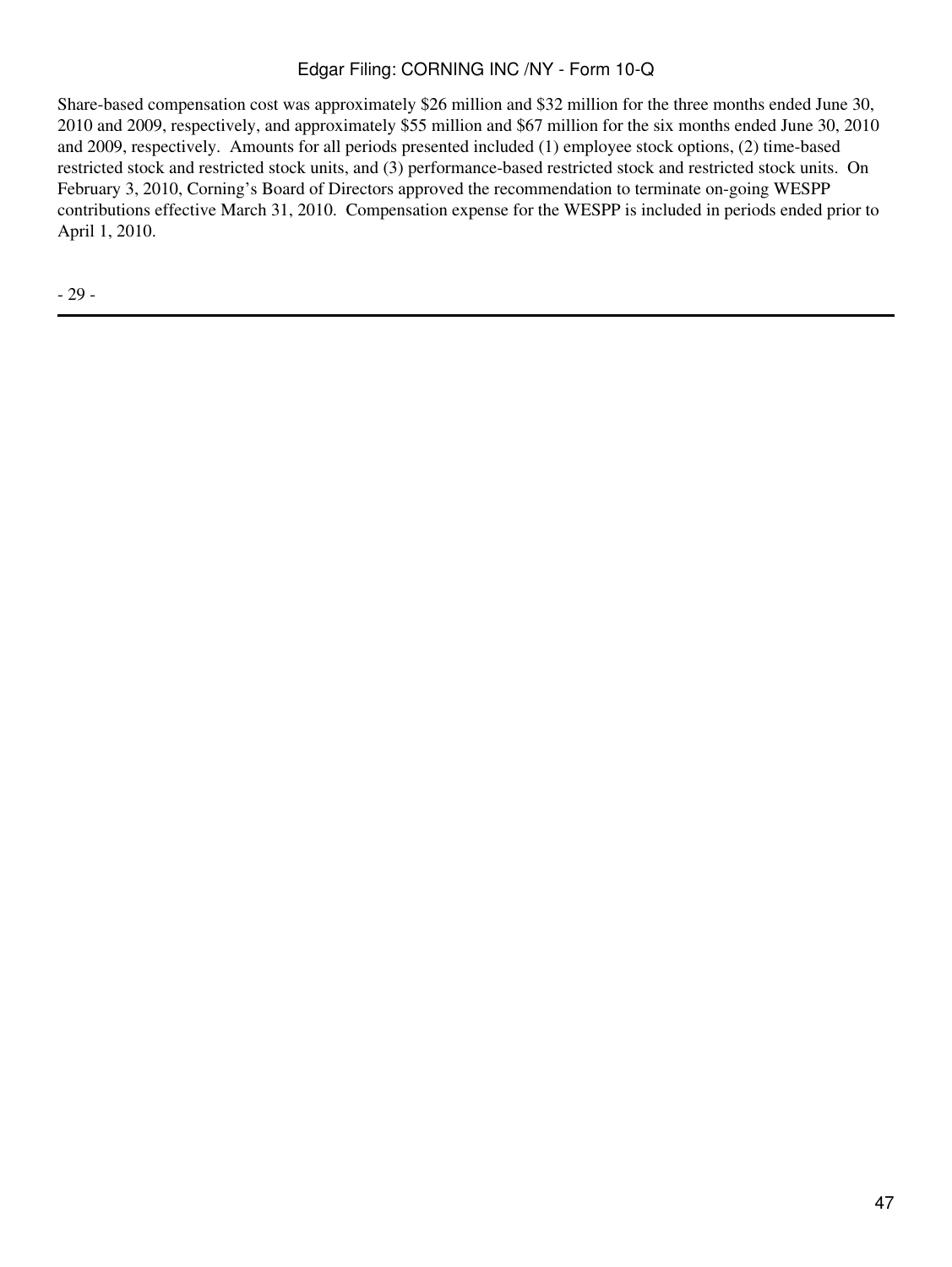Share-based compensation cost was approximately $26 million and $32 million for the three months ended June 30, 2010 and 2009, respectively, and approximately $55 million and $67 million for the six months ended June 30, 2010 and 2009, respectively. Amounts for all periods presented included (1) employee stock options, (2) time-based restricted stock and restricted stock units, and (3) performance-based restricted stock and restricted stock units. On February 3, 2010, Corning's Board of Directors approved the recommendation to terminate on-going WESPP contributions effective March 31, 2010. Compensation expense for the WESPP is included in periods ended prior to April 1, 2010.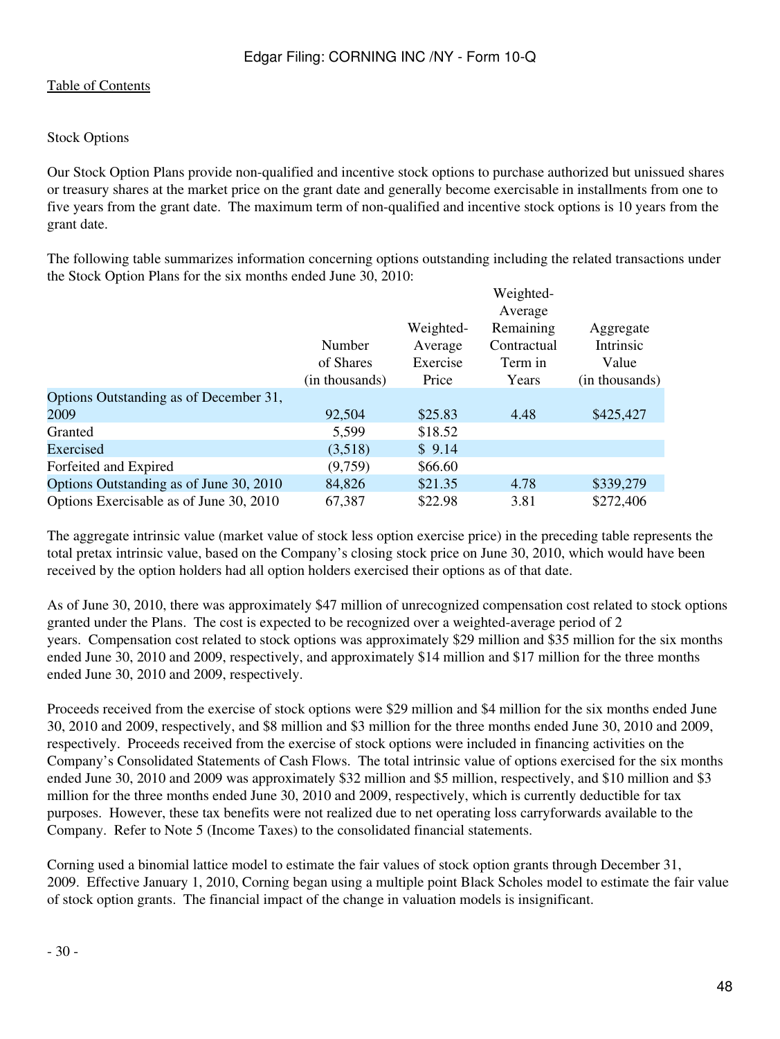Stock Options

Our Stock Option Plans provide non-qualified and incentive stock options to purchase authorized but unissued shares or treasury shares at the market price on the grant date and generally become exercisable in installments from one to five years from the grant date. The maximum term of non-qualified and incentive stock options is 10 years from the grant date.

The following table summarizes information concerning options outstanding including the related transactions under the Stock Option Plans for the six months ended June 30, 2010:

| | Number of Shares (in thousands) | Weighted-Average Exercise Price | Weighted-Average Remaining Contractual Term in Years | Aggregate Intrinsic Value (in thousands) |
|---|---|---|---|---|
| Options Outstanding as of December 31, 2009 | 92,504 | $25.83 | 4.48 | $425,427 |
| Granted | 5,599 | $18.52 | | |
| Exercised | (3,518) | $ 9.14 | | |
| Forfeited and Expired | (9,759) | $66.60 | | |
| Options Outstanding as of June 30, 2010 | 84,826 | $21.35 | 4.78 | $339,279 |
| Options Exercisable as of June 30, 2010 | 67,387 | $22.98 | 3.81 | $272,406 |

The aggregate intrinsic value (market value of stock less option exercise price) in the preceding table represents the total pretax intrinsic value, based on the Company's closing stock price on June 30, 2010, which would have been received by the option holders had all option holders exercised their options as of that date.

As of June 30, 2010, there was approximately $47 million of unrecognized compensation cost related to stock options granted under the Plans. The cost is expected to be recognized over a weighted-average period of 2 years. Compensation cost related to stock options was approximately $29 million and $35 million for the six months ended June 30, 2010 and 2009, respectively, and approximately $14 million and $17 million for the three months ended June 30, 2010 and 2009, respectively.

Proceeds received from the exercise of stock options were $29 million and $4 million for the six months ended June 30, 2010 and 2009, respectively, and $8 million and $3 million for the three months ended June 30, 2010 and 2009, respectively. Proceeds received from the exercise of stock options were included in financing activities on the Company's Consolidated Statements of Cash Flows. The total intrinsic value of options exercised for the six months ended June 30, 2010 and 2009 was approximately $32 million and $5 million, respectively, and $10 million and $3 million for the three months ended June 30, 2010 and 2009, respectively, which is currently deductible for tax purposes. However, these tax benefits were not realized due to net operating loss carryforwards available to the Company. Refer to Note 5 (Income Taxes) to the consolidated financial statements.

Corning used a binomial lattice model to estimate the fair values of stock option grants through December 31, 2009. Effective January 1, 2010, Corning began using a multiple point Black Scholes model to estimate the fair value of stock option grants. The financial impact of the change in valuation models is insignificant.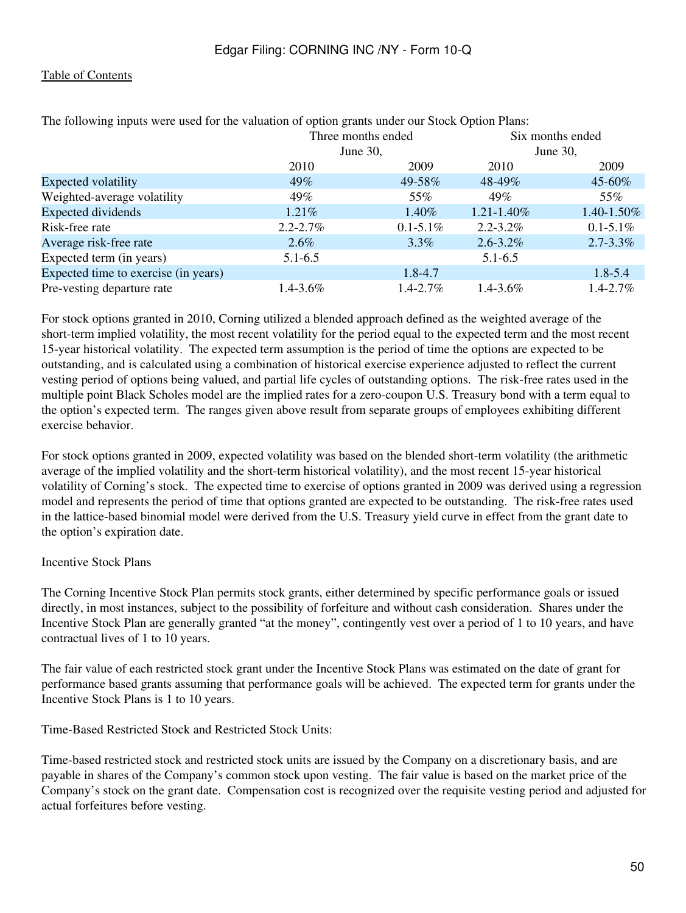The following inputs were used for the valuation of option grants under our Stock Option Plans:

| | Three months ended June 30, | | Six months ended June 30, | |
|---|---|---|---|---|
| | 2010 | 2009 | 2010 | 2009 |
| Expected volatility | 49% | 49-58% | 48-49% | 45-60% |
| Weighted-average volatility | 49% | 55% | 49% | 55% |
| Expected dividends | 1.21% | 1.40% | 1.21-1.40% | 1.40-1.50% |
| Risk-free rate | 2.2-2.7% | 0.1-5.1% | 2.2-3.2% | 0.1-5.1% |
| Average risk-free rate | 2.6% | 3.3% | 2.6-3.2% | 2.7-3.3% |
| Expected term (in years) | 5.1-6.5 | | 5.1-6.5 | |
| Expected time to exercise (in years) | | 1.8-4.7 | | 1.8-5.4 |
| Pre-vesting departure rate | 1.4-3.6% | 1.4-2.7% | 1.4-3.6% | 1.4-2.7% |

For stock options granted in 2010, Corning utilized a blended approach defined as the weighted average of the short-term implied volatility, the most recent volatility for the period equal to the expected term and the most recent 15-year historical volatility. The expected term assumption is the period of time the options are expected to be outstanding, and is calculated using a combination of historical exercise experience adjusted to reflect the current vesting period of options being valued, and partial life cycles of outstanding options. The risk-free rates used in the multiple point Black Scholes model are the implied rates for a zero-coupon U.S. Treasury bond with a term equal to the option's expected term. The ranges given above result from separate groups of employees exhibiting different exercise behavior.

For stock options granted in 2009, expected volatility was based on the blended short-term volatility (the arithmetic average of the implied volatility and the short-term historical volatility), and the most recent 15-year historical volatility of Corning's stock. The expected time to exercise of options granted in 2009 was derived using a regression model and represents the period of time that options granted are expected to be outstanding. The risk-free rates used in the lattice-based binomial model were derived from the U.S. Treasury yield curve in effect from the grant date to the option's expiration date.

Incentive Stock Plans

The Corning Incentive Stock Plan permits stock grants, either determined by specific performance goals or issued directly, in most instances, subject to the possibility of forfeiture and without cash consideration. Shares under the Incentive Stock Plan are generally granted "at the money", contingently vest over a period of 1 to 10 years, and have contractual lives of 1 to 10 years.

The fair value of each restricted stock grant under the Incentive Stock Plans was estimated on the date of grant for performance based grants assuming that performance goals will be achieved. The expected term for grants under the Incentive Stock Plans is 1 to 10 years.

Time-Based Restricted Stock and Restricted Stock Units:

Time-based restricted stock and restricted stock units are issued by the Company on a discretionary basis, and are payable in shares of the Company's common stock upon vesting. The fair value is based on the market price of the Company's stock on the grant date. Compensation cost is recognized over the requisite vesting period and adjusted for actual forfeitures before vesting.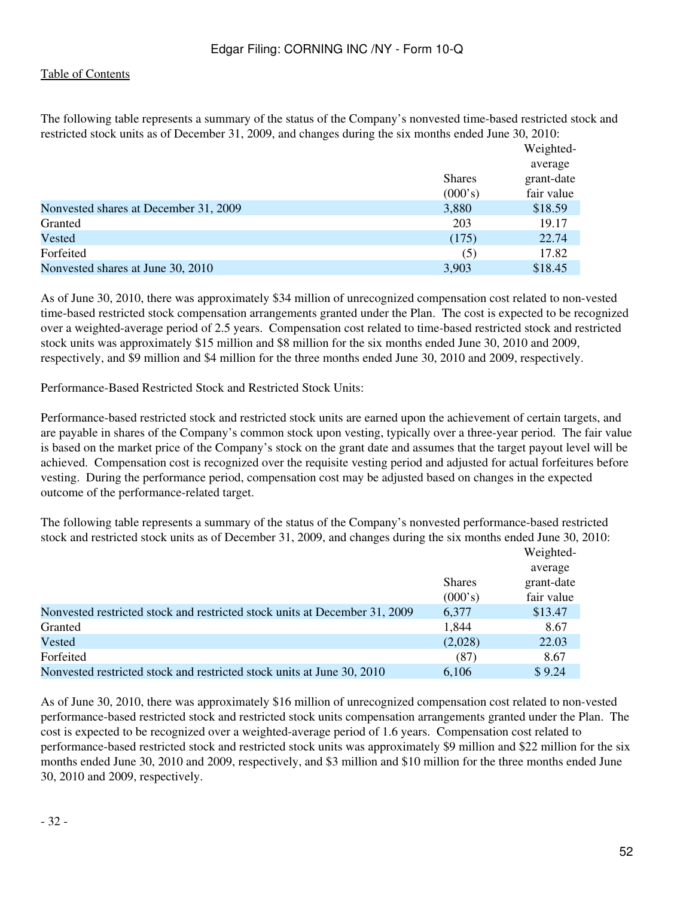The following table represents a summary of the status of the Company's nonvested time-based restricted stock and restricted stock units as of December 31, 2009, and changes during the six months ended June 30, 2010:

| | Shares (000's) | Weighted-average grant-date fair value |
|---|---|---|
| Nonvested shares at December 31, 2009 | 3,880 | $18.59 |
| Granted | 203 | 19.17 |
| Vested | (175) | 22.74 |
| Forfeited | (5) | 17.82 |
| Nonvested shares at June 30, 2010 | 3,903 | $18.45 |

As of June 30, 2010, there was approximately $34 million of unrecognized compensation cost related to non-vested time-based restricted stock compensation arrangements granted under the Plan. The cost is expected to be recognized over a weighted-average period of 2.5 years. Compensation cost related to time-based restricted stock and restricted stock units was approximately $15 million and $8 million for the six months ended June 30, 2010 and 2009, respectively, and $9 million and $4 million for the three months ended June 30, 2010 and 2009, respectively.

Performance-Based Restricted Stock and Restricted Stock Units:

Performance-based restricted stock and restricted stock units are earned upon the achievement of certain targets, and are payable in shares of the Company's common stock upon vesting, typically over a three-year period. The fair value is based on the market price of the Company's stock on the grant date and assumes that the target payout level will be achieved. Compensation cost is recognized over the requisite vesting period and adjusted for actual forfeitures before vesting. During the performance period, compensation cost may be adjusted based on changes in the expected outcome of the performance-related target.

The following table represents a summary of the status of the Company's nonvested performance-based restricted stock and restricted stock units as of December 31, 2009, and changes during the six months ended June 30, 2010:

| | Shares (000's) | Weighted-average grant-date fair value |
|---|---|---|
| Nonvested restricted stock and restricted stock units at December 31, 2009 | 6,377 | $13.47 |
| Granted | 1,844 | 8.67 |
| Vested | (2,028) | 22.03 |
| Forfeited | (87) | 8.67 |
| Nonvested restricted stock and restricted stock units at June 30, 2010 | 6,106 | $ 9.24 |

As of June 30, 2010, there was approximately $16 million of unrecognized compensation cost related to non-vested performance-based restricted stock and restricted stock units compensation arrangements granted under the Plan. The cost is expected to be recognized over a weighted-average period of 1.6 years. Compensation cost related to performance-based restricted stock and restricted stock units was approximately $9 million and $22 million for the six months ended June 30, 2010 and 2009, respectively, and $3 million and $10 million for the three months ended June 30, 2010 and 2009, respectively.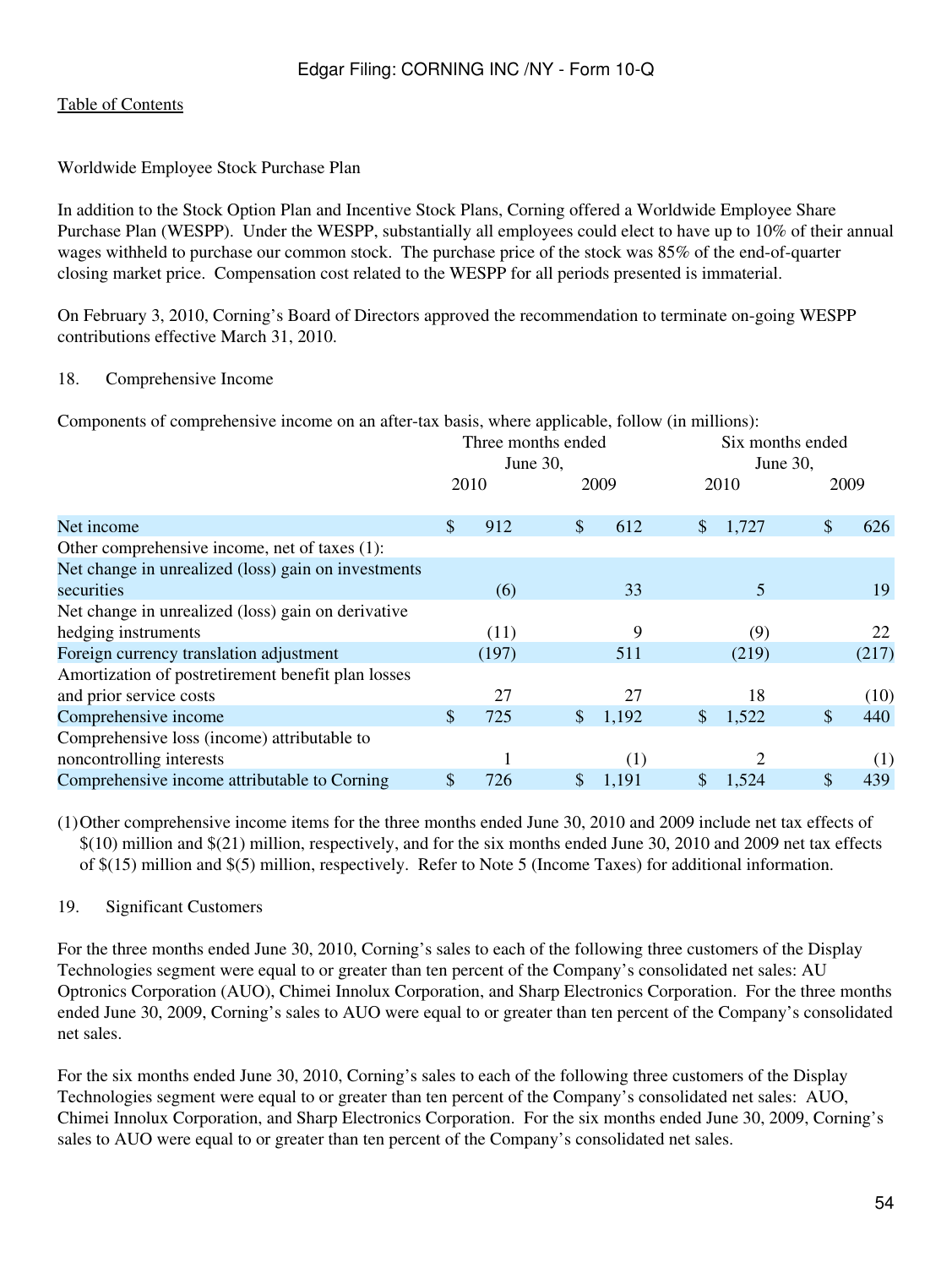Worldwide Employee Stock Purchase Plan

In addition to the Stock Option Plan and Incentive Stock Plans, Corning offered a Worldwide Employee Share Purchase Plan (WESPP). Under the WESPP, substantially all employees could elect to have up to 10% of their annual wages withheld to purchase our common stock. The purchase price of the stock was 85% of the end-of-quarter closing market price. Compensation cost related to the WESPP for all periods presented is immaterial.

On February 3, 2010, Corning's Board of Directors approved the recommendation to terminate on-going WESPP contributions effective March 31, 2010.

## 18. Comprehensive Income

Components of comprehensive income on an after-tax basis, where applicable, follow (in millions):

| | Three months ended June 30, | | Six months ended June 30, | |
|---|---|---|---|---|
| | 2010 | 2009 | 2010 | 2009 |
| Net income | $ 912 | $ 612 | $ 1,727 | $ 626 |
| Other comprehensive income, net of taxes (1): | | | | |
| Net change in unrealized (loss) gain on investments securities | (6) | 33 | 5 | 19 |
| Net change in unrealized (loss) gain on derivative hedging instruments | (11) | 9 | (9) | 22 |
| Foreign currency translation adjustment | (197) | 511 | (219) | (217) |
| Amortization of postretirement benefit plan losses and prior service costs | 27 | 27 | 18 | (10) |
| Comprehensive income | $ 725 | $ 1,192 | $ 1,522 | $ 440 |
| Comprehensive loss (income) attributable to noncontrolling interests | 1 | (1) | 2 | (1) |
| Comprehensive income attributable to Corning | $ 726 | $ 1,191 | $ 1,524 | $ 439 |

(1) Other comprehensive income items for the three months ended June 30, 2010 and 2009 include net tax effects of $(10) million and $(21) million, respectively, and for the six months ended June 30, 2010 and 2009 net tax effects of $(15) million and $(5) million, respectively. Refer to Note 5 (Income Taxes) for additional information.

## 19. Significant Customers

For the three months ended June 30, 2010, Corning's sales to each of the following three customers of the Display Technologies segment were equal to or greater than ten percent of the Company's consolidated net sales: AU Optronics Corporation (AUO), Chimei Innolux Corporation, and Sharp Electronics Corporation. For the three months ended June 30, 2009, Corning's sales to AUO were equal to or greater than ten percent of the Company's consolidated net sales.

For the six months ended June 30, 2010, Corning's sales to each of the following three customers of the Display Technologies segment were equal to or greater than ten percent of the Company's consolidated net sales: AUO, Chimei Innolux Corporation, and Sharp Electronics Corporation. For the six months ended June 30, 2009, Corning's sales to AUO were equal to or greater than ten percent of the Company's consolidated net sales.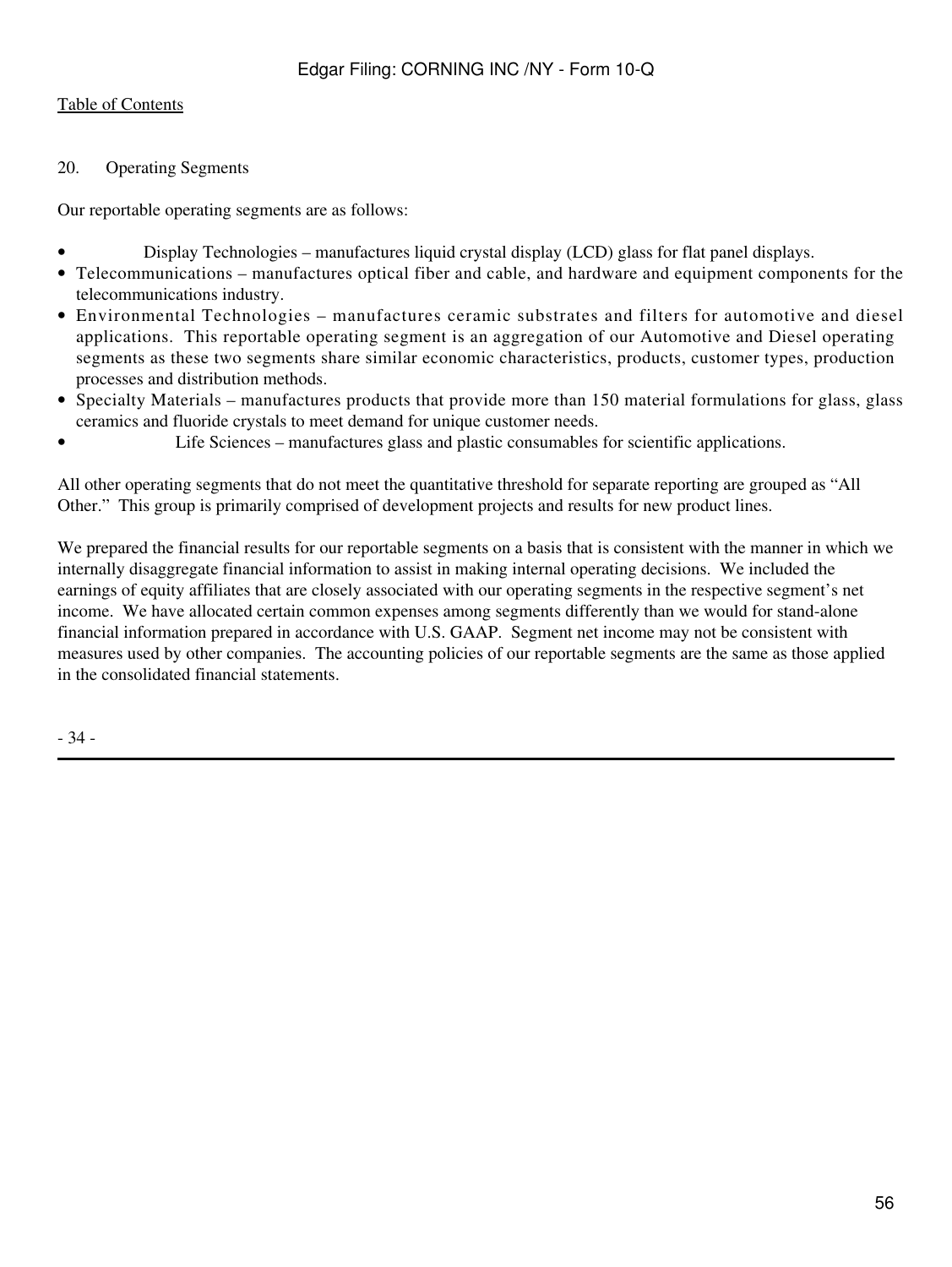## 20. Operating Segments

Our reportable operating segments are as follows:

- Display Technologies – manufactures liquid crystal display (LCD) glass for flat panel displays.
- Telecommunications – manufactures optical fiber and cable, and hardware and equipment components for the telecommunications industry.
- Environmental Technologies – manufactures ceramic substrates and filters for automotive and diesel applications. This reportable operating segment is an aggregation of our Automotive and Diesel operating segments as these two segments share similar economic characteristics, products, customer types, production processes and distribution methods.
- Specialty Materials – manufactures products that provide more than 150 material formulations for glass, glass ceramics and fluoride crystals to meet demand for unique customer needs.
- Life Sciences – manufactures glass and plastic consumables for scientific applications.

All other operating segments that do not meet the quantitative threshold for separate reporting are grouped as "All Other." This group is primarily comprised of development projects and results for new product lines.

We prepared the financial results for our reportable segments on a basis that is consistent with the manner in which we internally disaggregate financial information to assist in making internal operating decisions. We included the earnings of equity affiliates that are closely associated with our operating segments in the respective segment's net income. We have allocated certain common expenses among segments differently than we would for stand-alone financial information prepared in accordance with U.S. GAAP. Segment net income may not be consistent with measures used by other companies. The accounting policies of our reportable segments are the same as those applied in the consolidated financial statements.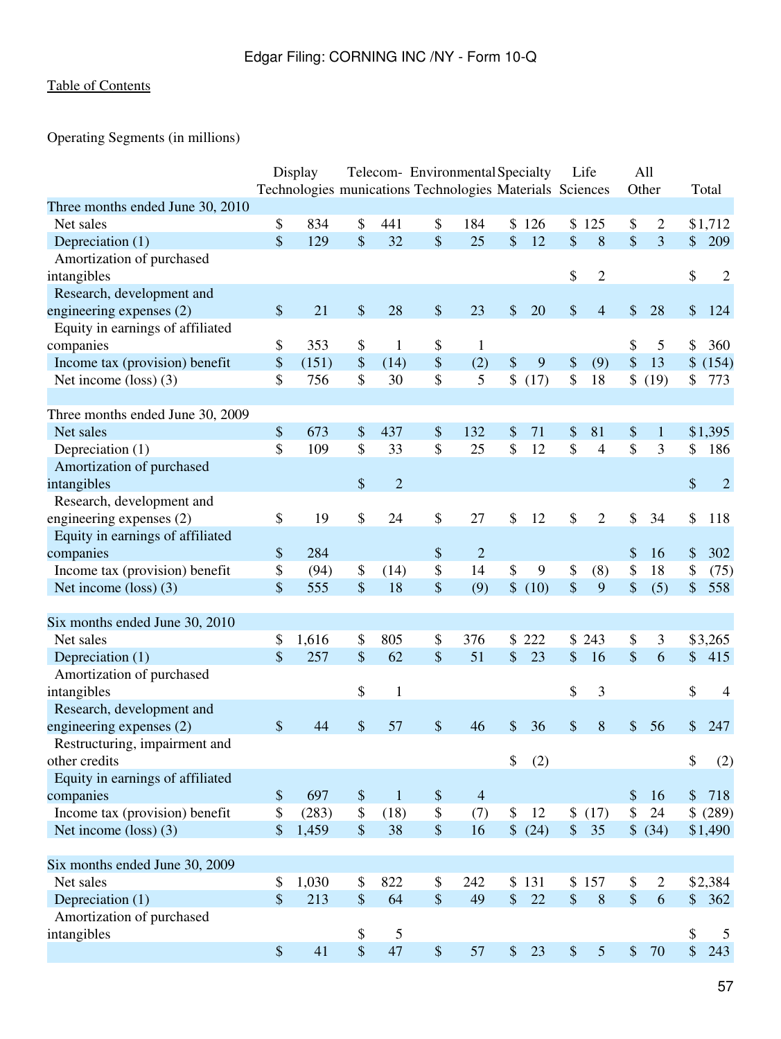Table of Contents

Operating Segments (in millions)

| | Display Technologies | Telecom-munications | Environmental Technologies | Specialty Materials | Life Sciences | All Other | Total |
|---|---|---|---|---|---|---|---|
| **Three months ended June 30, 2010** | | | | | | | |
| Net sales | $ 834 | $ 441 | $ 184 | $ 126 | $ 125 | $ 2 | $1,712 |
| Depreciation (1) | $ 129 | $ 32 | $ 25 | $ 12 | $ 8 | $ 3 | $ 209 |
| Amortization of purchased intangibles | | | | | $ 2 | | $ 2 |
| Research, development and engineering expenses (2) | $ 21 | $ 28 | $ 23 | $ 20 | $ 4 | $ 28 | $ 124 |
| Equity in earnings of affiliated companies | $ 353 | $ 1 | $ 1 | | | $ 5 | $ 360 |
| Income tax (provision) benefit | $ (151) | $ (14) | $ (2) | $ 9 | $ (9) | $ 13 | $ (154) |
| Net income (loss) (3) | $ 756 | $ 30 | $ 5 | $ (17) | $ 18 | $ (19) | $ 773 |
| | | | | | | | |
| **Three months ended June 30, 2009** | | | | | | | |
| Net sales | $ 673 | $ 437 | $ 132 | $ 71 | $ 81 | $ 1 | $1,395 |
| Depreciation (1) | $ 109 | $ 33 | $ 25 | $ 12 | $ 4 | $ 3 | $ 186 |
| Amortization of purchased intangibles | | $ 2 | | | | | $ 2 |
| Research, development and engineering expenses (2) | $ 19 | $ 24 | $ 27 | $ 12 | $ 2 | $ 34 | $ 118 |
| Equity in earnings of affiliated companies | $ 284 | | $ 2 | | | $ 16 | $ 302 |
| Income tax (provision) benefit | $ (94) | $ (14) | $ 14 | $ 9 | $ (8) | $ 18 | $ (75) |
| Net income (loss) (3) | $ 555 | $ 18 | $ (9) | $ (10) | $ 9 | $ (5) | $ 558 |
| | | | | | | | |
| **Six months ended June 30, 2010** | | | | | | | |
| Net sales | $ 1,616 | $ 805 | $ 376 | $ 222 | $ 243 | $ 3 | $3,265 |
| Depreciation (1) | $ 257 | $ 62 | $ 51 | $ 23 | $ 16 | $ 6 | $ 415 |
| Amortization of purchased intangibles | | $ 1 | | | $ 3 | | $ 4 |
| Research, development and engineering expenses (2) | $ 44 | $ 57 | $ 46 | $ 36 | $ 8 | $ 56 | $ 247 |
| Restructuring, impairment and other credits | | | | $ (2) | | | $ (2) |
| Equity in earnings of affiliated companies | $ 697 | $ 1 | $ 4 | | | $ 16 | $ 718 |
| Income tax (provision) benefit | $ (283) | $ (18) | $ (7) | $ 12 | $ (17) | $ 24 | $ (289) |
| Net income (loss) (3) | $ 1,459 | $ 38 | $ 16 | $ (24) | $ 35 | $ (34) | $1,490 |
| | | | | | | | |
| **Six months ended June 30, 2009** | | | | | | | |
| Net sales | $ 1,030 | $ 822 | $ 242 | $ 131 | $ 157 | $ 2 | $2,384 |
| Depreciation (1) | $ 213 | $ 64 | $ 49 | $ 22 | $ 8 | $ 6 | $ 362 |
| Amortization of purchased intangibles | | $ 5 | | | | | $ 5 |
| | $ 41 | $ 47 | $ 57 | $ 23 | $ 5 | $ 70 | $ 243 |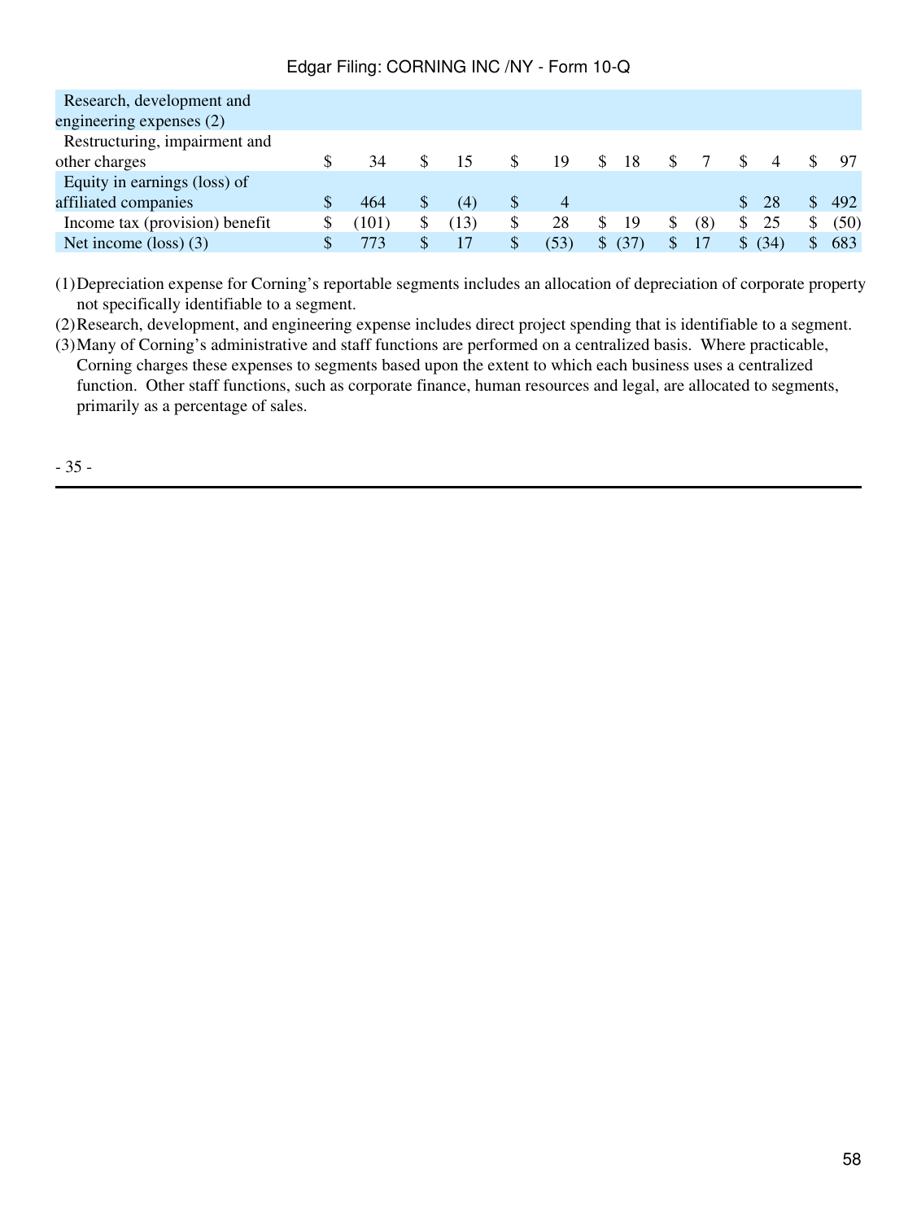| | | | | | | | |
|---|---|---|---|---|---|---|---|
| Research, development and engineering expenses (2) | | | | | | | |
| Restructuring, impairment and other charges | $ 34 | $ 15 | $ 19 | $ 18 | $ 7 | $ 4 | $ 97 |
| Equity in earnings (loss) of affiliated companies | $ 464 | $ (4) | $ 4 | | | $ 28 | $ 492 |
| Income tax (provision) benefit | $ (101) | $ (13) | $ 28 | $ 19 | $ (8) | $ 25 | $ (50) |
| Net income (loss) (3) | $ 773 | $ 17 | $ (53) | $ (37) | $ 17 | $ (34) | $ 683 |

(1) Depreciation expense for Corning's reportable segments includes an allocation of depreciation of corporate property not specifically identifiable to a segment.

(2) Research, development, and engineering expense includes direct project spending that is identifiable to a segment.

(3) Many of Corning's administrative and staff functions are performed on a centralized basis. Where practicable, Corning charges these expenses to segments based upon the extent to which each business uses a centralized function. Other staff functions, such as corporate finance, human resources and legal, are allocated to segments, primarily as a percentage of sales.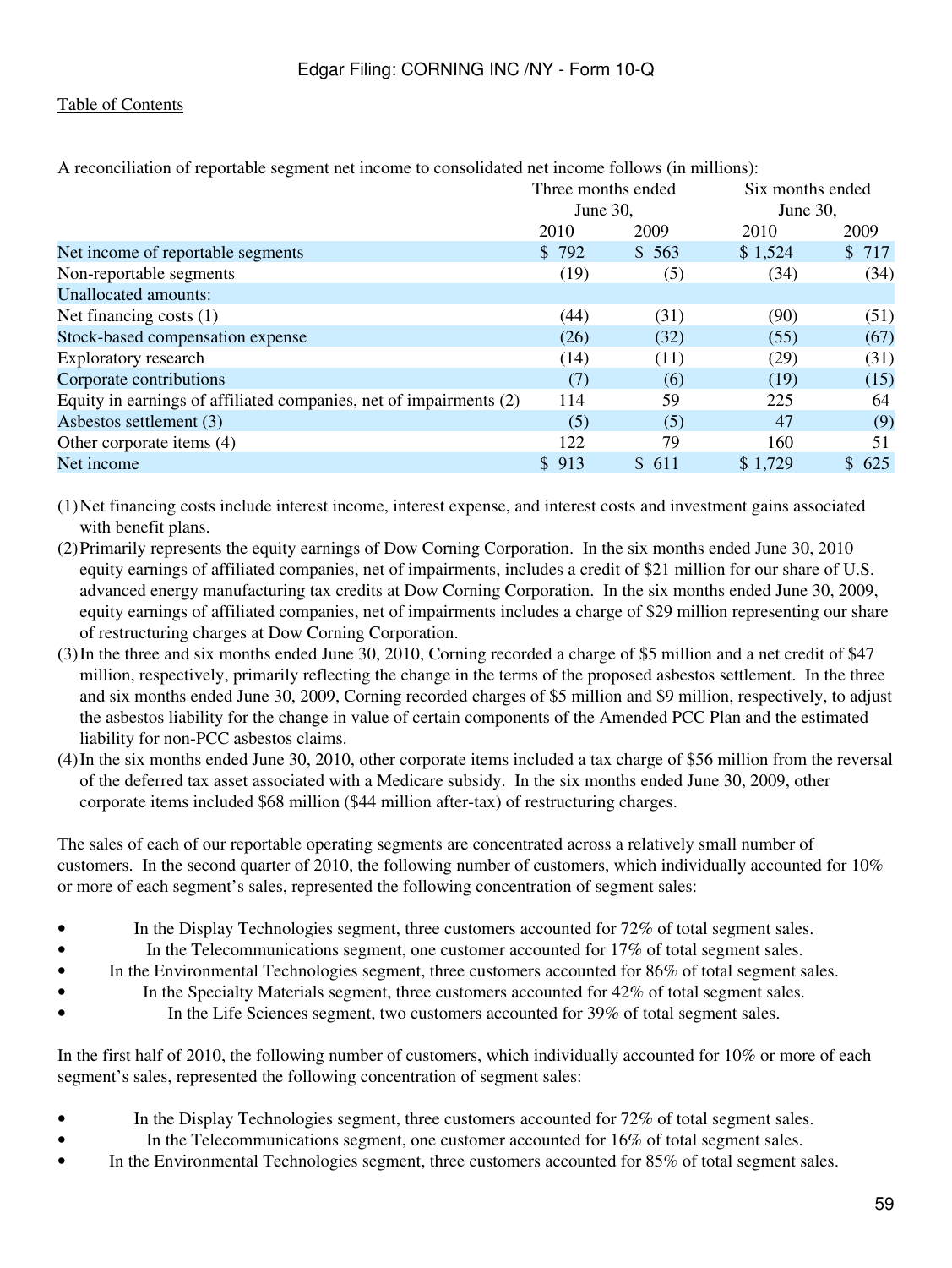A reconciliation of reportable segment net income to consolidated net income follows (in millions):

| | Three months ended June 30, | | Six months ended June 30, | |
|---|---|---|---|---|
| | 2010 | 2009 | 2010 | 2009 |
| Net income of reportable segments | $ 792 | $ 563 | $ 1,524 | $ 717 |
| Non-reportable segments | (19) | (5) | (34) | (34) |
| Unallocated amounts: | | | | |
| Net financing costs (1) | (44) | (31) | (90) | (51) |
| Stock-based compensation expense | (26) | (32) | (55) | (67) |
| Exploratory research | (14) | (11) | (29) | (31) |
| Corporate contributions | (7) | (6) | (19) | (15) |
| Equity in earnings of affiliated companies, net of impairments (2) | 114 | 59 | 225 | 64 |
| Asbestos settlement (3) | (5) | (5) | 47 | (9) |
| Other corporate items (4) | 122 | 79 | 160 | 51 |
| Net income | $ 913 | $ 611 | $ 1,729 | $ 625 |

(1) Net financing costs include interest income, interest expense, and interest costs and investment gains associated with benefit plans.

(2) Primarily represents the equity earnings of Dow Corning Corporation. In the six months ended June 30, 2010 equity earnings of affiliated companies, net of impairments, includes a credit of $21 million for our share of U.S. advanced energy manufacturing tax credits at Dow Corning Corporation. In the six months ended June 30, 2009, equity earnings of affiliated companies, net of impairments includes a charge of $29 million representing our share of restructuring charges at Dow Corning Corporation.

(3) In the three and six months ended June 30, 2010, Corning recorded a charge of $5 million and a net credit of $47 million, respectively, primarily reflecting the change in the terms of the proposed asbestos settlement. In the three and six months ended June 30, 2009, Corning recorded charges of $5 million and $9 million, respectively, to adjust the asbestos liability for the change in value of certain components of the Amended PCC Plan and the estimated liability for non-PCC asbestos claims.

(4) In the six months ended June 30, 2010, other corporate items included a tax charge of $56 million from the reversal of the deferred tax asset associated with a Medicare subsidy. In the six months ended June 30, 2009, other corporate items included $68 million ($44 million after-tax) of restructuring charges.

The sales of each of our reportable operating segments are concentrated across a relatively small number of customers. In the second quarter of 2010, the following number of customers, which individually accounted for 10% or more of each segment's sales, represented the following concentration of segment sales:

- In the Display Technologies segment, three customers accounted for 72% of total segment sales.
- In the Telecommunications segment, one customer accounted for 17% of total segment sales.
- In the Environmental Technologies segment, three customers accounted for 86% of total segment sales.
- In the Specialty Materials segment, three customers accounted for 42% of total segment sales.
- In the Life Sciences segment, two customers accounted for 39% of total segment sales.

In the first half of 2010, the following number of customers, which individually accounted for 10% or more of each segment's sales, represented the following concentration of segment sales:

- In the Display Technologies segment, three customers accounted for 72% of total segment sales.
- In the Telecommunications segment, one customer accounted for 16% of total segment sales.
- In the Environmental Technologies segment, three customers accounted for 85% of total segment sales.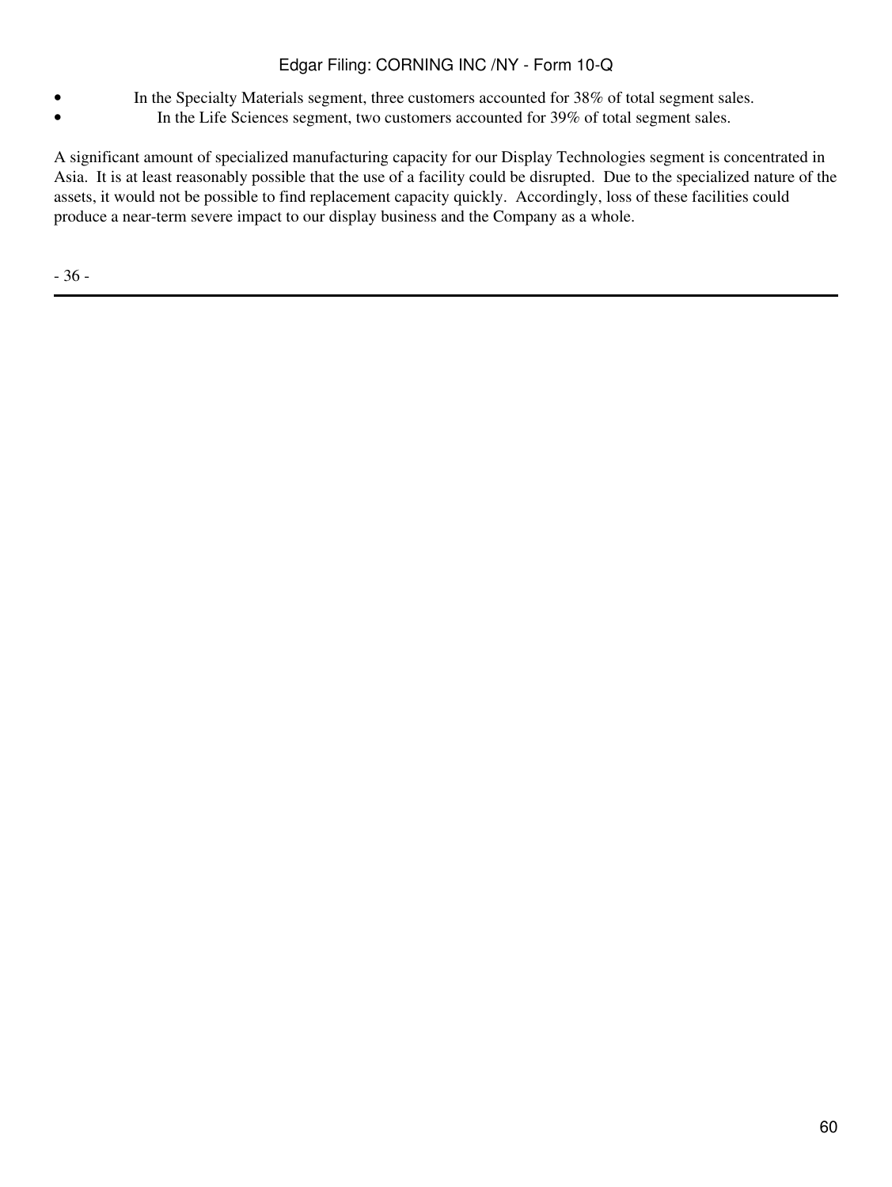- In the Specialty Materials segment, three customers accounted for 38% of total segment sales.
- In the Life Sciences segment, two customers accounted for 39% of total segment sales.

A significant amount of specialized manufacturing capacity for our Display Technologies segment is concentrated in Asia. It is at least reasonably possible that the use of a facility could be disrupted. Due to the specialized nature of the assets, it would not be possible to find replacement capacity quickly. Accordingly, loss of these facilities could produce a near-term severe impact to our display business and the Company as a whole.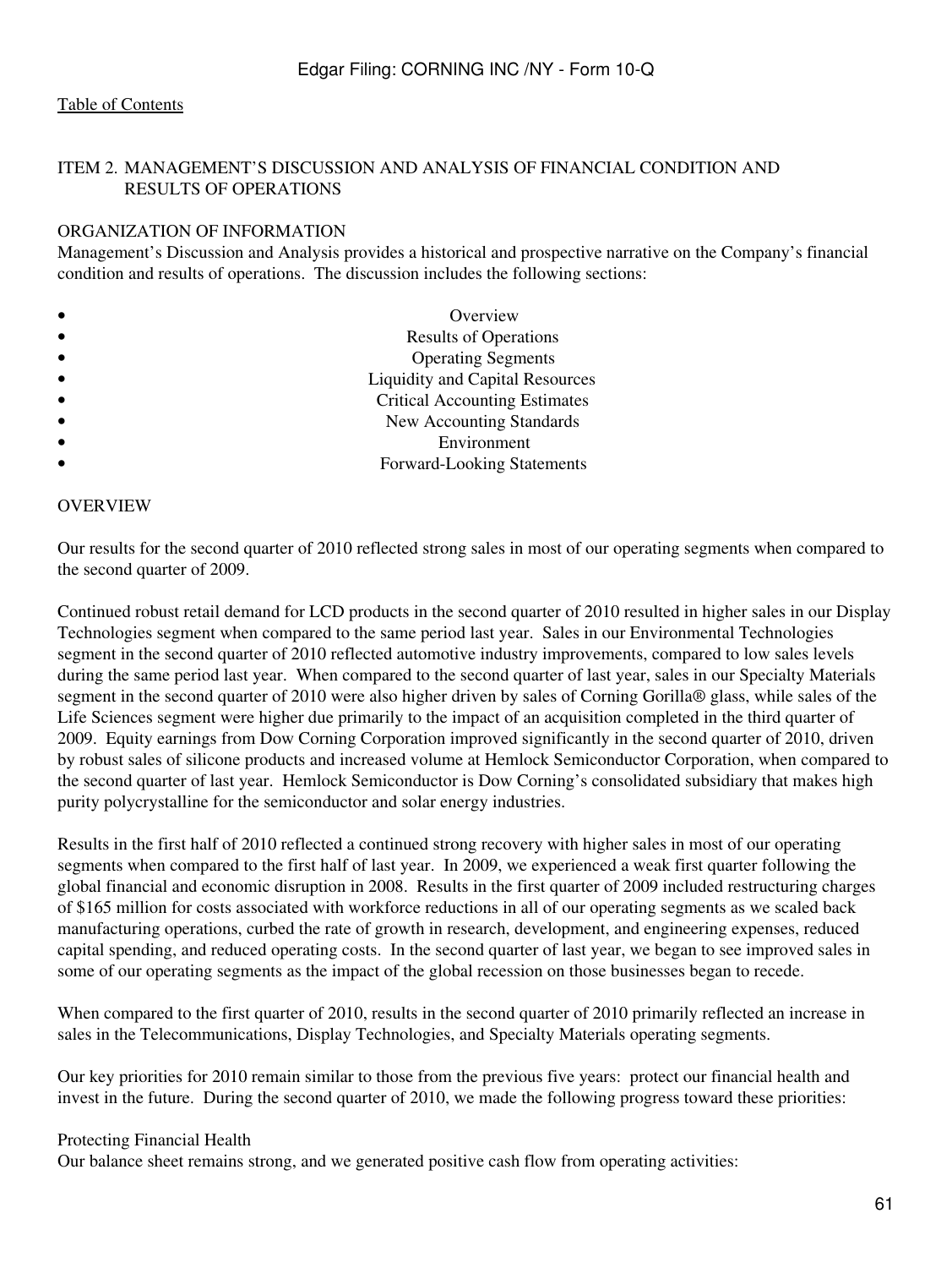## ITEM 2. MANAGEMENT'S DISCUSSION AND ANALYSIS OF FINANCIAL CONDITION AND RESULTS OF OPERATIONS

### ORGANIZATION OF INFORMATION

Management's Discussion and Analysis provides a historical and prospective narrative on the Company's financial condition and results of operations. The discussion includes the following sections:

- Overview
- Results of Operations
- Operating Segments
- Liquidity and Capital Resources
- Critical Accounting Estimates
- New Accounting Standards
- Environment
- Forward-Looking Statements

### OVERVIEW

Our results for the second quarter of 2010 reflected strong sales in most of our operating segments when compared to the second quarter of 2009.

Continued robust retail demand for LCD products in the second quarter of 2010 resulted in higher sales in our Display Technologies segment when compared to the same period last year. Sales in our Environmental Technologies segment in the second quarter of 2010 reflected automotive industry improvements, compared to low sales levels during the same period last year. When compared to the second quarter of last year, sales in our Specialty Materials segment in the second quarter of 2010 were also higher driven by sales of Corning Gorilla® glass, while sales of the Life Sciences segment were higher due primarily to the impact of an acquisition completed in the third quarter of 2009. Equity earnings from Dow Corning Corporation improved significantly in the second quarter of 2010, driven by robust sales of silicone products and increased volume at Hemlock Semiconductor Corporation, when compared to the second quarter of last year. Hemlock Semiconductor is Dow Corning's consolidated subsidiary that makes high purity polycrystalline for the semiconductor and solar energy industries.

Results in the first half of 2010 reflected a continued strong recovery with higher sales in most of our operating segments when compared to the first half of last year. In 2009, we experienced a weak first quarter following the global financial and economic disruption in 2008. Results in the first quarter of 2009 included restructuring charges of $165 million for costs associated with workforce reductions in all of our operating segments as we scaled back manufacturing operations, curbed the rate of growth in research, development, and engineering expenses, reduced capital spending, and reduced operating costs. In the second quarter of last year, we began to see improved sales in some of our operating segments as the impact of the global recession on those businesses began to recede.

When compared to the first quarter of 2010, results in the second quarter of 2010 primarily reflected an increase in sales in the Telecommunications, Display Technologies, and Specialty Materials operating segments.

Our key priorities for 2010 remain similar to those from the previous five years: protect our financial health and invest in the future. During the second quarter of 2010, we made the following progress toward these priorities:

#### Protecting Financial Health

Our balance sheet remains strong, and we generated positive cash flow from operating activities: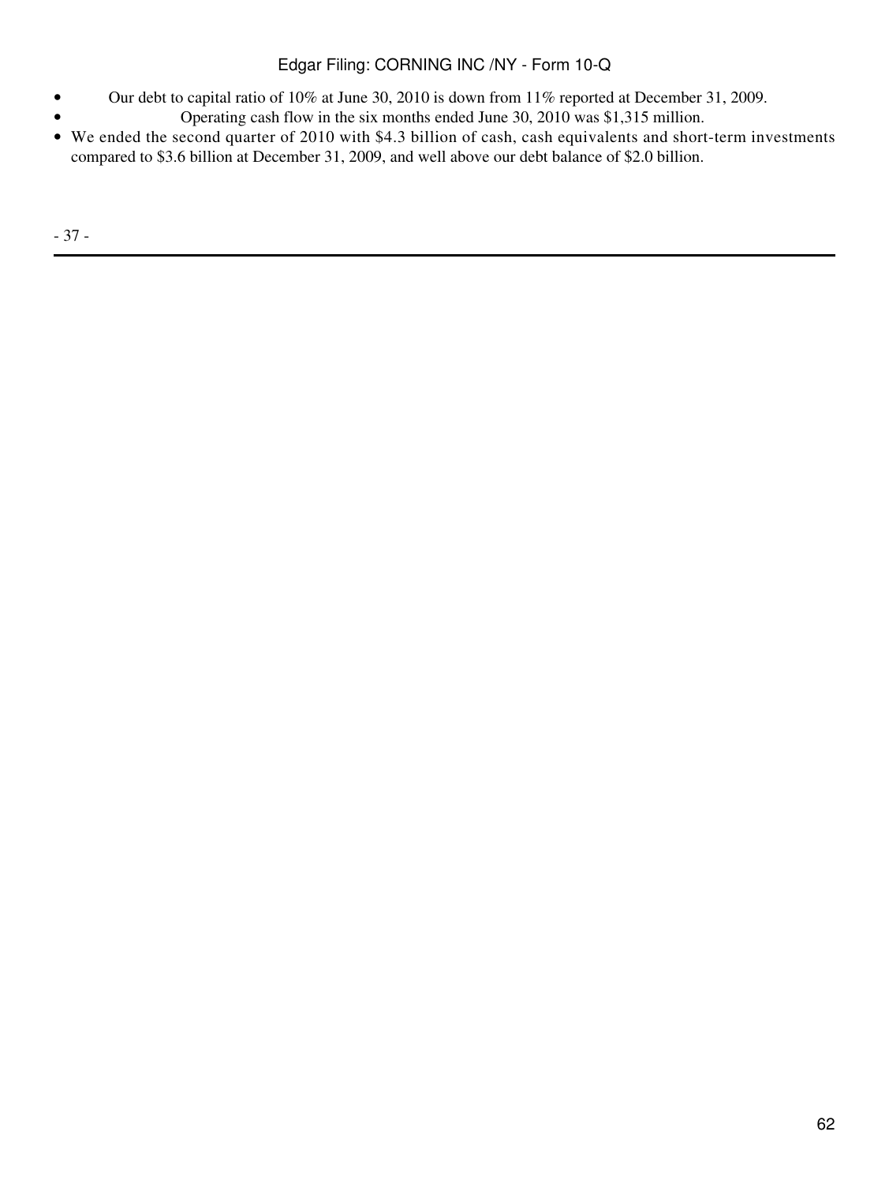- Our debt to capital ratio of 10% at June 30, 2010 is down from 11% reported at December 31, 2009.
- Operating cash flow in the six months ended June 30, 2010 was $1,315 million.
- We ended the second quarter of 2010 with $4.3 billion of cash, cash equivalents and short-term investments compared to $3.6 billion at December 31, 2009, and well above our debt balance of $2.0 billion.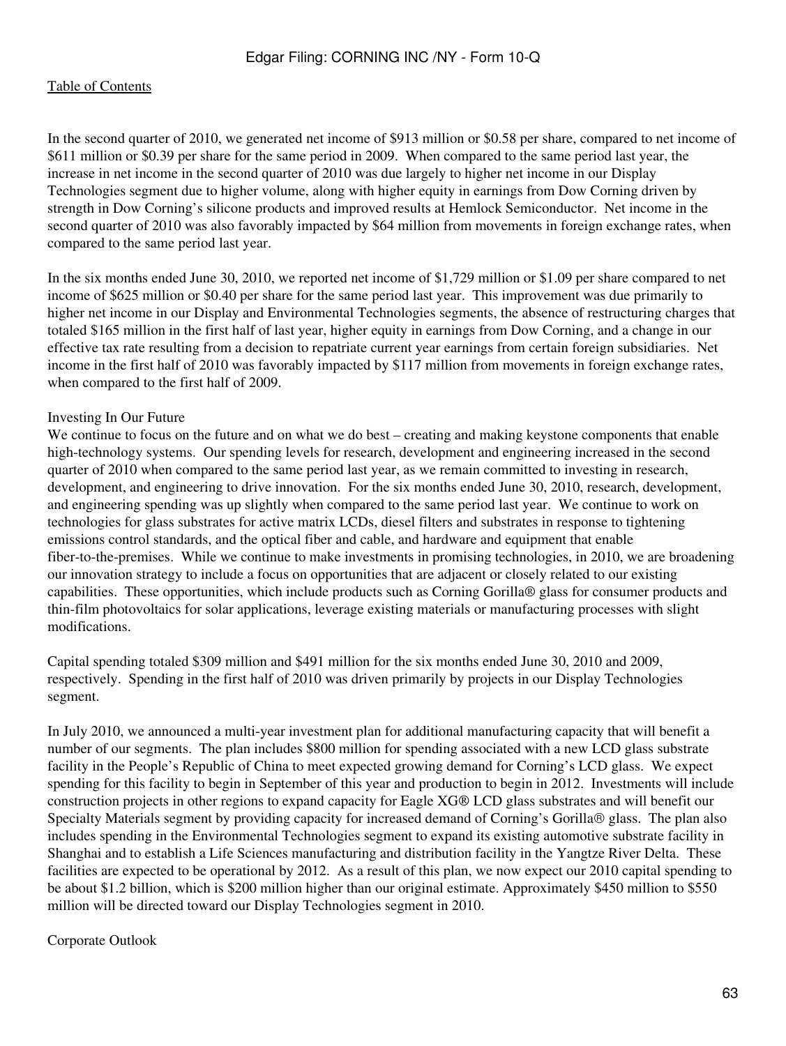In the second quarter of 2010, we generated net income of $913 million or $0.58 per share, compared to net income of $611 million or $0.39 per share for the same period in 2009. When compared to the same period last year, the increase in net income in the second quarter of 2010 was due largely to higher net income in our Display Technologies segment due to higher volume, along with higher equity in earnings from Dow Corning driven by strength in Dow Corning's silicone products and improved results at Hemlock Semiconductor. Net income in the second quarter of 2010 was also favorably impacted by $64 million from movements in foreign exchange rates, when compared to the same period last year.

In the six months ended June 30, 2010, we reported net income of $1,729 million or $1.09 per share compared to net income of $625 million or $0.40 per share for the same period last year. This improvement was due primarily to higher net income in our Display and Environmental Technologies segments, the absence of restructuring charges that totaled $165 million in the first half of last year, higher equity in earnings from Dow Corning, and a change in our effective tax rate resulting from a decision to repatriate current year earnings from certain foreign subsidiaries. Net income in the first half of 2010 was favorably impacted by $117 million from movements in foreign exchange rates, when compared to the first half of 2009.

Investing In Our Future

We continue to focus on the future and on what we do best – creating and making keystone components that enable high-technology systems. Our spending levels for research, development and engineering increased in the second quarter of 2010 when compared to the same period last year, as we remain committed to investing in research, development, and engineering to drive innovation. For the six months ended June 30, 2010, research, development, and engineering spending was up slightly when compared to the same period last year. We continue to work on technologies for glass substrates for active matrix LCDs, diesel filters and substrates in response to tightening emissions control standards, and the optical fiber and cable, and hardware and equipment that enable fiber-to-the-premises. While we continue to make investments in promising technologies, in 2010, we are broadening our innovation strategy to include a focus on opportunities that are adjacent or closely related to our existing capabilities. These opportunities, which include products such as Corning Gorilla® glass for consumer products and thin-film photovoltaics for solar applications, leverage existing materials or manufacturing processes with slight modifications.

Capital spending totaled $309 million and $491 million for the six months ended June 30, 2010 and 2009, respectively. Spending in the first half of 2010 was driven primarily by projects in our Display Technologies segment.

In July 2010, we announced a multi-year investment plan for additional manufacturing capacity that will benefit a number of our segments. The plan includes $800 million for spending associated with a new LCD glass substrate facility in the People's Republic of China to meet expected growing demand for Corning's LCD glass. We expect spending for this facility to begin in September of this year and production to begin in 2012. Investments will include construction projects in other regions to expand capacity for Eagle XG® LCD glass substrates and will benefit our Specialty Materials segment by providing capacity for increased demand of Corning's Gorilla® glass. The plan also includes spending in the Environmental Technologies segment to expand its existing automotive substrate facility in Shanghai and to establish a Life Sciences manufacturing and distribution facility in the Yangtze River Delta. These facilities are expected to be operational by 2012. As a result of this plan, we now expect our 2010 capital spending to be about $1.2 billion, which is $200 million higher than our original estimate. Approximately $450 million to $550 million will be directed toward our Display Technologies segment in 2010.

Corporate Outlook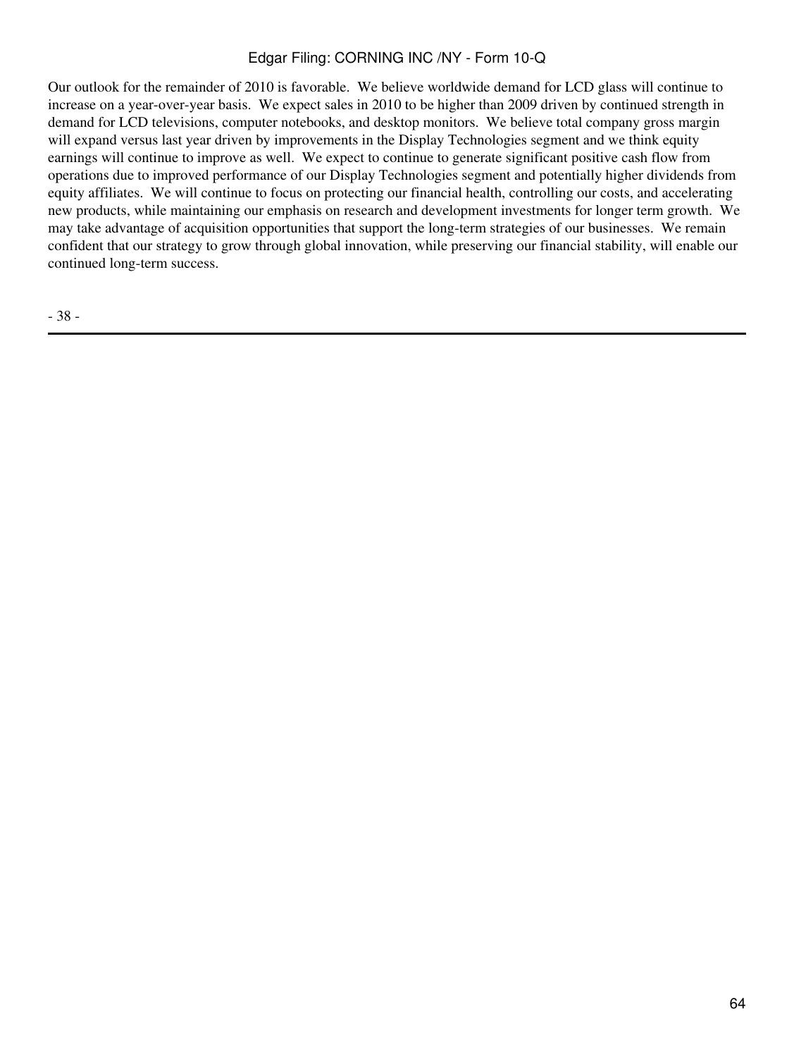Our outlook for the remainder of 2010 is favorable. We believe worldwide demand for LCD glass will continue to increase on a year-over-year basis. We expect sales in 2010 to be higher than 2009 driven by continued strength in demand for LCD televisions, computer notebooks, and desktop monitors. We believe total company gross margin will expand versus last year driven by improvements in the Display Technologies segment and we think equity earnings will continue to improve as well. We expect to continue to generate significant positive cash flow from operations due to improved performance of our Display Technologies segment and potentially higher dividends from equity affiliates. We will continue to focus on protecting our financial health, controlling our costs, and accelerating new products, while maintaining our emphasis on research and development investments for longer term growth. We may take advantage of acquisition opportunities that support the long-term strategies of our businesses. We remain confident that our strategy to grow through global innovation, while preserving our financial stability, will enable our continued long-term success.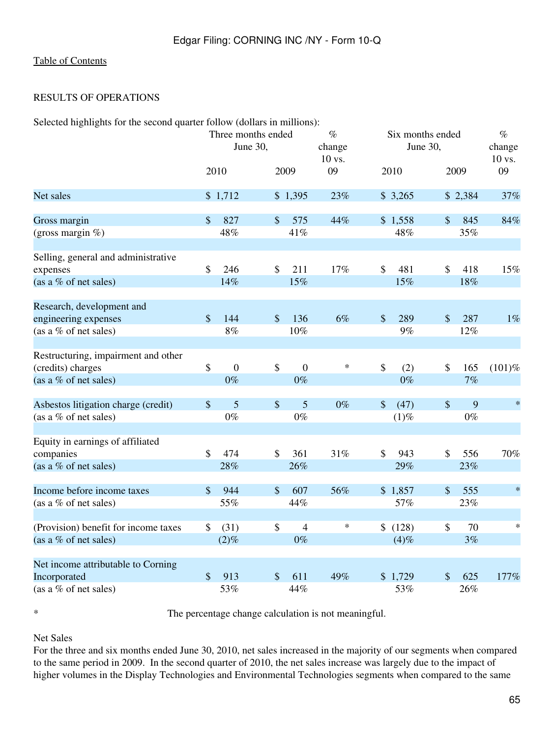## RESULTS OF OPERATIONS

Selected highlights for the second quarter follow (dollars in millions):

| | Three months ended June 30, | | % change 10 vs. 09 | Six months ended June 30, | | % change 10 vs. 09 |
|---|---|---|---|---|---|---|
| | 2010 | 2009 | | 2010 | 2009 | |
| Net sales | $ 1,712 | $ 1,395 | 23% | $ 3,265 | $ 2,384 | 37% |
| Gross margin | $ 827 | $ 575 | 44% | $ 1,558 | $ 845 | 84% |
| (gross margin %) | 48% | 41% | | 48% | 35% | |
| Selling, general and administrative expenses | $ 246 | $ 211 | 17% | $ 481 | $ 418 | 15% |
| (as a % of net sales) | 14% | 15% | | 15% | 18% | |
| Research, development and engineering expenses | $ 144 | $ 136 | 6% | $ 289 | $ 287 | 1% |
| (as a % of net sales) | 8% | 10% | | 9% | 12% | |
| Restructuring, impairment and other (credits) charges | $ 0 | $ 0 | * | $ (2) | $ 165 | (101)% |
| (as a % of net sales) | 0% | 0% | | 0% | 7% | |
| Asbestos litigation charge (credit) | $ 5 | $ 5 | 0% | $ (47) | $ 9 | * |
| (as a % of net sales) | 0% | 0% | | (1)% | 0% | |
| Equity in earnings of affiliated companies | $ 474 | $ 361 | 31% | $ 943 | $ 556 | 70% |
| (as a % of net sales) | 28% | 26% | | 29% | 23% | |
| Income before income taxes | $ 944 | $ 607 | 56% | $ 1,857 | $ 555 | * |
| (as a % of net sales) | 55% | 44% | | 57% | 23% | |
| (Provision) benefit for income taxes | $ (31) | $ 4 | * | $ (128) | $ 70 | * |
| (as a % of net sales) | (2)% | 0% | | (4)% | 3% | |
| Net income attributable to Corning Incorporated | $ 913 | $ 611 | 49% | $ 1,729 | $ 625 | 177% |
| (as a % of net sales) | 53% | 44% | | 53% | 26% | |

\* The percentage change calculation is not meaningful.

Net Sales

For the three and six months ended June 30, 2010, net sales increased in the majority of our segments when compared to the same period in 2009. In the second quarter of 2010, the net sales increase was largely due to the impact of higher volumes in the Display Technologies and Environmental Technologies segments when compared to the same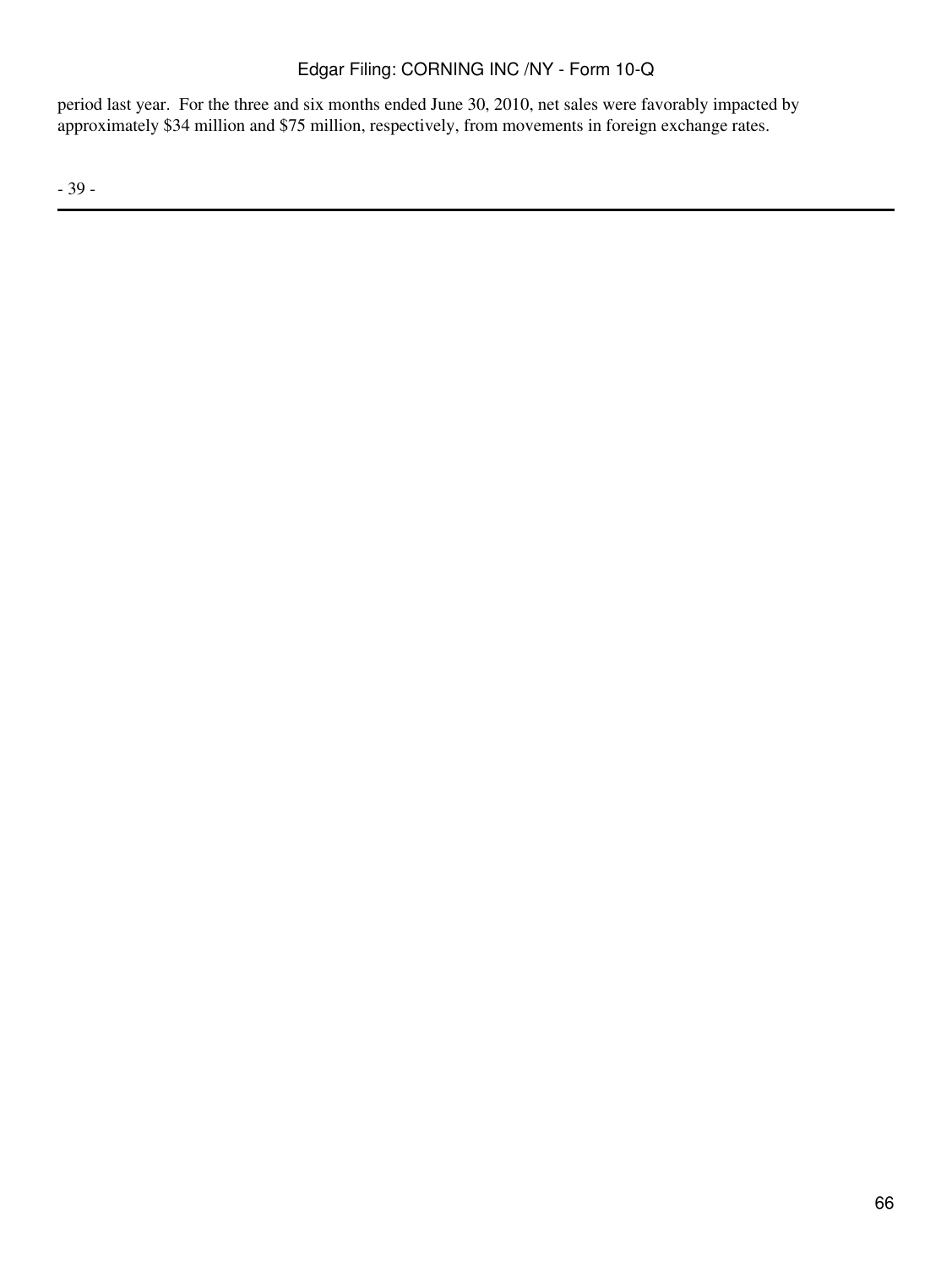period last year. For the three and six months ended June 30, 2010, net sales were favorably impacted by approximately $34 million and $75 million, respectively, from movements in foreign exchange rates.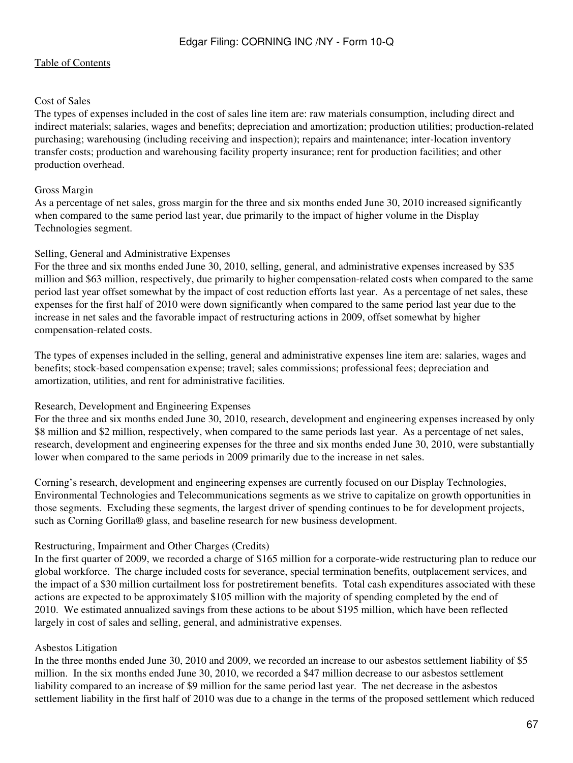### Cost of Sales

The types of expenses included in the cost of sales line item are: raw materials consumption, including direct and indirect materials; salaries, wages and benefits; depreciation and amortization; production utilities; production-related purchasing; warehousing (including receiving and inspection); repairs and maintenance; inter-location inventory transfer costs; production and warehousing facility property insurance; rent for production facilities; and other production overhead.

### Gross Margin

As a percentage of net sales, gross margin for the three and six months ended June 30, 2010 increased significantly when compared to the same period last year, due primarily to the impact of higher volume in the Display Technologies segment.

### Selling, General and Administrative Expenses

For the three and six months ended June 30, 2010, selling, general, and administrative expenses increased by $35 million and $63 million, respectively, due primarily to higher compensation-related costs when compared to the same period last year offset somewhat by the impact of cost reduction efforts last year. As a percentage of net sales, these expenses for the first half of 2010 were down significantly when compared to the same period last year due to the increase in net sales and the favorable impact of restructuring actions in 2009, offset somewhat by higher compensation-related costs.

The types of expenses included in the selling, general and administrative expenses line item are: salaries, wages and benefits; stock-based compensation expense; travel; sales commissions; professional fees; depreciation and amortization, utilities, and rent for administrative facilities.

### Research, Development and Engineering Expenses

For the three and six months ended June 30, 2010, research, development and engineering expenses increased by only $8 million and $2 million, respectively, when compared to the same periods last year. As a percentage of net sales, research, development and engineering expenses for the three and six months ended June 30, 2010, were substantially lower when compared to the same periods in 2009 primarily due to the increase in net sales.

Corning's research, development and engineering expenses are currently focused on our Display Technologies, Environmental Technologies and Telecommunications segments as we strive to capitalize on growth opportunities in those segments. Excluding these segments, the largest driver of spending continues to be for development projects, such as Corning Gorilla® glass, and baseline research for new business development.

### Restructuring, Impairment and Other Charges (Credits)

In the first quarter of 2009, we recorded a charge of $165 million for a corporate-wide restructuring plan to reduce our global workforce. The charge included costs for severance, special termination benefits, outplacement services, and the impact of a $30 million curtailment loss for postretirement benefits. Total cash expenditures associated with these actions are expected to be approximately $105 million with the majority of spending completed by the end of 2010. We estimated annualized savings from these actions to be about $195 million, which have been reflected largely in cost of sales and selling, general, and administrative expenses.

### Asbestos Litigation

In the three months ended June 30, 2010 and 2009, we recorded an increase to our asbestos settlement liability of $5 million. In the six months ended June 30, 2010, we recorded a $47 million decrease to our asbestos settlement liability compared to an increase of $9 million for the same period last year. The net decrease in the asbestos settlement liability in the first half of 2010 was due to a change in the terms of the proposed settlement which reduced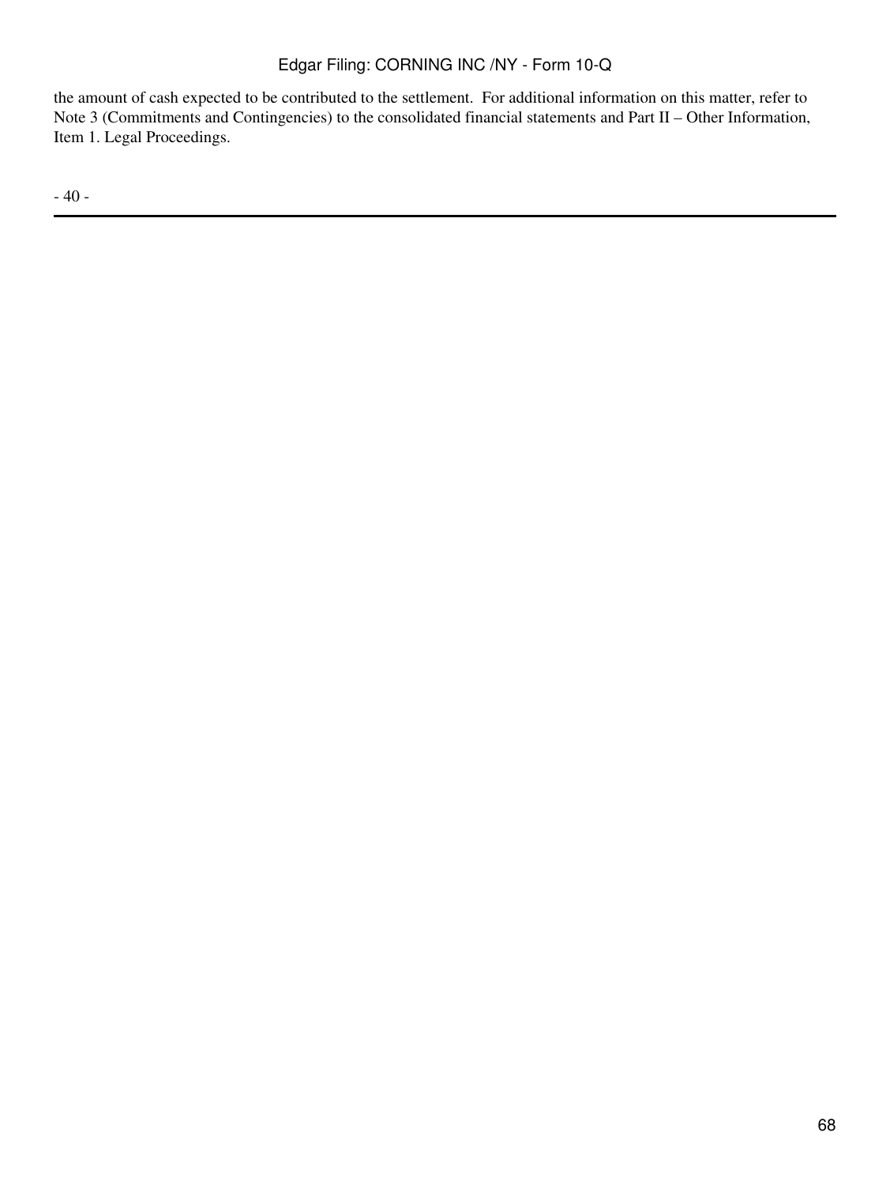the amount of cash expected to be contributed to the settlement. For additional information on this matter, refer to Note 3 (Commitments and Contingencies) to the consolidated financial statements and Part II – Other Information, Item 1. Legal Proceedings.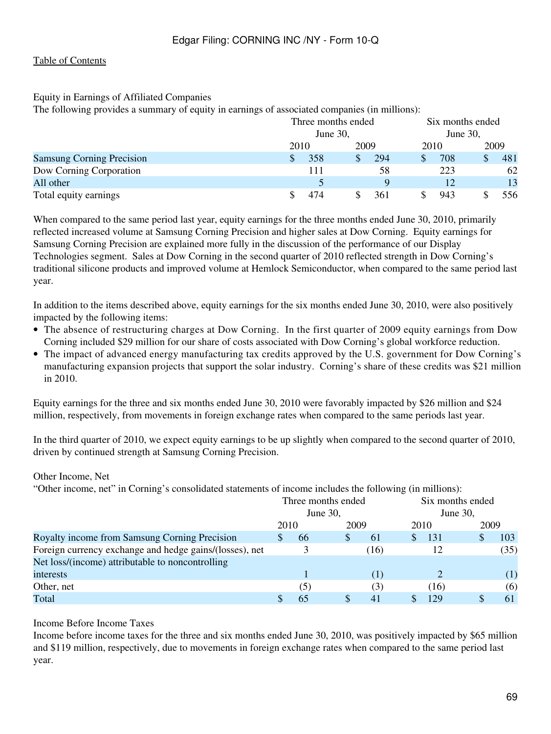Table of Contents

Equity in Earnings of Affiliated Companies

The following provides a summary of equity in earnings of associated companies (in millions):

| | Three months ended June 30, | | Six months ended June 30, | |
|---|---|---|---|---|
| | 2010 | 2009 | 2010 | 2009 |
| Samsung Corning Precision | $ 358 | $ 294 | $ 708 | $ 481 |
| Dow Corning Corporation | 111 | 58 | 223 | 62 |
| All other | 5 | 9 | 12 | 13 |
| Total equity earnings | $ 474 | $ 361 | $ 943 | $ 556 |

When compared to the same period last year, equity earnings for the three months ended June 30, 2010, primarily reflected increased volume at Samsung Corning Precision and higher sales at Dow Corning. Equity earnings for Samsung Corning Precision are explained more fully in the discussion of the performance of our Display Technologies segment. Sales at Dow Corning in the second quarter of 2010 reflected strength in Dow Corning's traditional silicone products and improved volume at Hemlock Semiconductor, when compared to the same period last year.

In addition to the items described above, equity earnings for the six months ended June 30, 2010, were also positively impacted by the following items:

- The absence of restructuring charges at Dow Corning. In the first quarter of 2009 equity earnings from Dow Corning included $29 million for our share of costs associated with Dow Corning's global workforce reduction.
- The impact of advanced energy manufacturing tax credits approved by the U.S. government for Dow Corning's manufacturing expansion projects that support the solar industry. Corning's share of these credits was $21 million in 2010.

Equity earnings for the three and six months ended June 30, 2010 were favorably impacted by $26 million and $24 million, respectively, from movements in foreign exchange rates when compared to the same periods last year.

In the third quarter of 2010, we expect equity earnings to be up slightly when compared to the second quarter of 2010, driven by continued strength at Samsung Corning Precision.

Other Income, Net

"Other income, net" in Corning's consolidated statements of income includes the following (in millions):

| | Three months ended June 30, | | Six months ended June 30, | |
|---|---|---|---|---|
| | 2010 | 2009 | 2010 | 2009 |
| Royalty income from Samsung Corning Precision | $ 66 | $ 61 | $ 131 | $ 103 |
| Foreign currency exchange and hedge gains/(losses), net | 3 | (16) | 12 | (35) |
| Net loss/(income) attributable to noncontrolling interests | 1 | (1) | 2 | (1) |
| Other, net | (5) | (3) | (16) | (6) |
| Total | $ 65 | $ 41 | $ 129 | $ 61 |

Income Before Income Taxes

Income before income taxes for the three and six months ended June 30, 2010, was positively impacted by $65 million and $119 million, respectively, due to movements in foreign exchange rates when compared to the same period last year.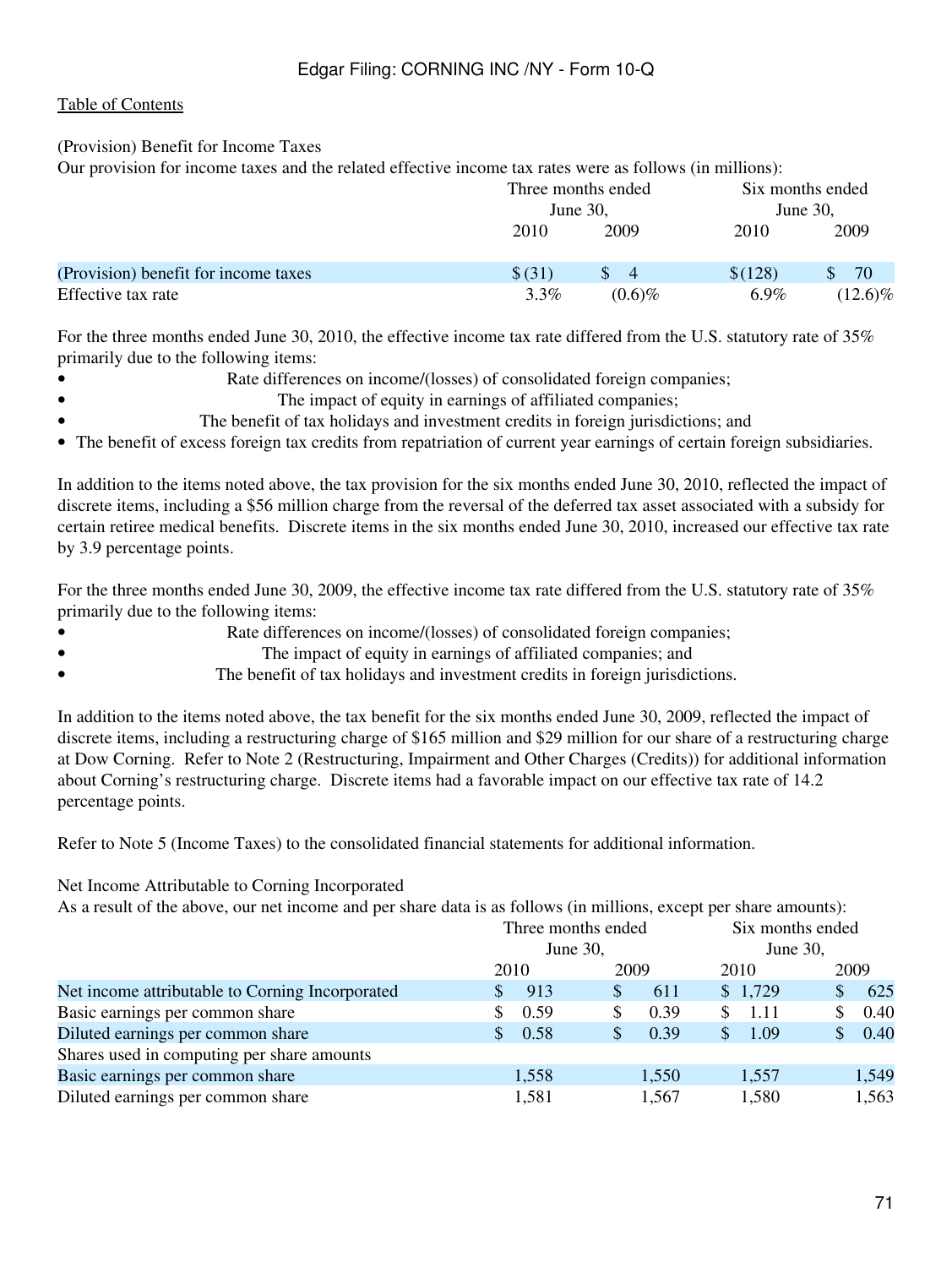(Provision) Benefit for Income Taxes

Our provision for income taxes and the related effective income tax rates were as follows (in millions):

| | Three months ended June 30, | | Six months ended June 30, | |
|---|---|---|---|---|
| | 2010 | 2009 | 2010 | 2009 |
| (Provision) benefit for income taxes | $ (31) | $ 4 | $ (128) | $ 70 |
| Effective tax rate | 3.3% | (0.6)% | 6.9% | (12.6)% |

For the three months ended June 30, 2010, the effective income tax rate differed from the U.S. statutory rate of 35% primarily due to the following items:

- Rate differences on income/(losses) of consolidated foreign companies;
- The impact of equity in earnings of affiliated companies;
- The benefit of tax holidays and investment credits in foreign jurisdictions; and
- The benefit of excess foreign tax credits from repatriation of current year earnings of certain foreign subsidiaries.

In addition to the items noted above, the tax provision for the six months ended June 30, 2010, reflected the impact of discrete items, including a $56 million charge from the reversal of the deferred tax asset associated with a subsidy for certain retiree medical benefits. Discrete items in the six months ended June 30, 2010, increased our effective tax rate by 3.9 percentage points.

For the three months ended June 30, 2009, the effective income tax rate differed from the U.S. statutory rate of 35% primarily due to the following items:

- Rate differences on income/(losses) of consolidated foreign companies;
- The impact of equity in earnings of affiliated companies; and
- The benefit of tax holidays and investment credits in foreign jurisdictions.

In addition to the items noted above, the tax benefit for the six months ended June 30, 2009, reflected the impact of discrete items, including a restructuring charge of $165 million and $29 million for our share of a restructuring charge at Dow Corning. Refer to Note 2 (Restructuring, Impairment and Other Charges (Credits)) for additional information about Corning's restructuring charge. Discrete items had a favorable impact on our effective tax rate of 14.2 percentage points.

Refer to Note 5 (Income Taxes) to the consolidated financial statements for additional information.

Net Income Attributable to Corning Incorporated

As a result of the above, our net income and per share data is as follows (in millions, except per share amounts):

| | Three months ended June 30, | | Six months ended June 30, | |
|---|---|---|---|---|
| | 2010 | 2009 | 2010 | 2009 |
| Net income attributable to Corning Incorporated | $ 913 | $ 611 | $ 1,729 | $ 625 |
| Basic earnings per common share | $ 0.59 | $ 0.39 | $ 1.11 | $ 0.40 |
| Diluted earnings per common share | $ 0.58 | $ 0.39 | $ 1.09 | $ 0.40 |
| Shares used in computing per share amounts | | | | |
| Basic earnings per common share | 1,558 | 1,550 | 1,557 | 1,549 |
| Diluted earnings per common share | 1,581 | 1,567 | 1,580 | 1,563 |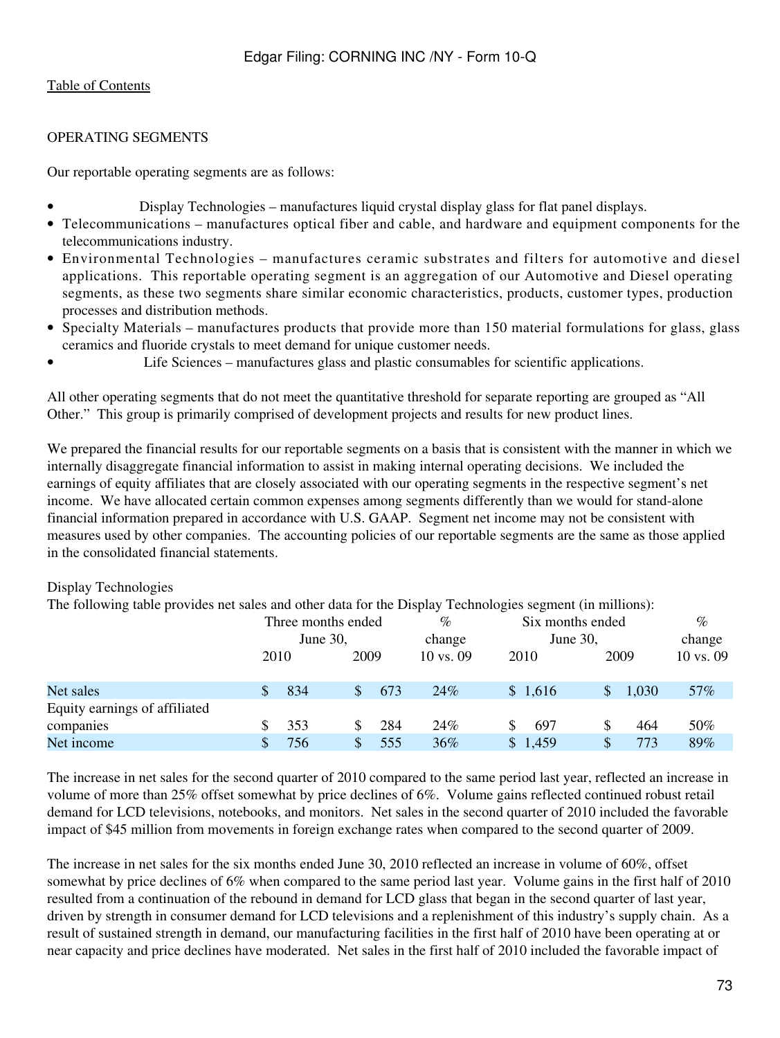Table of Contents

OPERATING SEGMENTS

Our reportable operating segments are as follows:

- Display Technologies – manufactures liquid crystal display glass for flat panel displays.
- Telecommunications – manufactures optical fiber and cable, and hardware and equipment components for the telecommunications industry.
- Environmental Technologies – manufactures ceramic substrates and filters for automotive and diesel applications. This reportable operating segment is an aggregation of our Automotive and Diesel operating segments, as these two segments share similar economic characteristics, products, customer types, production processes and distribution methods.
- Specialty Materials – manufactures products that provide more than 150 material formulations for glass, glass ceramics and fluoride crystals to meet demand for unique customer needs.
- Life Sciences – manufactures glass and plastic consumables for scientific applications.

All other operating segments that do not meet the quantitative threshold for separate reporting are grouped as "All Other." This group is primarily comprised of development projects and results for new product lines.

We prepared the financial results for our reportable segments on a basis that is consistent with the manner in which we internally disaggregate financial information to assist in making internal operating decisions. We included the earnings of equity affiliates that are closely associated with our operating segments in the respective segment's net income. We have allocated certain common expenses among segments differently than we would for stand-alone financial information prepared in accordance with U.S. GAAP. Segment net income may not be consistent with measures used by other companies. The accounting policies of our reportable segments are the same as those applied in the consolidated financial statements.

Display Technologies

The following table provides net sales and other data for the Display Technologies segment (in millions):

| | Three months ended June 30, | | % change | Six months ended June 30, | | % change |
|---|---|---|---|---|---|---|
| | 2010 | 2009 | 10 vs. 09 | 2010 | 2009 | 10 vs. 09 |
| Net sales | $ 834 | $ 673 | 24% | $ 1,616 | $ 1,030 | 57% |
| Equity earnings of affiliated companies | $ 353 | $ 284 | 24% | $ 697 | $ 464 | 50% |
| Net income | $ 756 | $ 555 | 36% | $ 1,459 | $ 773 | 89% |

The increase in net sales for the second quarter of 2010 compared to the same period last year, reflected an increase in volume of more than 25% offset somewhat by price declines of 6%. Volume gains reflected continued robust retail demand for LCD televisions, notebooks, and monitors. Net sales in the second quarter of 2010 included the favorable impact of $45 million from movements in foreign exchange rates when compared to the second quarter of 2009.

The increase in net sales for the six months ended June 30, 2010 reflected an increase in volume of 60%, offset somewhat by price declines of 6% when compared to the same period last year. Volume gains in the first half of 2010 resulted from a continuation of the rebound in demand for LCD glass that began in the second quarter of last year, driven by strength in consumer demand for LCD televisions and a replenishment of this industry's supply chain. As a result of sustained strength in demand, our manufacturing facilities in the first half of 2010 have been operating at or near capacity and price declines have moderated. Net sales in the first half of 2010 included the favorable impact of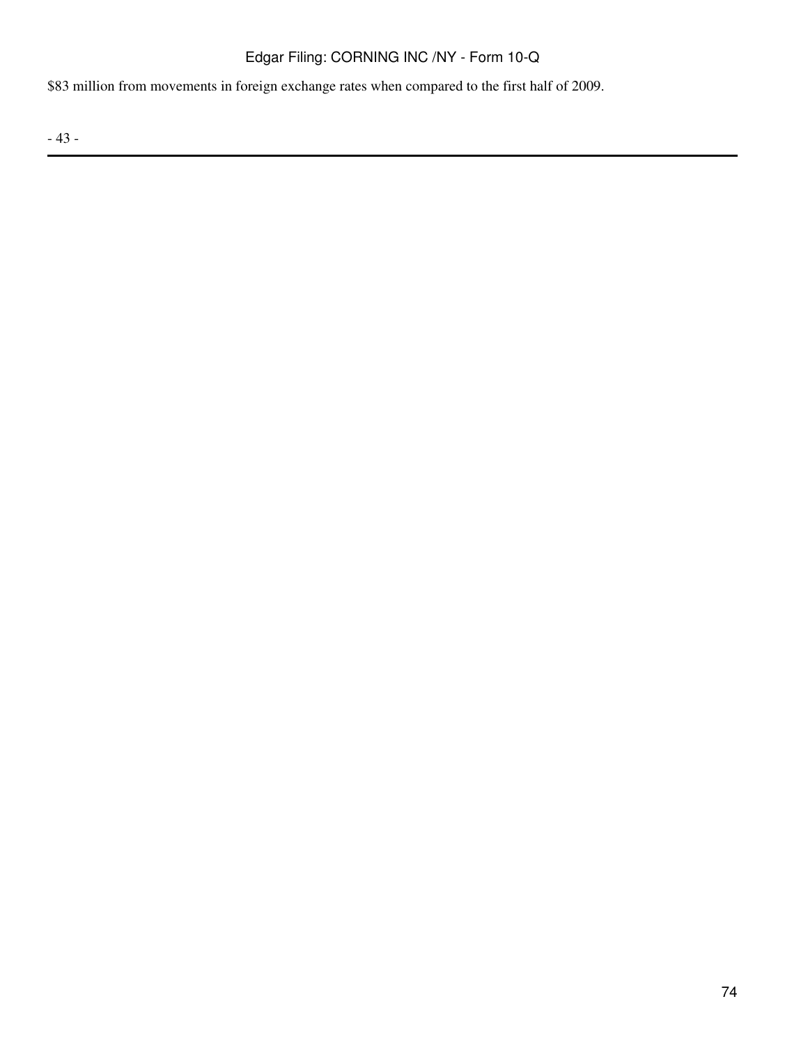$83 million from movements in foreign exchange rates when compared to the first half of 2009.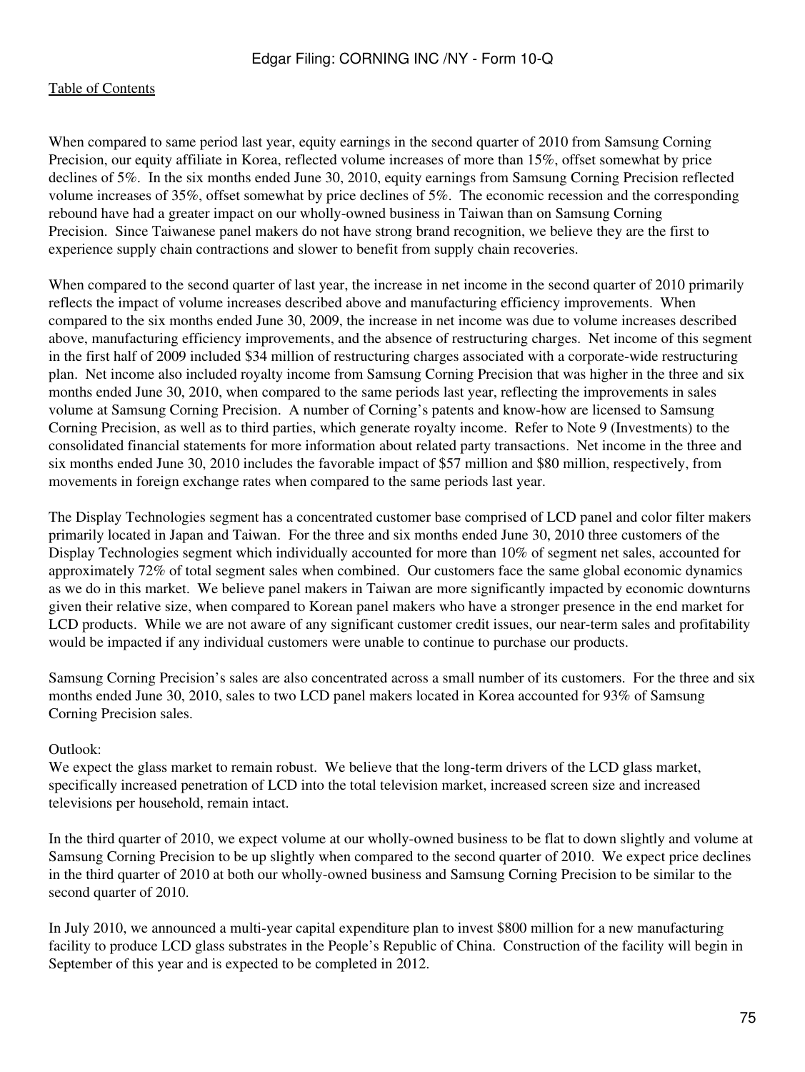When compared to same period last year, equity earnings in the second quarter of 2010 from Samsung Corning Precision, our equity affiliate in Korea, reflected volume increases of more than 15%, offset somewhat by price declines of 5%. In the six months ended June 30, 2010, equity earnings from Samsung Corning Precision reflected volume increases of 35%, offset somewhat by price declines of 5%. The economic recession and the corresponding rebound have had a greater impact on our wholly-owned business in Taiwan than on Samsung Corning Precision. Since Taiwanese panel makers do not have strong brand recognition, we believe they are the first to experience supply chain contractions and slower to benefit from supply chain recoveries.

When compared to the second quarter of last year, the increase in net income in the second quarter of 2010 primarily reflects the impact of volume increases described above and manufacturing efficiency improvements. When compared to the six months ended June 30, 2009, the increase in net income was due to volume increases described above, manufacturing efficiency improvements, and the absence of restructuring charges. Net income of this segment in the first half of 2009 included $34 million of restructuring charges associated with a corporate-wide restructuring plan. Net income also included royalty income from Samsung Corning Precision that was higher in the three and six months ended June 30, 2010, when compared to the same periods last year, reflecting the improvements in sales volume at Samsung Corning Precision. A number of Corning's patents and know-how are licensed to Samsung Corning Precision, as well as to third parties, which generate royalty income. Refer to Note 9 (Investments) to the consolidated financial statements for more information about related party transactions. Net income in the three and six months ended June 30, 2010 includes the favorable impact of $57 million and $80 million, respectively, from movements in foreign exchange rates when compared to the same periods last year.

The Display Technologies segment has a concentrated customer base comprised of LCD panel and color filter makers primarily located in Japan and Taiwan. For the three and six months ended June 30, 2010 three customers of the Display Technologies segment which individually accounted for more than 10% of segment net sales, accounted for approximately 72% of total segment sales when combined. Our customers face the same global economic dynamics as we do in this market. We believe panel makers in Taiwan are more significantly impacted by economic downturns given their relative size, when compared to Korean panel makers who have a stronger presence in the end market for LCD products. While we are not aware of any significant customer credit issues, our near-term sales and profitability would be impacted if any individual customers were unable to continue to purchase our products.

Samsung Corning Precision's sales are also concentrated across a small number of its customers. For the three and six months ended June 30, 2010, sales to two LCD panel makers located in Korea accounted for 93% of Samsung Corning Precision sales.

Outlook:
We expect the glass market to remain robust. We believe that the long-term drivers of the LCD glass market, specifically increased penetration of LCD into the total television market, increased screen size and increased televisions per household, remain intact.

In the third quarter of 2010, we expect volume at our wholly-owned business to be flat to down slightly and volume at Samsung Corning Precision to be up slightly when compared to the second quarter of 2010. We expect price declines in the third quarter of 2010 at both our wholly-owned business and Samsung Corning Precision to be similar to the second quarter of 2010.

In July 2010, we announced a multi-year capital expenditure plan to invest $800 million for a new manufacturing facility to produce LCD glass substrates in the People's Republic of China. Construction of the facility will begin in September of this year and is expected to be completed in 2012.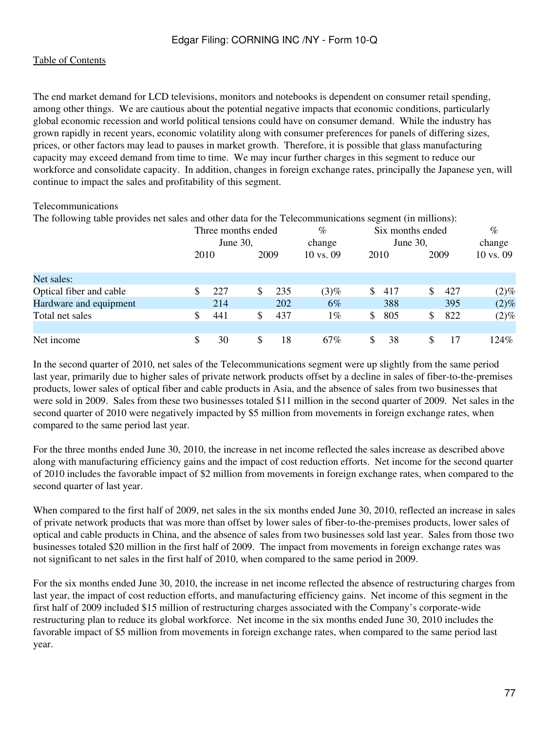The end market demand for LCD televisions, monitors and notebooks is dependent on consumer retail spending, among other things. We are cautious about the potential negative impacts that economic conditions, particularly global economic recession and world political tensions could have on consumer demand. While the industry has grown rapidly in recent years, economic volatility along with consumer preferences for panels of differing sizes, prices, or other factors may lead to pauses in market growth. Therefore, it is possible that glass manufacturing capacity may exceed demand from time to time. We may incur further charges in this segment to reduce our workforce and consolidate capacity. In addition, changes in foreign exchange rates, principally the Japanese yen, will continue to impact the sales and profitability of this segment.

Telecommunications

The following table provides net sales and other data for the Telecommunications segment (in millions):

| | Three months ended June 30, 2010 | Three months ended June 30, 2009 | % change 10 vs. 09 | Six months ended June 30, 2010 | Six months ended June 30, 2009 | % change 10 vs. 09 |
|---|---|---|---|---|---|---|
| Net sales: | | | | | | |
| Optical fiber and cable | $ 227 | $ 235 | (3)% | $ 417 | $ 427 | (2)% |
| Hardware and equipment | 214 | 202 | 6% | 388 | 395 | (2)% |
| Total net sales | $ 441 | $ 437 | 1% | $ 805 | $ 822 | (2)% |
| | | | | | | |
| Net income | $ 30 | $ 18 | 67% | $ 38 | $ 17 | 124% |

In the second quarter of 2010, net sales of the Telecommunications segment were up slightly from the same period last year, primarily due to higher sales of private network products offset by a decline in sales of fiber-to-the-premises products, lower sales of optical fiber and cable products in Asia, and the absence of sales from two businesses that were sold in 2009. Sales from these two businesses totaled $11 million in the second quarter of 2009. Net sales in the second quarter of 2010 were negatively impacted by $5 million from movements in foreign exchange rates, when compared to the same period last year.

For the three months ended June 30, 2010, the increase in net income reflected the sales increase as described above along with manufacturing efficiency gains and the impact of cost reduction efforts. Net income for the second quarter of 2010 includes the favorable impact of $2 million from movements in foreign exchange rates, when compared to the second quarter of last year.

When compared to the first half of 2009, net sales in the six months ended June 30, 2010, reflected an increase in sales of private network products that was more than offset by lower sales of fiber-to-the-premises products, lower sales of optical and cable products in China, and the absence of sales from two businesses sold last year. Sales from those two businesses totaled $20 million in the first half of 2009. The impact from movements in foreign exchange rates was not significant to net sales in the first half of 2010, when compared to the same period in 2009.

For the six months ended June 30, 2010, the increase in net income reflected the absence of restructuring charges from last year, the impact of cost reduction efforts, and manufacturing efficiency gains. Net income of this segment in the first half of 2009 included $15 million of restructuring charges associated with the Company's corporate-wide restructuring plan to reduce its global workforce. Net income in the six months ended June 30, 2010 includes the favorable impact of $5 million from movements in foreign exchange rates, when compared to the same period last year.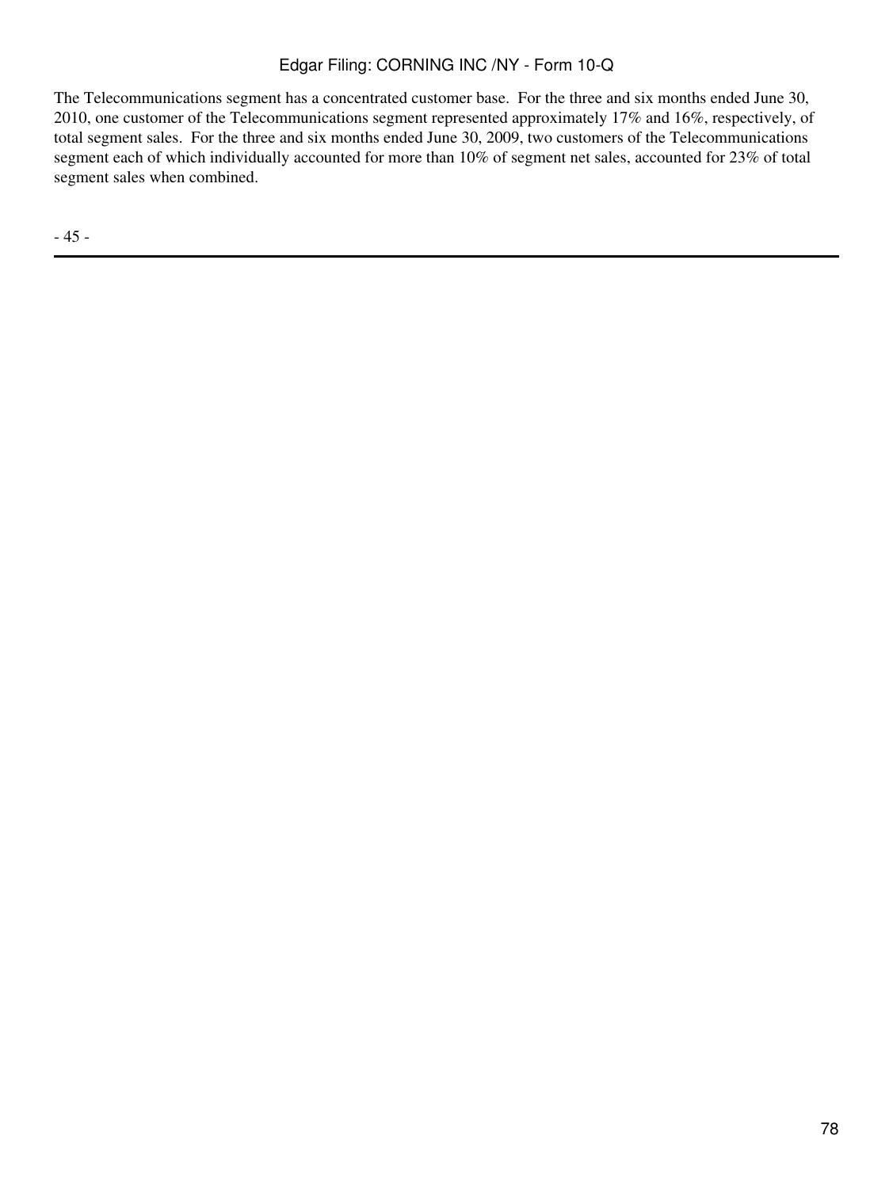The Telecommunications segment has a concentrated customer base. For the three and six months ended June 30, 2010, one customer of the Telecommunications segment represented approximately 17% and 16%, respectively, of total segment sales. For the three and six months ended June 30, 2009, two customers of the Telecommunications segment each of which individually accounted for more than 10% of segment net sales, accounted for 23% of total segment sales when combined.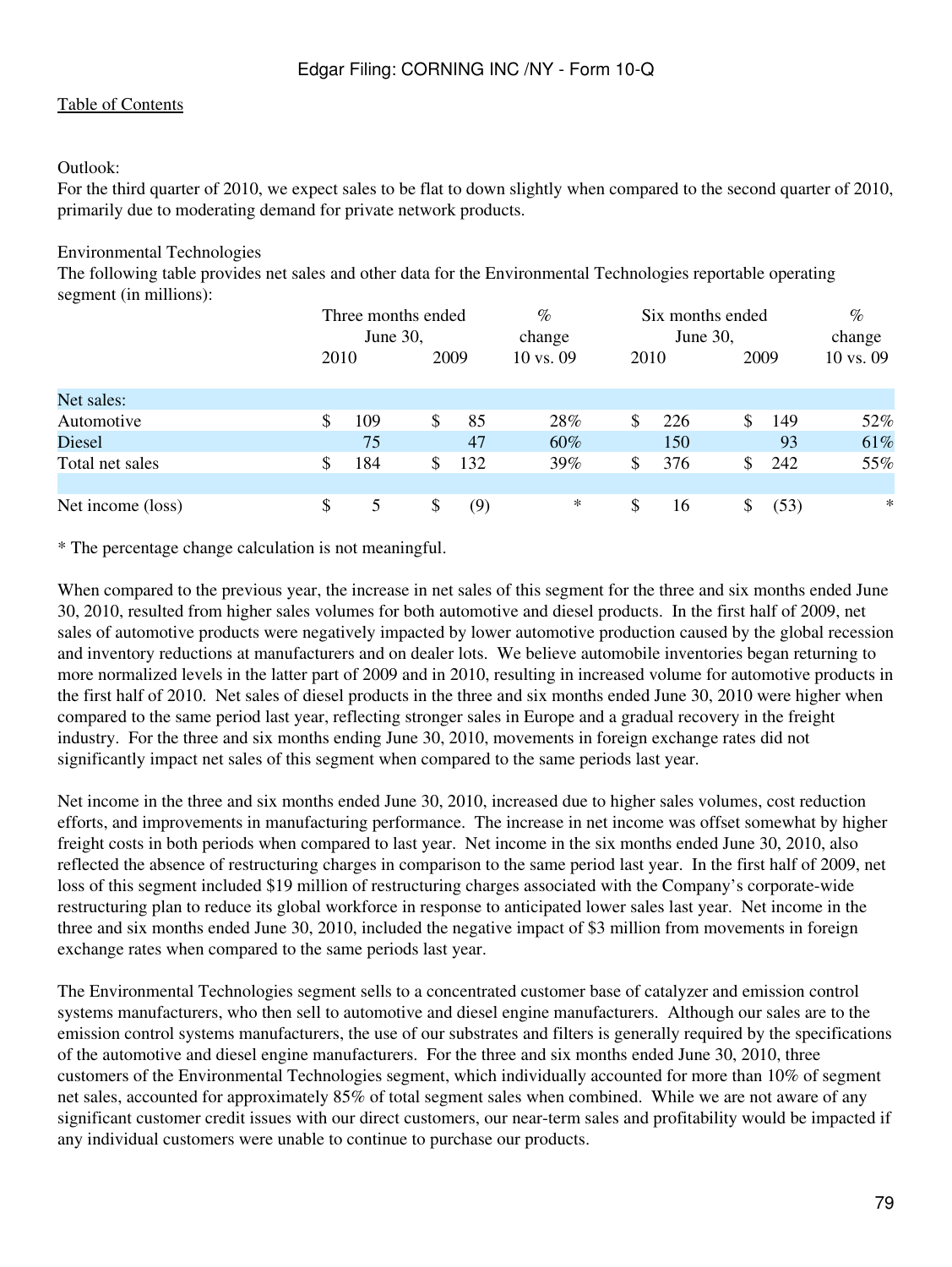Outlook:
For the third quarter of 2010, we expect sales to be flat to down slightly when compared to the second quarter of 2010, primarily due to moderating demand for private network products.

Environmental Technologies
The following table provides net sales and other data for the Environmental Technologies reportable operating segment (in millions):

| | Three months ended June 30, | | % change | Six months ended June 30, | | % change |
|---|---|---|---|---|---|---|
| | 2010 | 2009 | 10 vs. 09 | 2010 | 2009 | 10 vs. 09 |
| Net sales: | | | | | | |
| Automotive | $ 109 | $ 85 | 28% | $ 226 | $ 149 | 52% |
| Diesel | 75 | 47 | 60% | 150 | 93 | 61% |
| Total net sales | $ 184 | $ 132 | 39% | $ 376 | $ 242 | 55% |
| | | | | | | |
| Net income (loss) | $ 5 | $ (9) | * | $ 16 | $ (53) | * |

* The percentage change calculation is not meaningful.

When compared to the previous year, the increase in net sales of this segment for the three and six months ended June 30, 2010, resulted from higher sales volumes for both automotive and diesel products. In the first half of 2009, net sales of automotive products were negatively impacted by lower automotive production caused by the global recession and inventory reductions at manufacturers and on dealer lots. We believe automobile inventories began returning to more normalized levels in the latter part of 2009 and in 2010, resulting in increased volume for automotive products in the first half of 2010. Net sales of diesel products in the three and six months ended June 30, 2010 were higher when compared to the same period last year, reflecting stronger sales in Europe and a gradual recovery in the freight industry. For the three and six months ending June 30, 2010, movements in foreign exchange rates did not significantly impact net sales of this segment when compared to the same periods last year.

Net income in the three and six months ended June 30, 2010, increased due to higher sales volumes, cost reduction efforts, and improvements in manufacturing performance. The increase in net income was offset somewhat by higher freight costs in both periods when compared to last year. Net income in the six months ended June 30, 2010, also reflected the absence of restructuring charges in comparison to the same period last year. In the first half of 2009, net loss of this segment included $19 million of restructuring charges associated with the Company's corporate-wide restructuring plan to reduce its global workforce in response to anticipated lower sales last year. Net income in the three and six months ended June 30, 2010, included the negative impact of $3 million from movements in foreign exchange rates when compared to the same periods last year.

The Environmental Technologies segment sells to a concentrated customer base of catalyzer and emission control systems manufacturers, who then sell to automotive and diesel engine manufacturers. Although our sales are to the emission control systems manufacturers, the use of our substrates and filters is generally required by the specifications of the automotive and diesel engine manufacturers. For the three and six months ended June 30, 2010, three customers of the Environmental Technologies segment, which individually accounted for more than 10% of segment net sales, accounted for approximately 85% of total segment sales when combined. While we are not aware of any significant customer credit issues with our direct customers, our near-term sales and profitability would be impacted if any individual customers were unable to continue to purchase our products.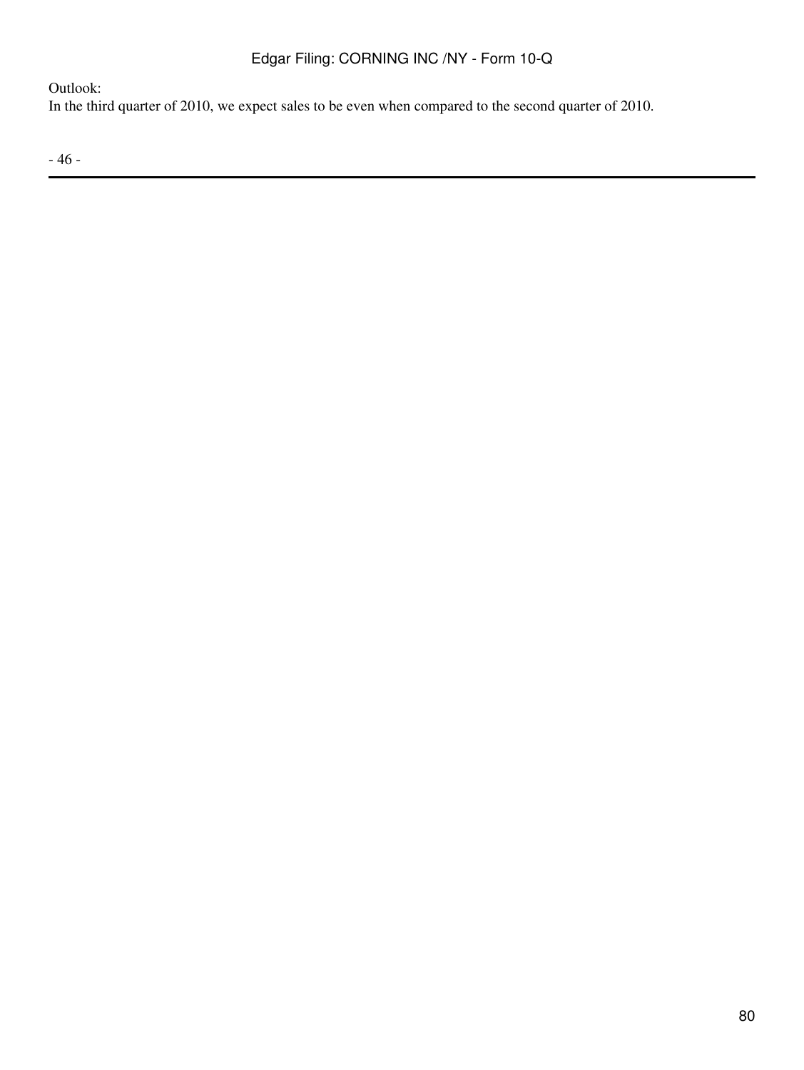Outlook:

In the third quarter of 2010, we expect sales to be even when compared to the second quarter of 2010.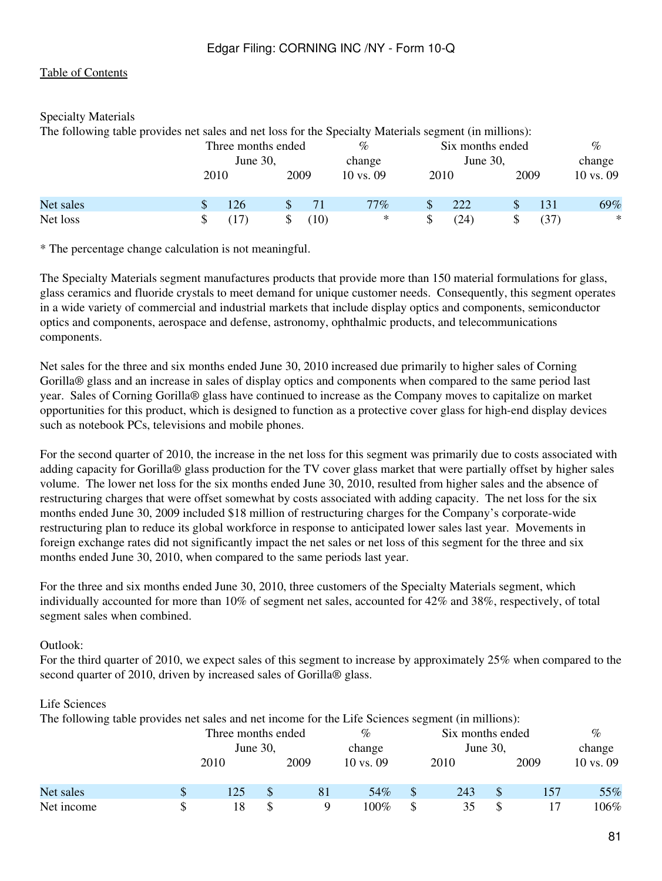Table of Contents

Specialty Materials

The following table provides net sales and net loss for the Specialty Materials segment (in millions):

| | Three months ended June 30, | | % change | Six months ended June 30, | | % change |
|---|---|---|---|---|---|---|
| | 2010 | 2009 | 10 vs. 09 | 2010 | 2009 | 10 vs. 09 |
| Net sales | $ 126 | $ 71 | 77% | $ 222 | $ 131 | 69% |
| Net loss | $ (17) | $ (10) | * | $ (24) | $ (37) | * |

* The percentage change calculation is not meaningful.

The Specialty Materials segment manufactures products that provide more than 150 material formulations for glass, glass ceramics and fluoride crystals to meet demand for unique customer needs. Consequently, this segment operates in a wide variety of commercial and industrial markets that include display optics and components, semiconductor optics and components, aerospace and defense, astronomy, ophthalmic products, and telecommunications components.

Net sales for the three and six months ended June 30, 2010 increased due primarily to higher sales of Corning Gorilla® glass and an increase in sales of display optics and components when compared to the same period last year. Sales of Corning Gorilla® glass have continued to increase as the Company moves to capitalize on market opportunities for this product, which is designed to function as a protective cover glass for high-end display devices such as notebook PCs, televisions and mobile phones.

For the second quarter of 2010, the increase in the net loss for this segment was primarily due to costs associated with adding capacity for Gorilla® glass production for the TV cover glass market that were partially offset by higher sales volume. The lower net loss for the six months ended June 30, 2010, resulted from higher sales and the absence of restructuring charges that were offset somewhat by costs associated with adding capacity. The net loss for the six months ended June 30, 2009 included $18 million of restructuring charges for the Company's corporate-wide restructuring plan to reduce its global workforce in response to anticipated lower sales last year. Movements in foreign exchange rates did not significantly impact the net sales or net loss of this segment for the three and six months ended June 30, 2010, when compared to the same periods last year.

For the three and six months ended June 30, 2010, three customers of the Specialty Materials segment, which individually accounted for more than 10% of segment net sales, accounted for 42% and 38%, respectively, of total segment sales when combined.

Outlook:

For the third quarter of 2010, we expect sales of this segment to increase by approximately 25% when compared to the second quarter of 2010, driven by increased sales of Gorilla® glass.

Life Sciences

The following table provides net sales and net income for the Life Sciences segment (in millions):

| | Three months ended June 30, | | % change | Six months ended June 30, | | % change |
|---|---|---|---|---|---|---|
| | 2010 | 2009 | 10 vs. 09 | 2010 | 2009 | 10 vs. 09 |
| Net sales | $ 125 | $ 81 | 54% | $ 243 | $ 157 | 55% |
| Net income | $ 18 | $ 9 | 100% | $ 35 | $ 17 | 106% |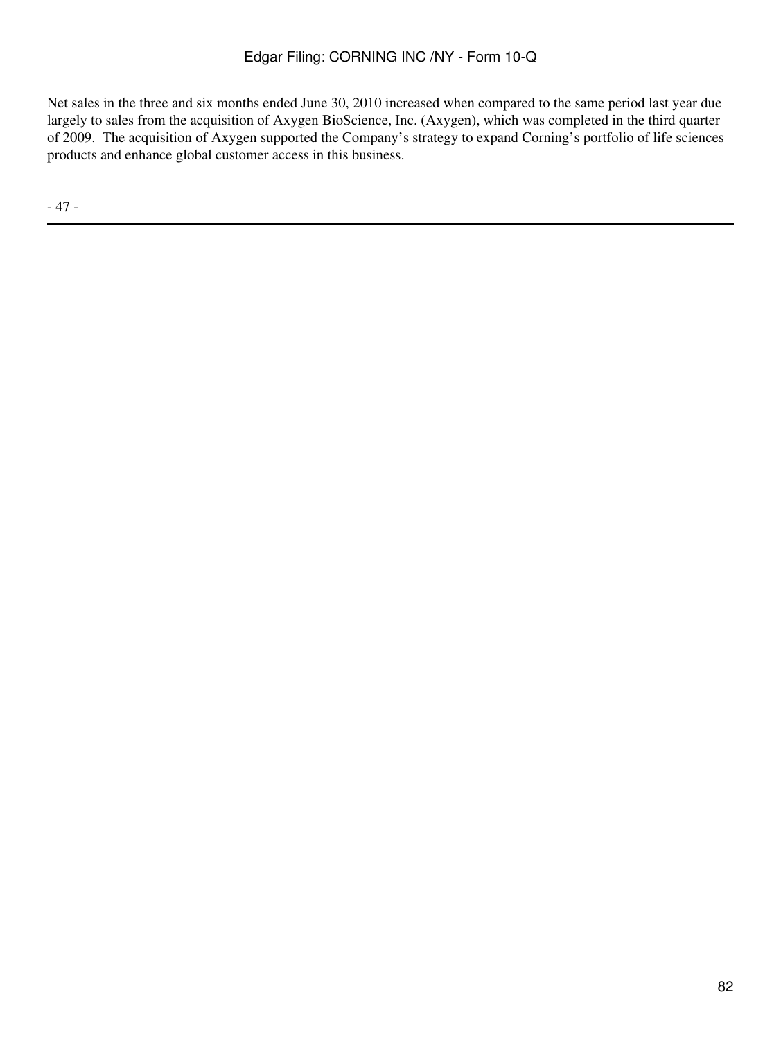Net sales in the three and six months ended June 30, 2010 increased when compared to the same period last year due largely to sales from the acquisition of Axygen BioScience, Inc. (Axygen), which was completed in the third quarter of 2009. The acquisition of Axygen supported the Company's strategy to expand Corning's portfolio of life sciences products and enhance global customer access in this business.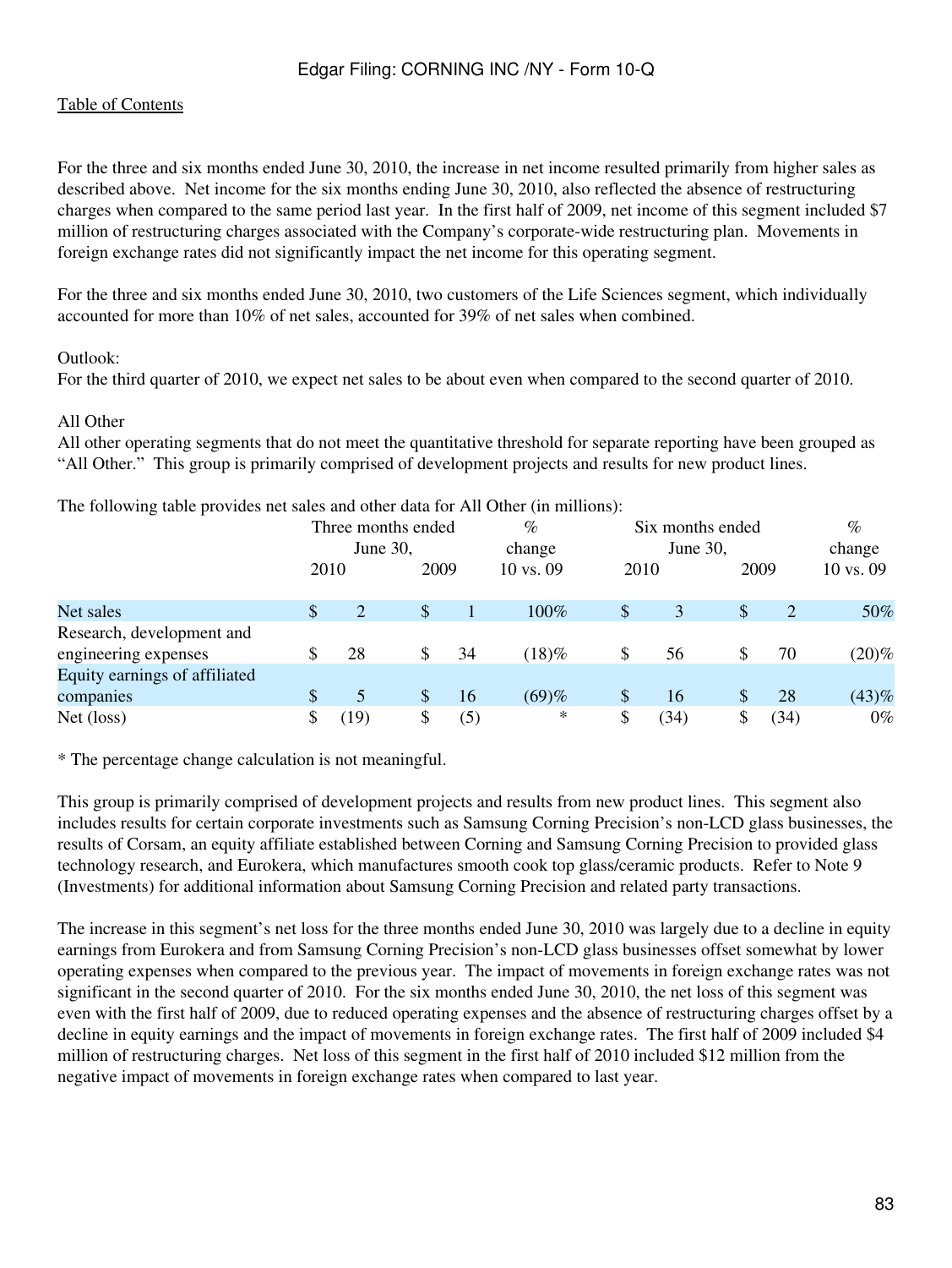For the three and six months ended June 30, 2010, the increase in net income resulted primarily from higher sales as described above. Net income for the six months ending June 30, 2010, also reflected the absence of restructuring charges when compared to the same period last year. In the first half of 2009, net income of this segment included $7 million of restructuring charges associated with the Company's corporate-wide restructuring plan. Movements in foreign exchange rates did not significantly impact the net income for this operating segment.

For the three and six months ended June 30, 2010, two customers of the Life Sciences segment, which individually accounted for more than 10% of net sales, accounted for 39% of net sales when combined.

Outlook:
For the third quarter of 2010, we expect net sales to be about even when compared to the second quarter of 2010.

All Other
All other operating segments that do not meet the quantitative threshold for separate reporting have been grouped as "All Other." This group is primarily comprised of development projects and results for new product lines.

The following table provides net sales and other data for All Other (in millions):

| | Three months ended June 30, | | % change | Six months ended June 30, | | % change |
|---|---|---|---|---|---|---|
| | 2010 | 2009 | 10 vs. 09 | 2010 | 2009 | 10 vs. 09 |
| Net sales | $ 2 | $ 1 | 100% | $ 3 | $ 2 | 50% |
| Research, development and engineering expenses | $ 28 | $ 34 | (18)% | $ 56 | $ 70 | (20)% |
| Equity earnings of affiliated companies | $ 5 | $ 16 | (69)% | $ 16 | $ 28 | (43)% |
| Net (loss) | $ (19) | $ (5) | * | $ (34) | $ (34) | 0% |

* The percentage change calculation is not meaningful.

This group is primarily comprised of development projects and results from new product lines. This segment also includes results for certain corporate investments such as Samsung Corning Precision's non-LCD glass businesses, the results of Corsam, an equity affiliate established between Corning and Samsung Corning Precision to provided glass technology research, and Eurokera, which manufactures smooth cook top glass/ceramic products. Refer to Note 9 (Investments) for additional information about Samsung Corning Precision and related party transactions.

The increase in this segment's net loss for the three months ended June 30, 2010 was largely due to a decline in equity earnings from Eurokera and from Samsung Corning Precision's non-LCD glass businesses offset somewhat by lower operating expenses when compared to the previous year. The impact of movements in foreign exchange rates was not significant in the second quarter of 2010. For the six months ended June 30, 2010, the net loss of this segment was even with the first half of 2009, due to reduced operating expenses and the absence of restructuring charges offset by a decline in equity earnings and the impact of movements in foreign exchange rates. The first half of 2009 included $4 million of restructuring charges. Net loss of this segment in the first half of 2010 included $12 million from the negative impact of movements in foreign exchange rates when compared to last year.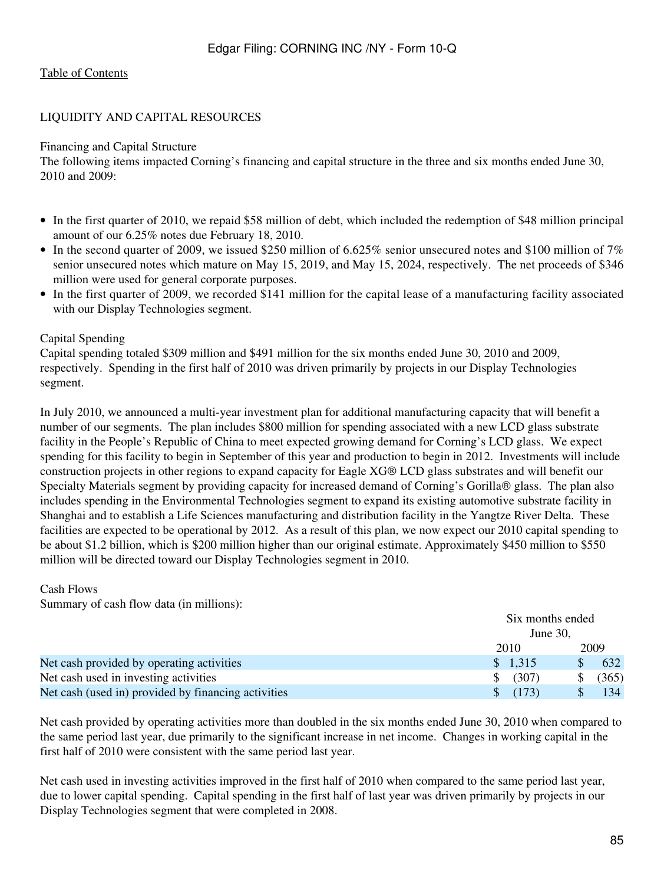[Table of Contents](#)

## LIQUIDITY AND CAPITAL RESOURCES

### Financing and Capital Structure

The following items impacted Corning's financing and capital structure in the three and six months ended June 30, 2010 and 2009:

- In the first quarter of 2010, we repaid $58 million of debt, which included the redemption of $48 million principal amount of our 6.25% notes due February 18, 2010.
- In the second quarter of 2009, we issued $250 million of 6.625% senior unsecured notes and $100 million of 7% senior unsecured notes which mature on May 15, 2019, and May 15, 2024, respectively. The net proceeds of $346 million were used for general corporate purposes.
- In the first quarter of 2009, we recorded $141 million for the capital lease of a manufacturing facility associated with our Display Technologies segment.

### Capital Spending

Capital spending totaled $309 million and $491 million for the six months ended June 30, 2010 and 2009, respectively. Spending in the first half of 2010 was driven primarily by projects in our Display Technologies segment.

In July 2010, we announced a multi-year investment plan for additional manufacturing capacity that will benefit a number of our segments. The plan includes $800 million for spending associated with a new LCD glass substrate facility in the People's Republic of China to meet expected growing demand for Corning's LCD glass. We expect spending for this facility to begin in September of this year and production to begin in 2012. Investments will include construction projects in other regions to expand capacity for Eagle XG® LCD glass substrates and will benefit our Specialty Materials segment by providing capacity for increased demand of Corning's Gorilla® glass. The plan also includes spending in the Environmental Technologies segment to expand its existing automotive substrate facility in Shanghai and to establish a Life Sciences manufacturing and distribution facility in the Yangtze River Delta. These facilities are expected to be operational by 2012. As a result of this plan, we now expect our 2010 capital spending to be about $1.2 billion, which is $200 million higher than our original estimate. Approximately $450 million to $550 million will be directed toward our Display Technologies segment in 2010.

### Cash Flows

Summary of cash flow data (in millions):

| | Six months ended June 30, | |
|---|---|---|
| | 2010 | 2009 |
| Net cash provided by operating activities | $ 1,315 | $ 632 |
| Net cash used in investing activities | $ (307) | $ (365) |
| Net cash (used in) provided by financing activities | $ (173) | $ 134 |

Net cash provided by operating activities more than doubled in the six months ended June 30, 2010 when compared to the same period last year, due primarily to the significant increase in net income. Changes in working capital in the first half of 2010 were consistent with the same period last year.

Net cash used in investing activities improved in the first half of 2010 when compared to the same period last year, due to lower capital spending. Capital spending in the first half of last year was driven primarily by projects in our Display Technologies segment that were completed in 2008.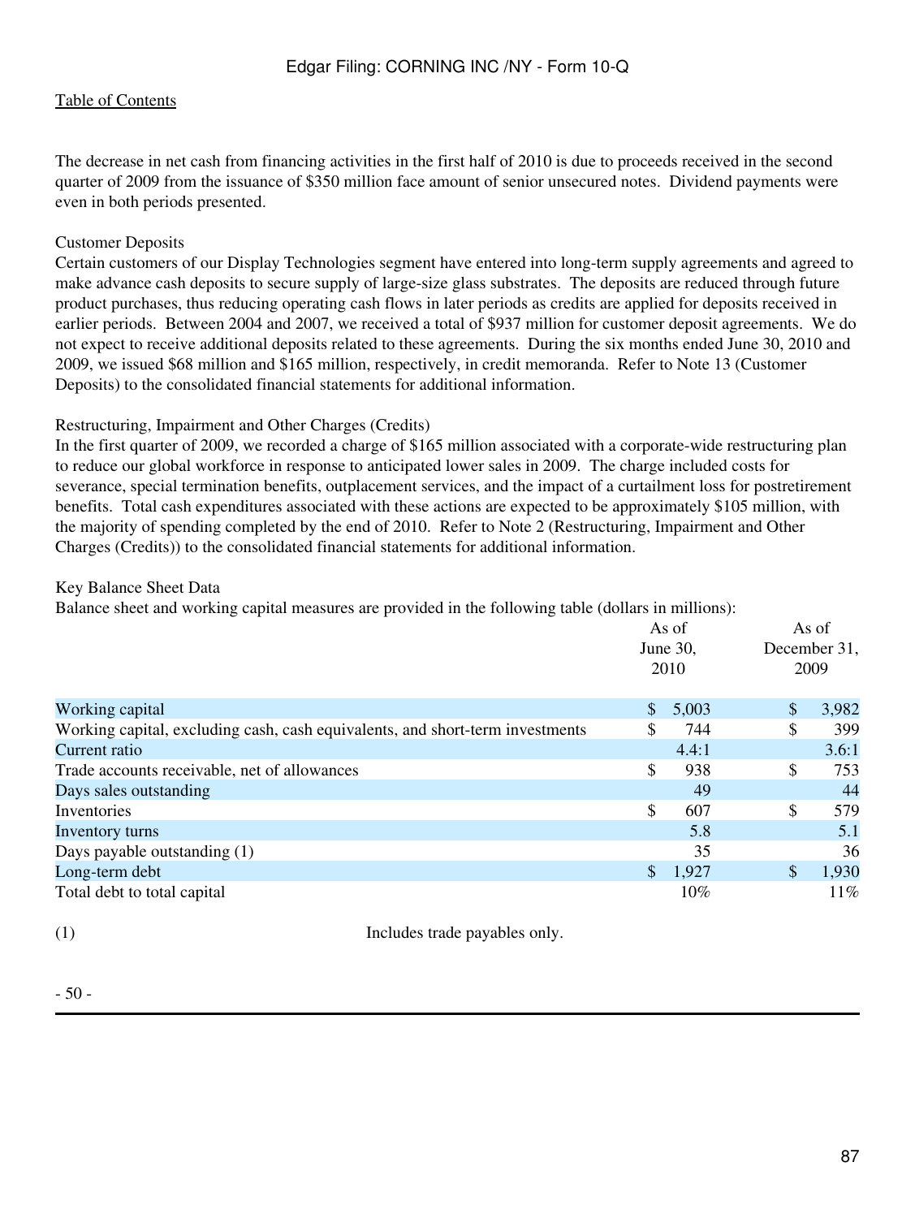The decrease in net cash from financing activities in the first half of 2010 is due to proceeds received in the second quarter of 2009 from the issuance of $350 million face amount of senior unsecured notes. Dividend payments were even in both periods presented.

Customer Deposits

Certain customers of our Display Technologies segment have entered into long-term supply agreements and agreed to make advance cash deposits to secure supply of large-size glass substrates. The deposits are reduced through future product purchases, thus reducing operating cash flows in later periods as credits are applied for deposits received in earlier periods. Between 2004 and 2007, we received a total of $937 million for customer deposit agreements. We do not expect to receive additional deposits related to these agreements. During the six months ended June 30, 2010 and 2009, we issued $68 million and $165 million, respectively, in credit memoranda. Refer to Note 13 (Customer Deposits) to the consolidated financial statements for additional information.

Restructuring, Impairment and Other Charges (Credits)

In the first quarter of 2009, we recorded a charge of $165 million associated with a corporate-wide restructuring plan to reduce our global workforce in response to anticipated lower sales in 2009. The charge included costs for severance, special termination benefits, outplacement services, and the impact of a curtailment loss for postretirement benefits. Total cash expenditures associated with these actions are expected to be approximately $105 million, with the majority of spending completed by the end of 2010. Refer to Note 2 (Restructuring, Impairment and Other Charges (Credits)) to the consolidated financial statements for additional information.

Key Balance Sheet Data

Balance sheet and working capital measures are provided in the following table (dollars in millions):

| | As of June 30, 2010 | As of December 31, 2009 |
|---|---|---|
| Working capital | $ 5,003 | $ 3,982 |
| Working capital, excluding cash, cash equivalents, and short-term investments | $ 744 | $ 399 |
| Current ratio | 4.4:1 | 3.6:1 |
| Trade accounts receivable, net of allowances | $ 938 | $ 753 |
| Days sales outstanding | 49 | 44 |
| Inventories | $ 607 | $ 579 |
| Inventory turns | 5.8 | 5.1 |
| Days payable outstanding (1) | 35 | 36 |
| Long-term debt | $ 1,927 | $ 1,930 |
| Total debt to total capital | 10% | 11% |

(1) Includes trade payables only.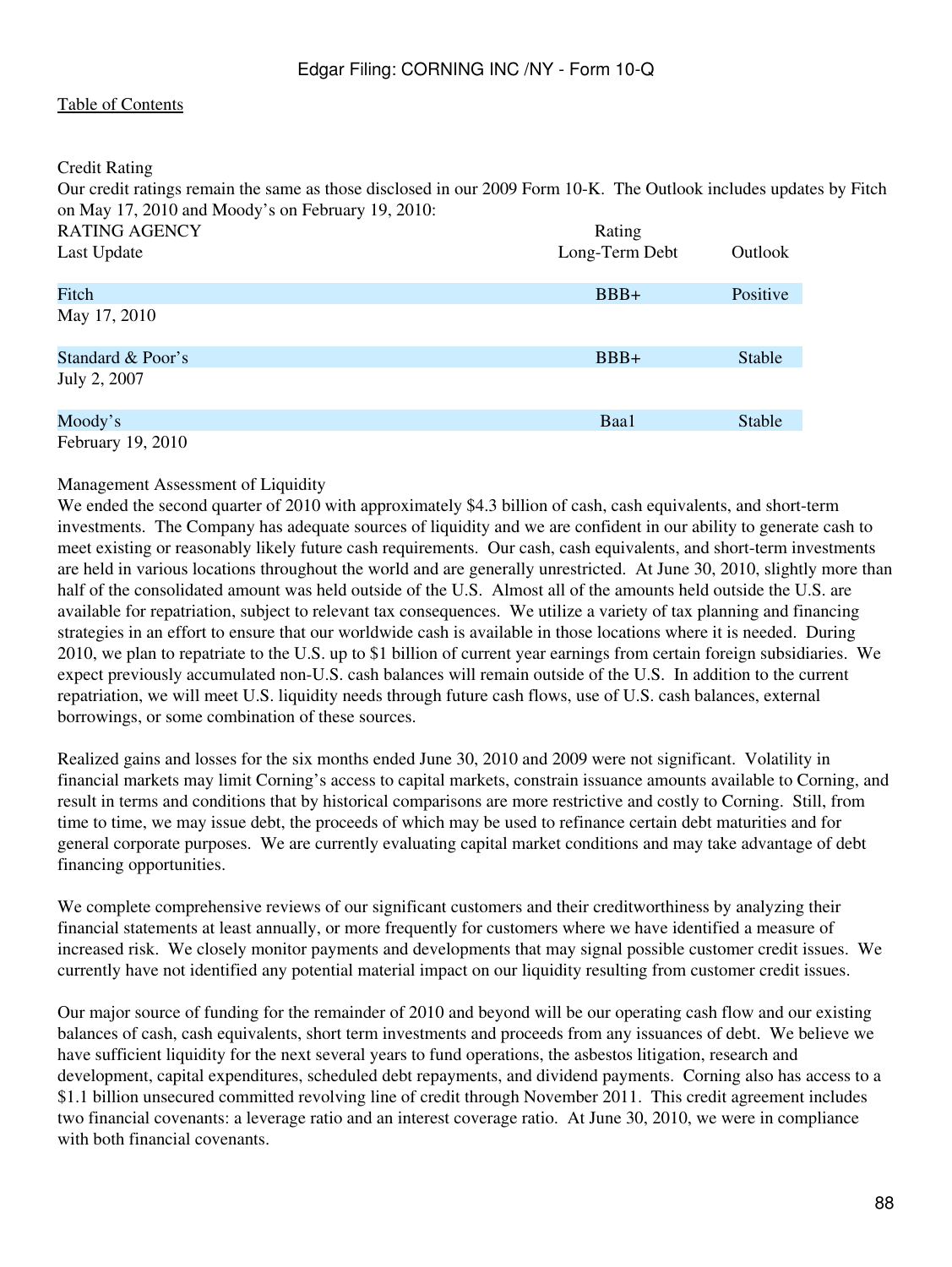Credit Rating

Our credit ratings remain the same as those disclosed in our 2009 Form 10-K. The Outlook includes updates by Fitch on May 17, 2010 and Moody's on February 19, 2010:

| RATING AGENCY<br>Last Update | Rating<br>Long-Term Debt | Outlook |
|---|---|---|
| Fitch<br>May 17, 2010 | BBB+ | Positive |
| Standard & Poor's<br>July 2, 2007 | BBB+ | Stable |
| Moody's<br>February 19, 2010 | Baa1 | Stable |

Management Assessment of Liquidity

We ended the second quarter of 2010 with approximately $4.3 billion of cash, cash equivalents, and short-term investments. The Company has adequate sources of liquidity and we are confident in our ability to generate cash to meet existing or reasonably likely future cash requirements. Our cash, cash equivalents, and short-term investments are held in various locations throughout the world and are generally unrestricted. At June 30, 2010, slightly more than half of the consolidated amount was held outside of the U.S. Almost all of the amounts held outside the U.S. are available for repatriation, subject to relevant tax consequences. We utilize a variety of tax planning and financing strategies in an effort to ensure that our worldwide cash is available in those locations where it is needed. During 2010, we plan to repatriate to the U.S. up to $1 billion of current year earnings from certain foreign subsidiaries. We expect previously accumulated non-U.S. cash balances will remain outside of the U.S. In addition to the current repatriation, we will meet U.S. liquidity needs through future cash flows, use of U.S. cash balances, external borrowings, or some combination of these sources.

Realized gains and losses for the six months ended June 30, 2010 and 2009 were not significant. Volatility in financial markets may limit Corning's access to capital markets, constrain issuance amounts available to Corning, and result in terms and conditions that by historical comparisons are more restrictive and costly to Corning. Still, from time to time, we may issue debt, the proceeds of which may be used to refinance certain debt maturities and for general corporate purposes. We are currently evaluating capital market conditions and may take advantage of debt financing opportunities.

We complete comprehensive reviews of our significant customers and their creditworthiness by analyzing their financial statements at least annually, or more frequently for customers where we have identified a measure of increased risk. We closely monitor payments and developments that may signal possible customer credit issues. We currently have not identified any potential material impact on our liquidity resulting from customer credit issues.

Our major source of funding for the remainder of 2010 and beyond will be our operating cash flow and our existing balances of cash, cash equivalents, short term investments and proceeds from any issuances of debt. We believe we have sufficient liquidity for the next several years to fund operations, the asbestos litigation, research and development, capital expenditures, scheduled debt repayments, and dividend payments. Corning also has access to a $1.1 billion unsecured committed revolving line of credit through November 2011. This credit agreement includes two financial covenants: a leverage ratio and an interest coverage ratio. At June 30, 2010, we were in compliance with both financial covenants.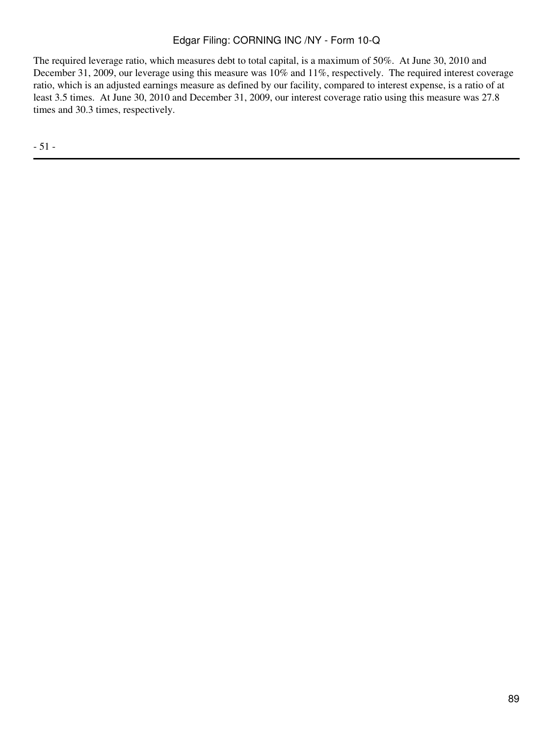The required leverage ratio, which measures debt to total capital, is a maximum of 50%. At June 30, 2010 and December 31, 2009, our leverage using this measure was 10% and 11%, respectively. The required interest coverage ratio, which is an adjusted earnings measure as defined by our facility, compared to interest expense, is a ratio of at least 3.5 times. At June 30, 2010 and December 31, 2009, our interest coverage ratio using this measure was 27.8 times and 30.3 times, respectively.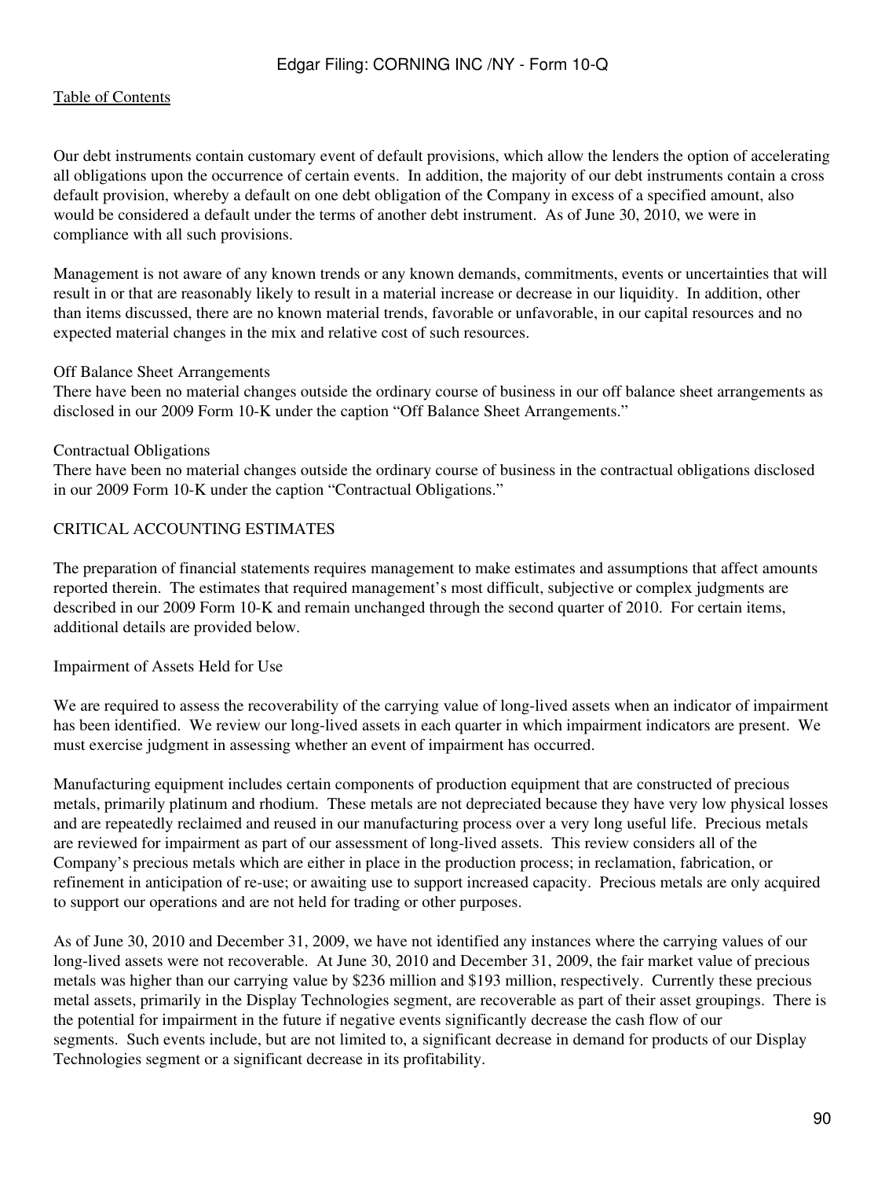Our debt instruments contain customary event of default provisions, which allow the lenders the option of accelerating all obligations upon the occurrence of certain events. In addition, the majority of our debt instruments contain a cross default provision, whereby a default on one debt obligation of the Company in excess of a specified amount, also would be considered a default under the terms of another debt instrument. As of June 30, 2010, we were in compliance with all such provisions.

Management is not aware of any known trends or any known demands, commitments, events or uncertainties that will result in or that are reasonably likely to result in a material increase or decrease in our liquidity. In addition, other than items discussed, there are no known material trends, favorable or unfavorable, in our capital resources and no expected material changes in the mix and relative cost of such resources.

Off Balance Sheet Arrangements

There have been no material changes outside the ordinary course of business in our off balance sheet arrangements as disclosed in our 2009 Form 10-K under the caption "Off Balance Sheet Arrangements."

Contractual Obligations

There have been no material changes outside the ordinary course of business in the contractual obligations disclosed in our 2009 Form 10-K under the caption "Contractual Obligations."

## CRITICAL ACCOUNTING ESTIMATES

The preparation of financial statements requires management to make estimates and assumptions that affect amounts reported therein. The estimates that required management's most difficult, subjective or complex judgments are described in our 2009 Form 10-K and remain unchanged through the second quarter of 2010. For certain items, additional details are provided below.

Impairment of Assets Held for Use

We are required to assess the recoverability of the carrying value of long-lived assets when an indicator of impairment has been identified. We review our long-lived assets in each quarter in which impairment indicators are present. We must exercise judgment in assessing whether an event of impairment has occurred.

Manufacturing equipment includes certain components of production equipment that are constructed of precious metals, primarily platinum and rhodium. These metals are not depreciated because they have very low physical losses and are repeatedly reclaimed and reused in our manufacturing process over a very long useful life. Precious metals are reviewed for impairment as part of our assessment of long-lived assets. This review considers all of the Company's precious metals which are either in place in the production process; in reclamation, fabrication, or refinement in anticipation of re-use; or awaiting use to support increased capacity. Precious metals are only acquired to support our operations and are not held for trading or other purposes.

As of June 30, 2010 and December 31, 2009, we have not identified any instances where the carrying values of our long-lived assets were not recoverable. At June 30, 2010 and December 31, 2009, the fair market value of precious metals was higher than our carrying value by $236 million and $193 million, respectively. Currently these precious metal assets, primarily in the Display Technologies segment, are recoverable as part of their asset groupings. There is the potential for impairment in the future if negative events significantly decrease the cash flow of our segments. Such events include, but are not limited to, a significant decrease in demand for products of our Display Technologies segment or a significant decrease in its profitability.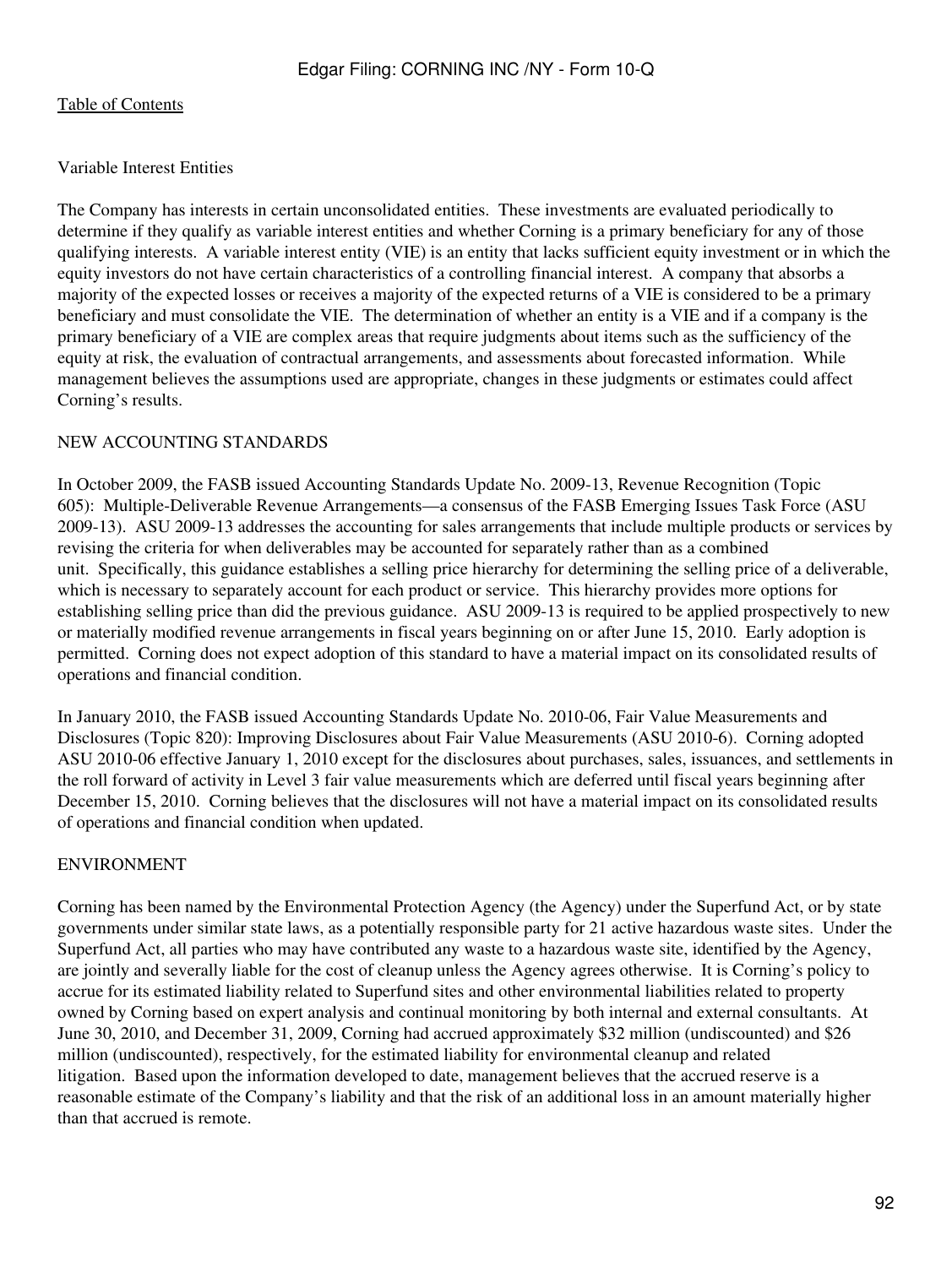Variable Interest Entities

The Company has interests in certain unconsolidated entities. These investments are evaluated periodically to determine if they qualify as variable interest entities and whether Corning is a primary beneficiary for any of those qualifying interests. A variable interest entity (VIE) is an entity that lacks sufficient equity investment or in which the equity investors do not have certain characteristics of a controlling financial interest. A company that absorbs a majority of the expected losses or receives a majority of the expected returns of a VIE is considered to be a primary beneficiary and must consolidate the VIE. The determination of whether an entity is a VIE and if a company is the primary beneficiary of a VIE are complex areas that require judgments about items such as the sufficiency of the equity at risk, the evaluation of contractual arrangements, and assessments about forecasted information. While management believes the assumptions used are appropriate, changes in these judgments or estimates could affect Corning's results.

NEW ACCOUNTING STANDARDS

In October 2009, the FASB issued Accounting Standards Update No. 2009-13, Revenue Recognition (Topic 605): Multiple-Deliverable Revenue Arrangements—a consensus of the FASB Emerging Issues Task Force (ASU 2009-13). ASU 2009-13 addresses the accounting for sales arrangements that include multiple products or services by revising the criteria for when deliverables may be accounted for separately rather than as a combined unit. Specifically, this guidance establishes a selling price hierarchy for determining the selling price of a deliverable, which is necessary to separately account for each product or service. This hierarchy provides more options for establishing selling price than did the previous guidance. ASU 2009-13 is required to be applied prospectively to new or materially modified revenue arrangements in fiscal years beginning on or after June 15, 2010. Early adoption is permitted. Corning does not expect adoption of this standard to have a material impact on its consolidated results of operations and financial condition.

In January 2010, the FASB issued Accounting Standards Update No. 2010-06, Fair Value Measurements and Disclosures (Topic 820): Improving Disclosures about Fair Value Measurements (ASU 2010-6). Corning adopted ASU 2010-06 effective January 1, 2010 except for the disclosures about purchases, sales, issuances, and settlements in the roll forward of activity in Level 3 fair value measurements which are deferred until fiscal years beginning after December 15, 2010. Corning believes that the disclosures will not have a material impact on its consolidated results of operations and financial condition when updated.

ENVIRONMENT

Corning has been named by the Environmental Protection Agency (the Agency) under the Superfund Act, or by state governments under similar state laws, as a potentially responsible party for 21 active hazardous waste sites. Under the Superfund Act, all parties who may have contributed any waste to a hazardous waste site, identified by the Agency, are jointly and severally liable for the cost of cleanup unless the Agency agrees otherwise. It is Corning's policy to accrue for its estimated liability related to Superfund sites and other environmental liabilities related to property owned by Corning based on expert analysis and continual monitoring by both internal and external consultants. At June 30, 2010, and December 31, 2009, Corning had accrued approximately $32 million (undiscounted) and $26 million (undiscounted), respectively, for the estimated liability for environmental cleanup and related litigation. Based upon the information developed to date, management believes that the accrued reserve is a reasonable estimate of the Company's liability and that the risk of an additional loss in an amount materially higher than that accrued is remote.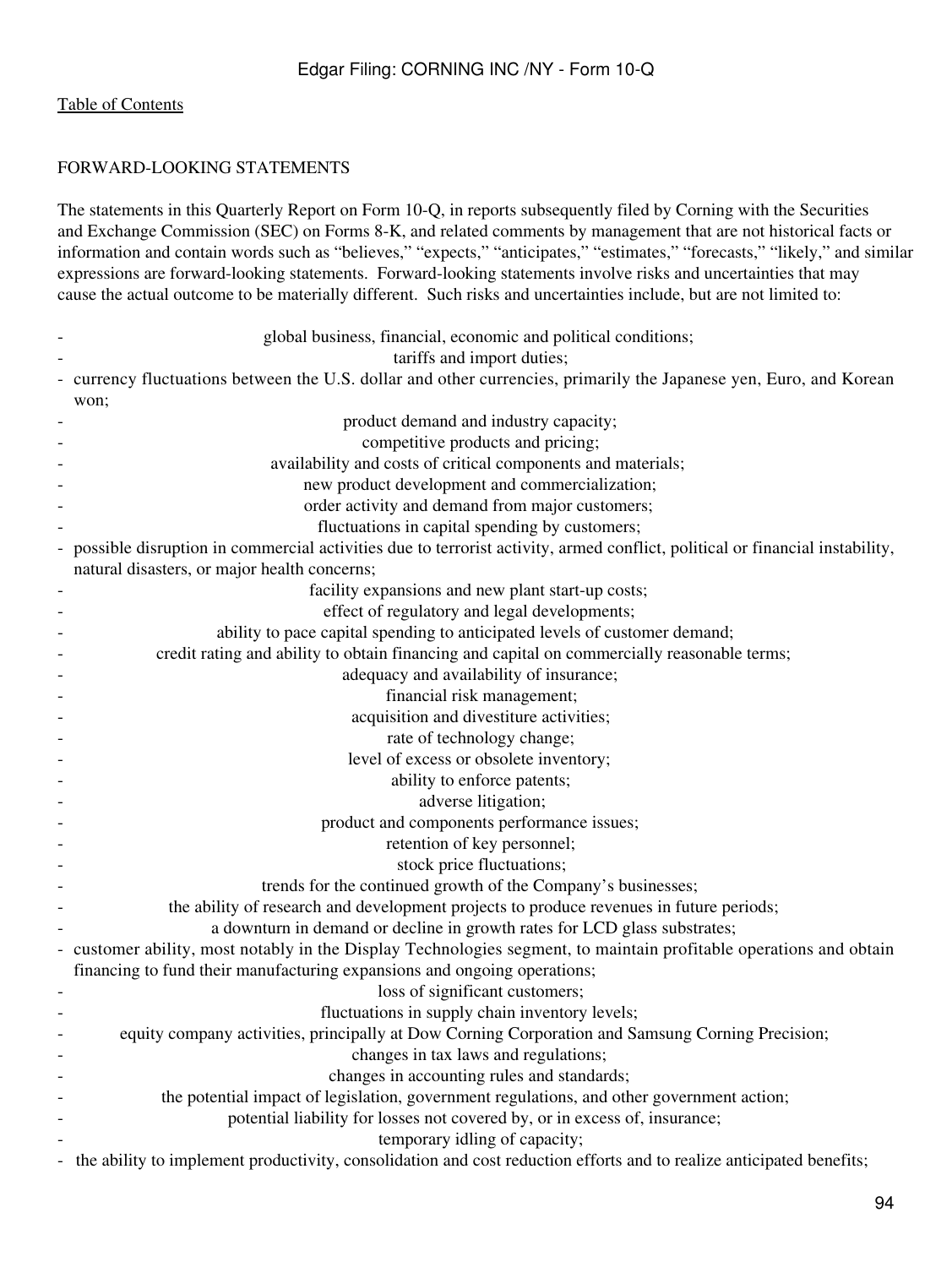[Table of Contents](#)

FORWARD-LOOKING STATEMENTS

The statements in this Quarterly Report on Form 10-Q, in reports subsequently filed by Corning with the Securities and Exchange Commission (SEC) on Forms 8-K, and related comments by management that are not historical facts or information and contain words such as “believes,” “expects,” “anticipates,” “estimates,” “forecasts,” “likely,” and similar expressions are forward-looking statements. Forward-looking statements involve risks and uncertainties that may cause the actual outcome to be materially different. Such risks and uncertainties include, but are not limited to:

- global business, financial, economic and political conditions;
- tariffs and import duties;
- currency fluctuations between the U.S. dollar and other currencies, primarily the Japanese yen, Euro, and Korean won;
- product demand and industry capacity;
- competitive products and pricing;
- availability and costs of critical components and materials;
- new product development and commercialization;
- order activity and demand from major customers;
- fluctuations in capital spending by customers;
- possible disruption in commercial activities due to terrorist activity, armed conflict, political or financial instability, natural disasters, or major health concerns;
- facility expansions and new plant start-up costs;
- effect of regulatory and legal developments;
- ability to pace capital spending to anticipated levels of customer demand;
- credit rating and ability to obtain financing and capital on commercially reasonable terms;
- adequacy and availability of insurance;
- financial risk management;
- acquisition and divestiture activities;
- rate of technology change;
- level of excess or obsolete inventory;
- ability to enforce patents;
- adverse litigation;
- product and components performance issues;
- retention of key personnel;
- stock price fluctuations;
- trends for the continued growth of the Company’s businesses;
- the ability of research and development projects to produce revenues in future periods;
- a downturn in demand or decline in growth rates for LCD glass substrates;
- customer ability, most notably in the Display Technologies segment, to maintain profitable operations and obtain financing to fund their manufacturing expansions and ongoing operations;
- loss of significant customers;
- fluctuations in supply chain inventory levels;
- equity company activities, principally at Dow Corning Corporation and Samsung Corning Precision;
- changes in tax laws and regulations;
- changes in accounting rules and standards;
- the potential impact of legislation, government regulations, and other government action;
- potential liability for losses not covered by, or in excess of, insurance;
- temporary idling of capacity;
- the ability to implement productivity, consolidation and cost reduction efforts and to realize anticipated benefits;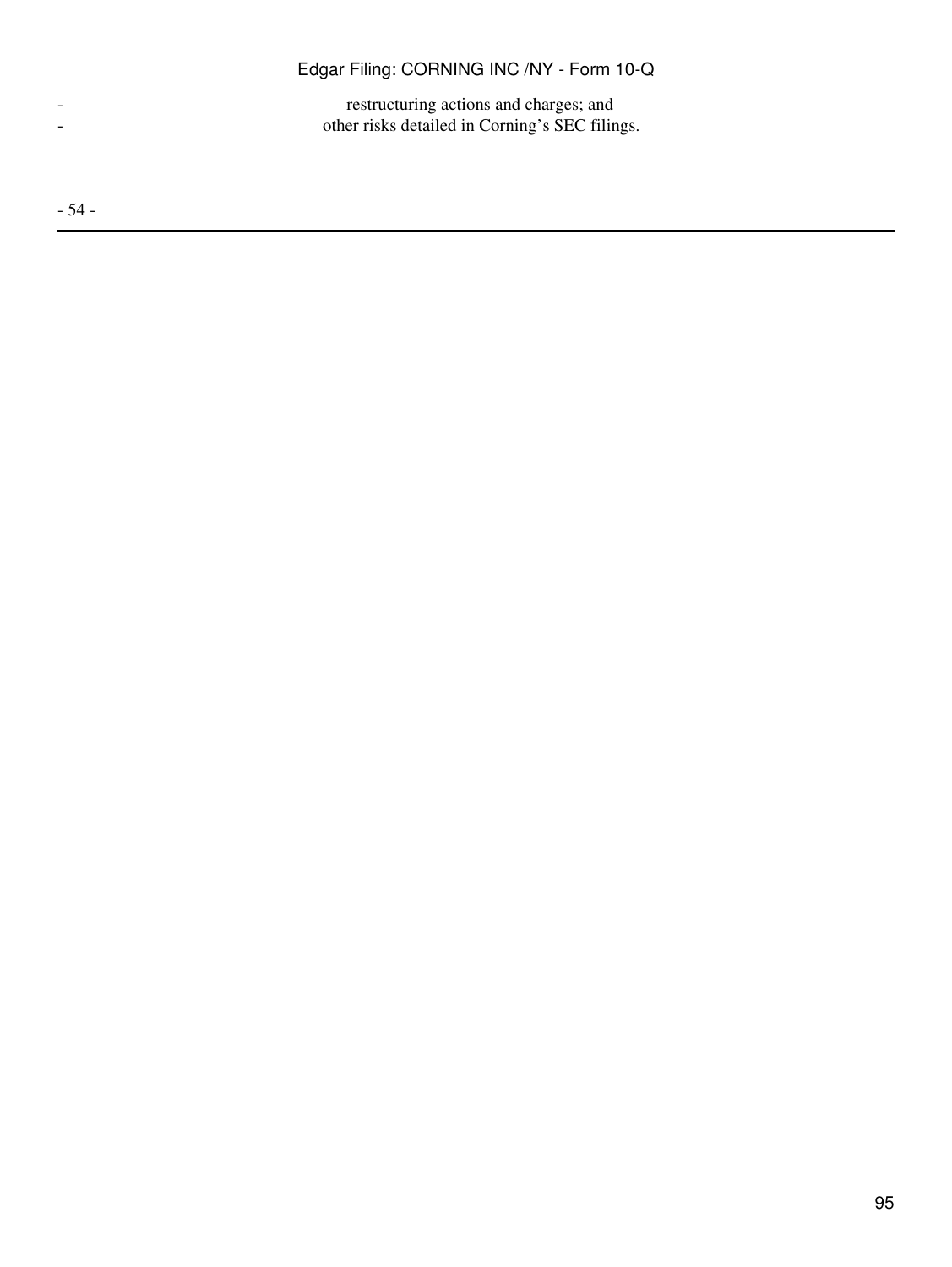- restructuring actions and charges; and
- other risks detailed in Corning’s SEC filings.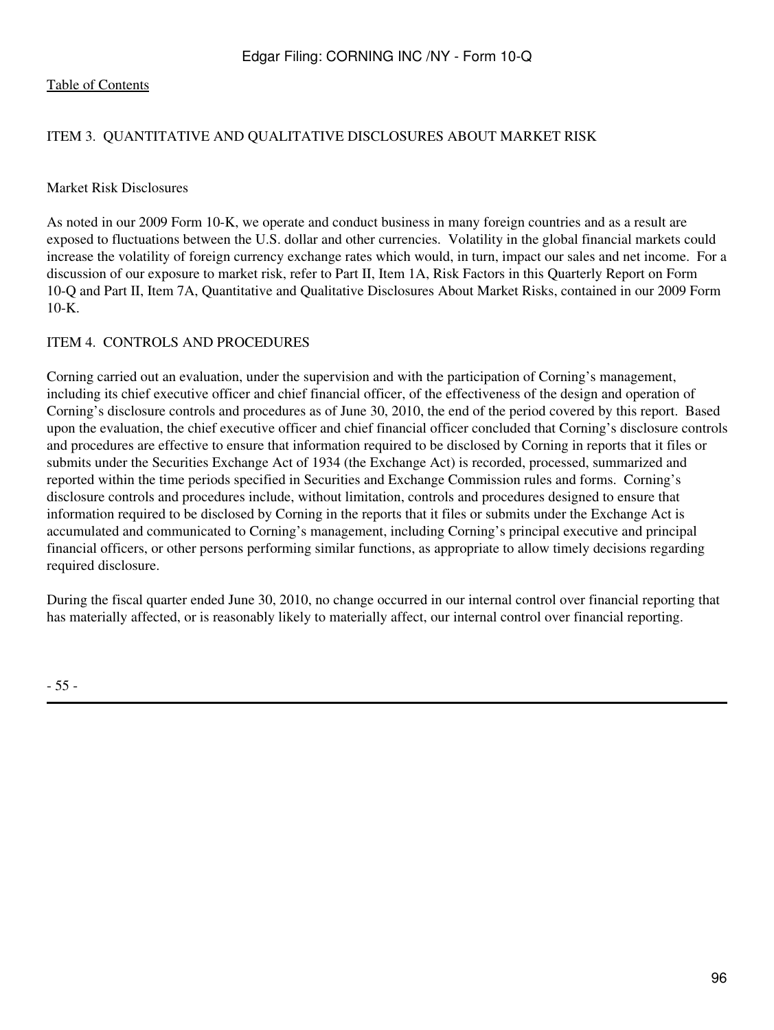## ITEM 3. QUANTITATIVE AND QUALITATIVE DISCLOSURES ABOUT MARKET RISK

### Market Risk Disclosures

As noted in our 2009 Form 10-K, we operate and conduct business in many foreign countries and as a result are exposed to fluctuations between the U.S. dollar and other currencies. Volatility in the global financial markets could increase the volatility of foreign currency exchange rates which would, in turn, impact our sales and net income. For a discussion of our exposure to market risk, refer to Part II, Item 1A, Risk Factors in this Quarterly Report on Form 10-Q and Part II, Item 7A, Quantitative and Qualitative Disclosures About Market Risks, contained in our 2009 Form 10-K.

## ITEM 4. CONTROLS AND PROCEDURES

Corning carried out an evaluation, under the supervision and with the participation of Corning's management, including its chief executive officer and chief financial officer, of the effectiveness of the design and operation of Corning's disclosure controls and procedures as of June 30, 2010, the end of the period covered by this report. Based upon the evaluation, the chief executive officer and chief financial officer concluded that Corning's disclosure controls and procedures are effective to ensure that information required to be disclosed by Corning in reports that it files or submits under the Securities Exchange Act of 1934 (the Exchange Act) is recorded, processed, summarized and reported within the time periods specified in Securities and Exchange Commission rules and forms. Corning's disclosure controls and procedures include, without limitation, controls and procedures designed to ensure that information required to be disclosed by Corning in the reports that it files or submits under the Exchange Act is accumulated and communicated to Corning's management, including Corning's principal executive and principal financial officers, or other persons performing similar functions, as appropriate to allow timely decisions regarding required disclosure.

During the fiscal quarter ended June 30, 2010, no change occurred in our internal control over financial reporting that has materially affected, or is reasonably likely to materially affect, our internal control over financial reporting.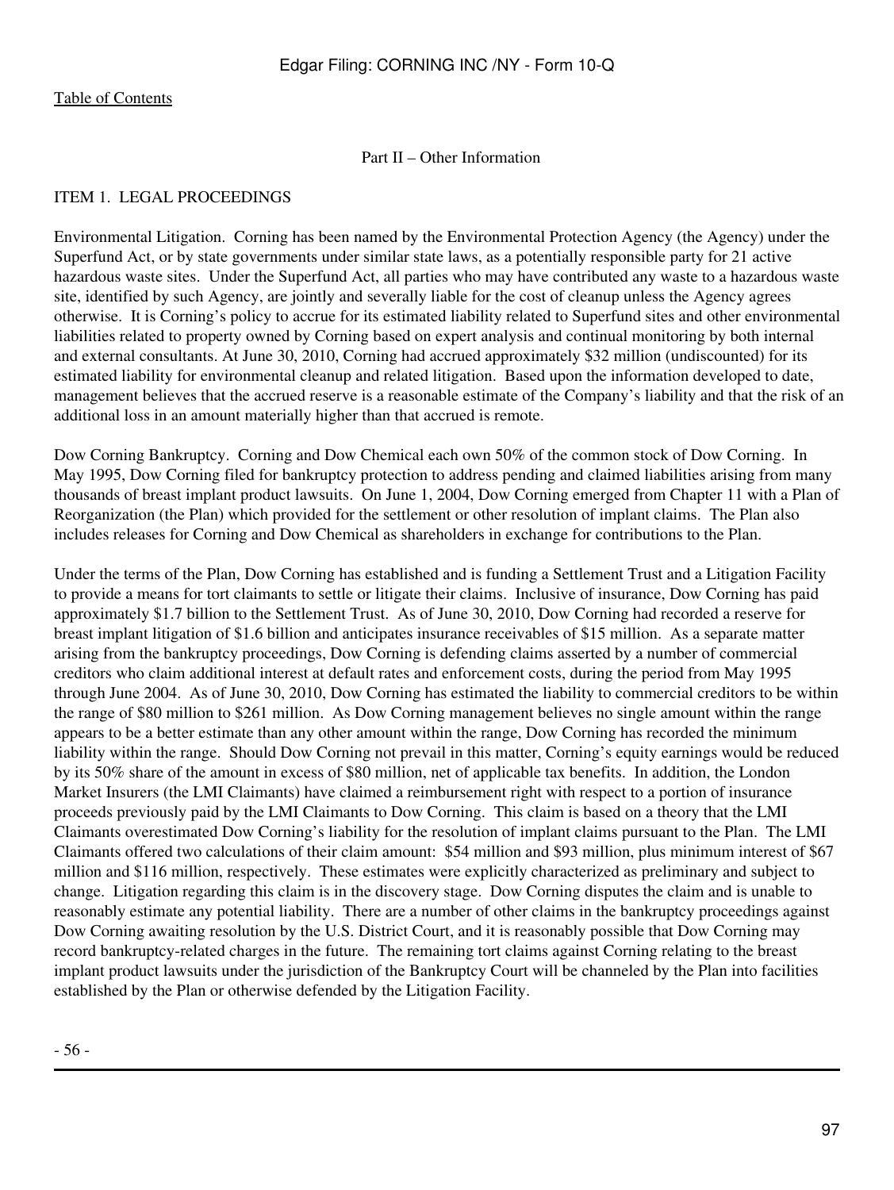Part II – Other Information

## ITEM 1. LEGAL PROCEEDINGS

Environmental Litigation. Corning has been named by the Environmental Protection Agency (the Agency) under the Superfund Act, or by state governments under similar state laws, as a potentially responsible party for 21 active hazardous waste sites. Under the Superfund Act, all parties who may have contributed any waste to a hazardous waste site, identified by such Agency, are jointly and severally liable for the cost of cleanup unless the Agency agrees otherwise. It is Corning's policy to accrue for its estimated liability related to Superfund sites and other environmental liabilities related to property owned by Corning based on expert analysis and continual monitoring by both internal and external consultants. At June 30, 2010, Corning had accrued approximately $32 million (undiscounted) for its estimated liability for environmental cleanup and related litigation. Based upon the information developed to date, management believes that the accrued reserve is a reasonable estimate of the Company's liability and that the risk of an additional loss in an amount materially higher than that accrued is remote.

Dow Corning Bankruptcy. Corning and Dow Chemical each own 50% of the common stock of Dow Corning. In May 1995, Dow Corning filed for bankruptcy protection to address pending and claimed liabilities arising from many thousands of breast implant product lawsuits. On June 1, 2004, Dow Corning emerged from Chapter 11 with a Plan of Reorganization (the Plan) which provided for the settlement or other resolution of implant claims. The Plan also includes releases for Corning and Dow Chemical as shareholders in exchange for contributions to the Plan.

Under the terms of the Plan, Dow Corning has established and is funding a Settlement Trust and a Litigation Facility to provide a means for tort claimants to settle or litigate their claims. Inclusive of insurance, Dow Corning has paid approximately $1.7 billion to the Settlement Trust. As of June 30, 2010, Dow Corning had recorded a reserve for breast implant litigation of $1.6 billion and anticipates insurance receivables of $15 million. As a separate matter arising from the bankruptcy proceedings, Dow Corning is defending claims asserted by a number of commercial creditors who claim additional interest at default rates and enforcement costs, during the period from May 1995 through June 2004. As of June 30, 2010, Dow Corning has estimated the liability to commercial creditors to be within the range of $80 million to $261 million. As Dow Corning management believes no single amount within the range appears to be a better estimate than any other amount within the range, Dow Corning has recorded the minimum liability within the range. Should Dow Corning not prevail in this matter, Corning's equity earnings would be reduced by its 50% share of the amount in excess of $80 million, net of applicable tax benefits. In addition, the London Market Insurers (the LMI Claimants) have claimed a reimbursement right with respect to a portion of insurance proceeds previously paid by the LMI Claimants to Dow Corning. This claim is based on a theory that the LMI Claimants overestimated Dow Corning's liability for the resolution of implant claims pursuant to the Plan. The LMI Claimants offered two calculations of their claim amount: $54 million and $93 million, plus minimum interest of $67 million and $116 million, respectively. These estimates were explicitly characterized as preliminary and subject to change. Litigation regarding this claim is in the discovery stage. Dow Corning disputes the claim and is unable to reasonably estimate any potential liability. There are a number of other claims in the bankruptcy proceedings against Dow Corning awaiting resolution by the U.S. District Court, and it is reasonably possible that Dow Corning may record bankruptcy-related charges in the future. The remaining tort claims against Corning relating to the breast implant product lawsuits under the jurisdiction of the Bankruptcy Court will be channeled by the Plan into facilities established by the Plan or otherwise defended by the Litigation Facility.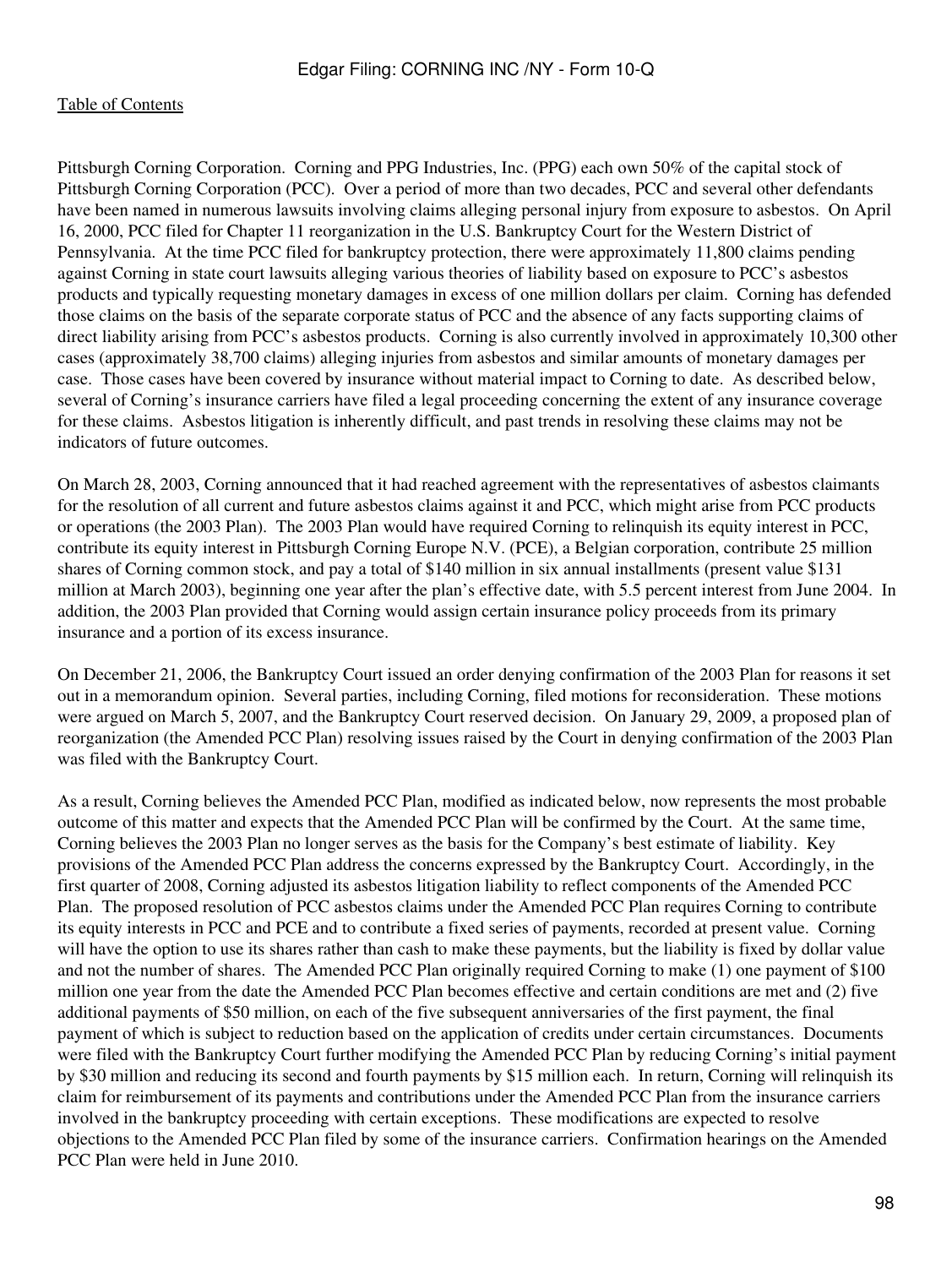Pittsburgh Corning Corporation. Corning and PPG Industries, Inc. (PPG) each own 50% of the capital stock of Pittsburgh Corning Corporation (PCC). Over a period of more than two decades, PCC and several other defendants have been named in numerous lawsuits involving claims alleging personal injury from exposure to asbestos. On April 16, 2000, PCC filed for Chapter 11 reorganization in the U.S. Bankruptcy Court for the Western District of Pennsylvania. At the time PCC filed for bankruptcy protection, there were approximately 11,800 claims pending against Corning in state court lawsuits alleging various theories of liability based on exposure to PCC's asbestos products and typically requesting monetary damages in excess of one million dollars per claim. Corning has defended those claims on the basis of the separate corporate status of PCC and the absence of any facts supporting claims of direct liability arising from PCC's asbestos products. Corning is also currently involved in approximately 10,300 other cases (approximately 38,700 claims) alleging injuries from asbestos and similar amounts of monetary damages per case. Those cases have been covered by insurance without material impact to Corning to date. As described below, several of Corning's insurance carriers have filed a legal proceeding concerning the extent of any insurance coverage for these claims. Asbestos litigation is inherently difficult, and past trends in resolving these claims may not be indicators of future outcomes.

On March 28, 2003, Corning announced that it had reached agreement with the representatives of asbestos claimants for the resolution of all current and future asbestos claims against it and PCC, which might arise from PCC products or operations (the 2003 Plan). The 2003 Plan would have required Corning to relinquish its equity interest in PCC, contribute its equity interest in Pittsburgh Corning Europe N.V. (PCE), a Belgian corporation, contribute 25 million shares of Corning common stock, and pay a total of $140 million in six annual installments (present value $131 million at March 2003), beginning one year after the plan's effective date, with 5.5 percent interest from June 2004. In addition, the 2003 Plan provided that Corning would assign certain insurance policy proceeds from its primary insurance and a portion of its excess insurance.

On December 21, 2006, the Bankruptcy Court issued an order denying confirmation of the 2003 Plan for reasons it set out in a memorandum opinion. Several parties, including Corning, filed motions for reconsideration. These motions were argued on March 5, 2007, and the Bankruptcy Court reserved decision. On January 29, 2009, a proposed plan of reorganization (the Amended PCC Plan) resolving issues raised by the Court in denying confirmation of the 2003 Plan was filed with the Bankruptcy Court.

As a result, Corning believes the Amended PCC Plan, modified as indicated below, now represents the most probable outcome of this matter and expects that the Amended PCC Plan will be confirmed by the Court. At the same time, Corning believes the 2003 Plan no longer serves as the basis for the Company's best estimate of liability. Key provisions of the Amended PCC Plan address the concerns expressed by the Bankruptcy Court. Accordingly, in the first quarter of 2008, Corning adjusted its asbestos litigation liability to reflect components of the Amended PCC Plan. The proposed resolution of PCC asbestos claims under the Amended PCC Plan requires Corning to contribute its equity interests in PCC and PCE and to contribute a fixed series of payments, recorded at present value. Corning will have the option to use its shares rather than cash to make these payments, but the liability is fixed by dollar value and not the number of shares. The Amended PCC Plan originally required Corning to make (1) one payment of $100 million one year from the date the Amended PCC Plan becomes effective and certain conditions are met and (2) five additional payments of $50 million, on each of the five subsequent anniversaries of the first payment, the final payment of which is subject to reduction based on the application of credits under certain circumstances. Documents were filed with the Bankruptcy Court further modifying the Amended PCC Plan by reducing Corning's initial payment by $30 million and reducing its second and fourth payments by $15 million each. In return, Corning will relinquish its claim for reimbursement of its payments and contributions under the Amended PCC Plan from the insurance carriers involved in the bankruptcy proceeding with certain exceptions. These modifications are expected to resolve objections to the Amended PCC Plan filed by some of the insurance carriers. Confirmation hearings on the Amended PCC Plan were held in June 2010.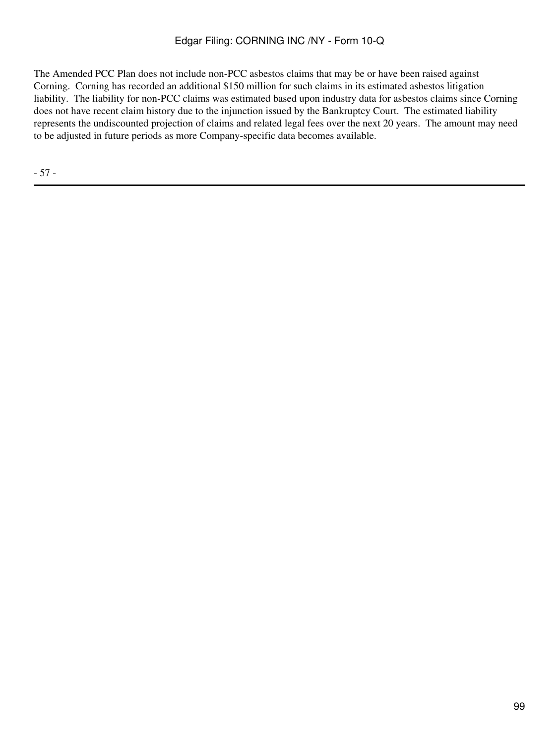The Amended PCC Plan does not include non-PCC asbestos claims that may be or have been raised against Corning. Corning has recorded an additional $150 million for such claims in its estimated asbestos litigation liability. The liability for non-PCC claims was estimated based upon industry data for asbestos claims since Corning does not have recent claim history due to the injunction issued by the Bankruptcy Court. The estimated liability represents the undiscounted projection of claims and related legal fees over the next 20 years. The amount may need to be adjusted in future periods as more Company-specific data becomes available.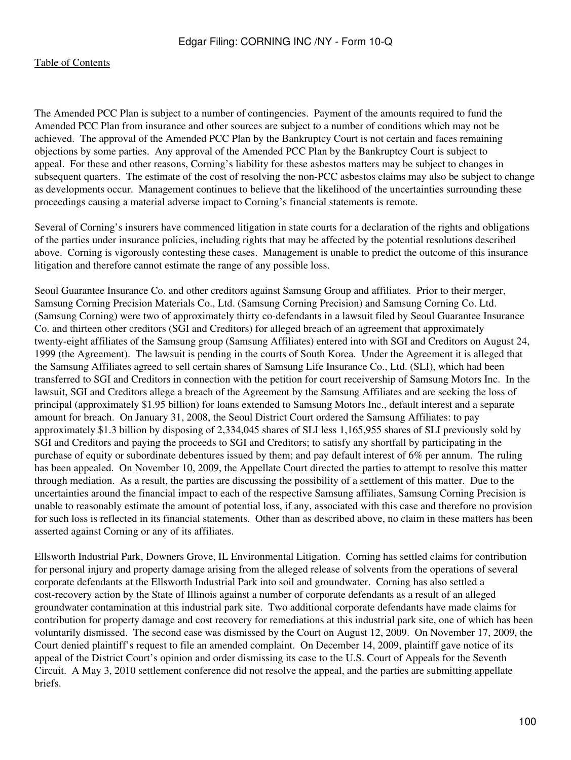The Amended PCC Plan is subject to a number of contingencies. Payment of the amounts required to fund the Amended PCC Plan from insurance and other sources are subject to a number of conditions which may not be achieved. The approval of the Amended PCC Plan by the Bankruptcy Court is not certain and faces remaining objections by some parties. Any approval of the Amended PCC Plan by the Bankruptcy Court is subject to appeal. For these and other reasons, Corning's liability for these asbestos matters may be subject to changes in subsequent quarters. The estimate of the cost of resolving the non-PCC asbestos claims may also be subject to change as developments occur. Management continues to believe that the likelihood of the uncertainties surrounding these proceedings causing a material adverse impact to Corning's financial statements is remote.

Several of Corning's insurers have commenced litigation in state courts for a declaration of the rights and obligations of the parties under insurance policies, including rights that may be affected by the potential resolutions described above. Corning is vigorously contesting these cases. Management is unable to predict the outcome of this insurance litigation and therefore cannot estimate the range of any possible loss.

Seoul Guarantee Insurance Co. and other creditors against Samsung Group and affiliates. Prior to their merger, Samsung Corning Precision Materials Co., Ltd. (Samsung Corning Precision) and Samsung Corning Co. Ltd. (Samsung Corning) were two of approximately thirty co-defendants in a lawsuit filed by Seoul Guarantee Insurance Co. and thirteen other creditors (SGI and Creditors) for alleged breach of an agreement that approximately twenty-eight affiliates of the Samsung group (Samsung Affiliates) entered into with SGI and Creditors on August 24, 1999 (the Agreement). The lawsuit is pending in the courts of South Korea. Under the Agreement it is alleged that the Samsung Affiliates agreed to sell certain shares of Samsung Life Insurance Co., Ltd. (SLI), which had been transferred to SGI and Creditors in connection with the petition for court receivership of Samsung Motors Inc. In the lawsuit, SGI and Creditors allege a breach of the Agreement by the Samsung Affiliates and are seeking the loss of principal (approximately \$1.95 billion) for loans extended to Samsung Motors Inc., default interest and a separate amount for breach. On January 31, 2008, the Seoul District Court ordered the Samsung Affiliates: to pay approximately \$1.3 billion by disposing of 2,334,045 shares of SLI less 1,165,955 shares of SLI previously sold by SGI and Creditors and paying the proceeds to SGI and Creditors; to satisfy any shortfall by participating in the purchase of equity or subordinate debentures issued by them; and pay default interest of 6% per annum. The ruling has been appealed. On November 10, 2009, the Appellate Court directed the parties to attempt to resolve this matter through mediation. As a result, the parties are discussing the possibility of a settlement of this matter. Due to the uncertainties around the financial impact to each of the respective Samsung affiliates, Samsung Corning Precision is unable to reasonably estimate the amount of potential loss, if any, associated with this case and therefore no provision for such loss is reflected in its financial statements. Other than as described above, no claim in these matters has been asserted against Corning or any of its affiliates.

Ellsworth Industrial Park, Downers Grove, IL Environmental Litigation. Corning has settled claims for contribution for personal injury and property damage arising from the alleged release of solvents from the operations of several corporate defendants at the Ellsworth Industrial Park into soil and groundwater. Corning has also settled a cost-recovery action by the State of Illinois against a number of corporate defendants as a result of an alleged groundwater contamination at this industrial park site. Two additional corporate defendants have made claims for contribution for property damage and cost recovery for remediations at this industrial park site, one of which has been voluntarily dismissed. The second case was dismissed by the Court on August 12, 2009. On November 17, 2009, the Court denied plaintiff's request to file an amended complaint. On December 14, 2009, plaintiff gave notice of its appeal of the District Court's opinion and order dismissing its case to the U.S. Court of Appeals for the Seventh Circuit. A May 3, 2010 settlement conference did not resolve the appeal, and the parties are submitting appellate briefs.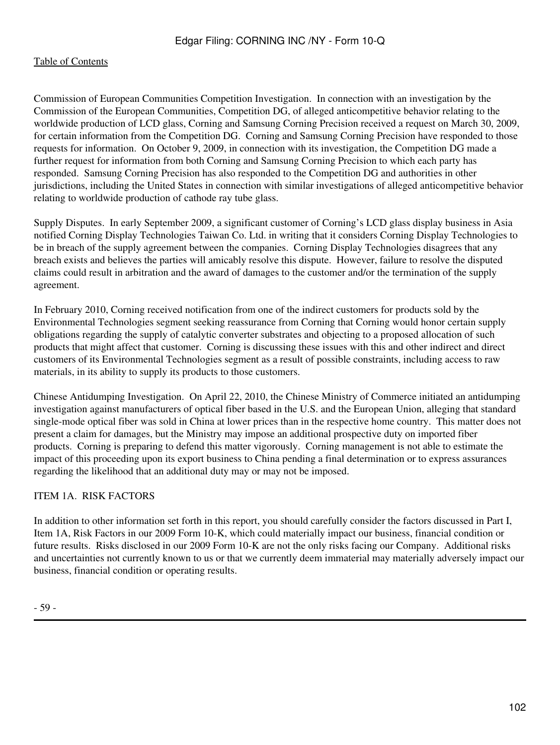Commission of European Communities Competition Investigation. In connection with an investigation by the Commission of the European Communities, Competition DG, of alleged anticompetitive behavior relating to the worldwide production of LCD glass, Corning and Samsung Corning Precision received a request on March 30, 2009, for certain information from the Competition DG. Corning and Samsung Corning Precision have responded to those requests for information. On October 9, 2009, in connection with its investigation, the Competition DG made a further request for information from both Corning and Samsung Corning Precision to which each party has responded. Samsung Corning Precision has also responded to the Competition DG and authorities in other jurisdictions, including the United States in connection with similar investigations of alleged anticompetitive behavior relating to worldwide production of cathode ray tube glass.

Supply Disputes. In early September 2009, a significant customer of Corning's LCD glass display business in Asia notified Corning Display Technologies Taiwan Co. Ltd. in writing that it considers Corning Display Technologies to be in breach of the supply agreement between the companies. Corning Display Technologies disagrees that any breach exists and believes the parties will amicably resolve this dispute. However, failure to resolve the disputed claims could result in arbitration and the award of damages to the customer and/or the termination of the supply agreement.

In February 2010, Corning received notification from one of the indirect customers for products sold by the Environmental Technologies segment seeking reassurance from Corning that Corning would honor certain supply obligations regarding the supply of catalytic converter substrates and objecting to a proposed allocation of such products that might affect that customer. Corning is discussing these issues with this and other indirect and direct customers of its Environmental Technologies segment as a result of possible constraints, including access to raw materials, in its ability to supply its products to those customers.

Chinese Antidumping Investigation. On April 22, 2010, the Chinese Ministry of Commerce initiated an antidumping investigation against manufacturers of optical fiber based in the U.S. and the European Union, alleging that standard single-mode optical fiber was sold in China at lower prices than in the respective home country. This matter does not present a claim for damages, but the Ministry may impose an additional prospective duty on imported fiber products. Corning is preparing to defend this matter vigorously. Corning management is not able to estimate the impact of this proceeding upon its export business to China pending a final determination or to express assurances regarding the likelihood that an additional duty may or may not be imposed.

## ITEM 1A. RISK FACTORS

In addition to other information set forth in this report, you should carefully consider the factors discussed in Part I, Item 1A, Risk Factors in our 2009 Form 10-K, which could materially impact our business, financial condition or future results. Risks disclosed in our 2009 Form 10-K are not the only risks facing our Company. Additional risks and uncertainties not currently known to us or that we currently deem immaterial may materially adversely impact our business, financial condition or operating results.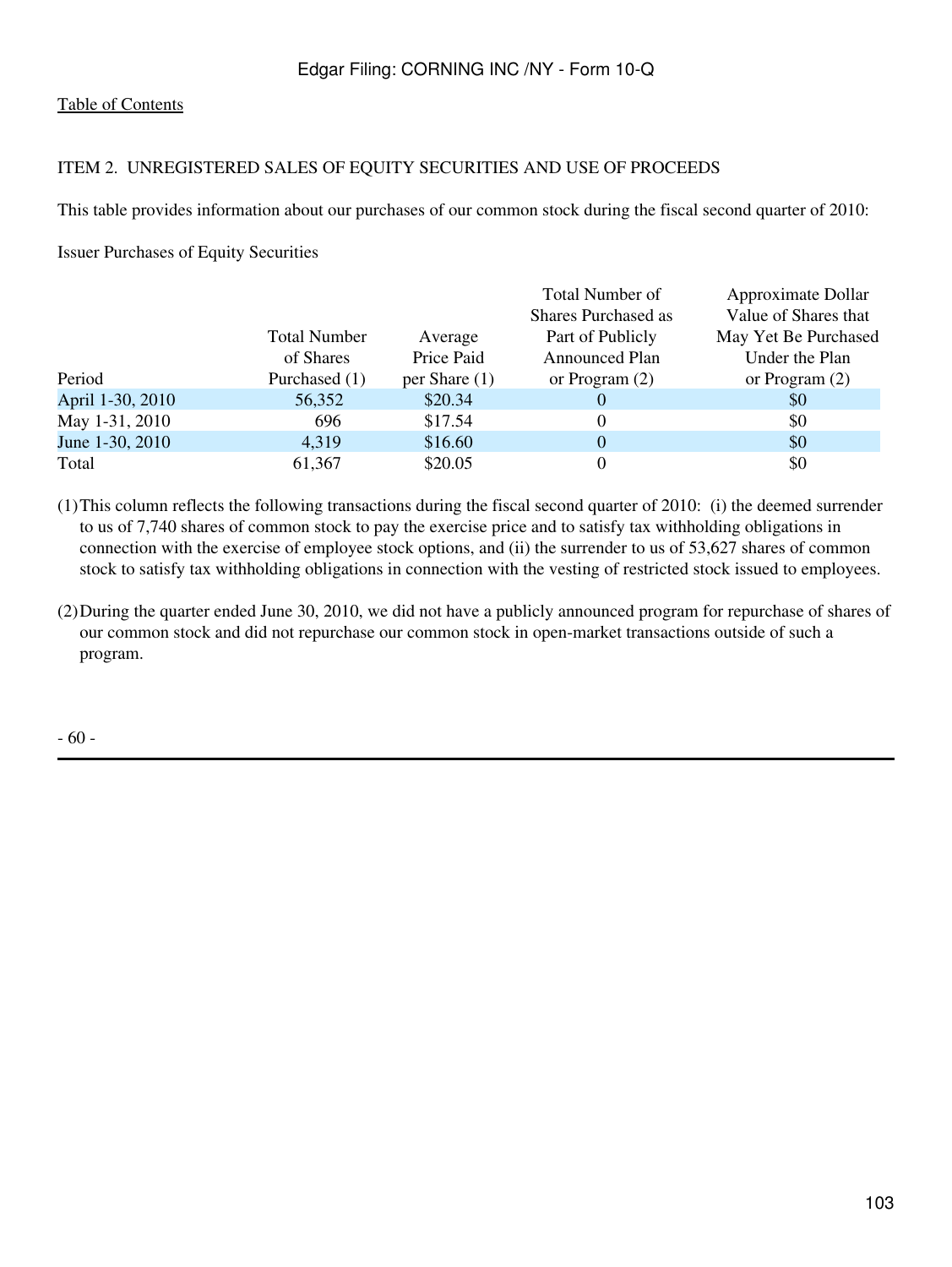ITEM 2. UNREGISTERED SALES OF EQUITY SECURITIES AND USE OF PROCEEDS

This table provides information about our purchases of our common stock during the fiscal second quarter of 2010:

Issuer Purchases of Equity Securities

| Period | Total Number of Shares Purchased (1) | Average Price Paid per Share (1) | Total Number of Shares Purchased as Part of Publicly Announced Plan or Program (2) | Approximate Dollar Value of Shares that May Yet Be Purchased Under the Plan or Program (2) |
|---|---|---|---|---|
| April 1-30, 2010 | 56,352 | $20.34 | 0 | $0 |
| May 1-31, 2010 | 696 | $17.54 | 0 | $0 |
| June 1-30, 2010 | 4,319 | $16.60 | 0 | $0 |
| Total | 61,367 | $20.05 | 0 | $0 |

(1) This column reflects the following transactions during the fiscal second quarter of 2010: (i) the deemed surrender to us of 7,740 shares of common stock to pay the exercise price and to satisfy tax withholding obligations in connection with the exercise of employee stock options, and (ii) the surrender to us of 53,627 shares of common stock to satisfy tax withholding obligations in connection with the vesting of restricted stock issued to employees.

(2) During the quarter ended June 30, 2010, we did not have a publicly announced program for repurchase of shares of our common stock and did not repurchase our common stock in open-market transactions outside of such a program.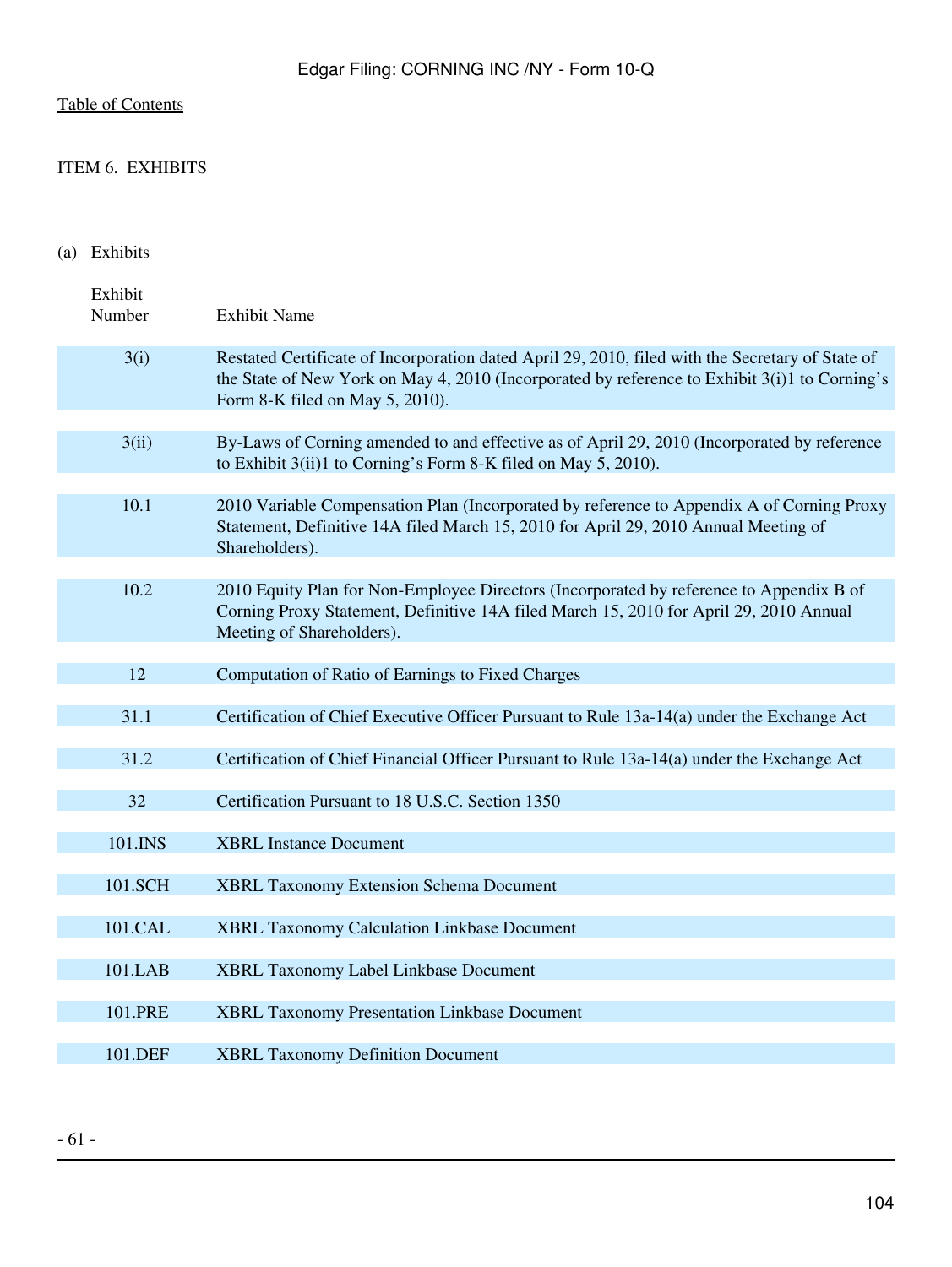[Table of Contents](#)

## ITEM 6. EXHIBITS

(a) Exhibits

| Exhibit Number | Exhibit Name |
|---|---|
| 3(i) | Restated Certificate of Incorporation dated April 29, 2010, filed with the Secretary of State of the State of New York on May 4, 2010 (Incorporated by reference to Exhibit 3(i)1 to Corning's Form 8-K filed on May 5, 2010). |
| 3(ii) | By-Laws of Corning amended to and effective as of April 29, 2010 (Incorporated by reference to Exhibit 3(ii)1 to Corning's Form 8-K filed on May 5, 2010). |
| 10.1 | 2010 Variable Compensation Plan (Incorporated by reference to Appendix A of Corning Proxy Statement, Definitive 14A filed March 15, 2010 for April 29, 2010 Annual Meeting of Shareholders). |
| 10.2 | 2010 Equity Plan for Non-Employee Directors (Incorporated by reference to Appendix B of Corning Proxy Statement, Definitive 14A filed March 15, 2010 for April 29, 2010 Annual Meeting of Shareholders). |
| 12 | Computation of Ratio of Earnings to Fixed Charges |
| 31.1 | Certification of Chief Executive Officer Pursuant to Rule 13a-14(a) under the Exchange Act |
| 31.2 | Certification of Chief Financial Officer Pursuant to Rule 13a-14(a) under the Exchange Act |
| 32 | Certification Pursuant to 18 U.S.C. Section 1350 |
| 101.INS | XBRL Instance Document |
| 101.SCH | XBRL Taxonomy Extension Schema Document |
| 101.CAL | XBRL Taxonomy Calculation Linkbase Document |
| 101.LAB | XBRL Taxonomy Label Linkbase Document |
| 101.PRE | XBRL Taxonomy Presentation Linkbase Document |
| 101.DEF | XBRL Taxonomy Definition Document |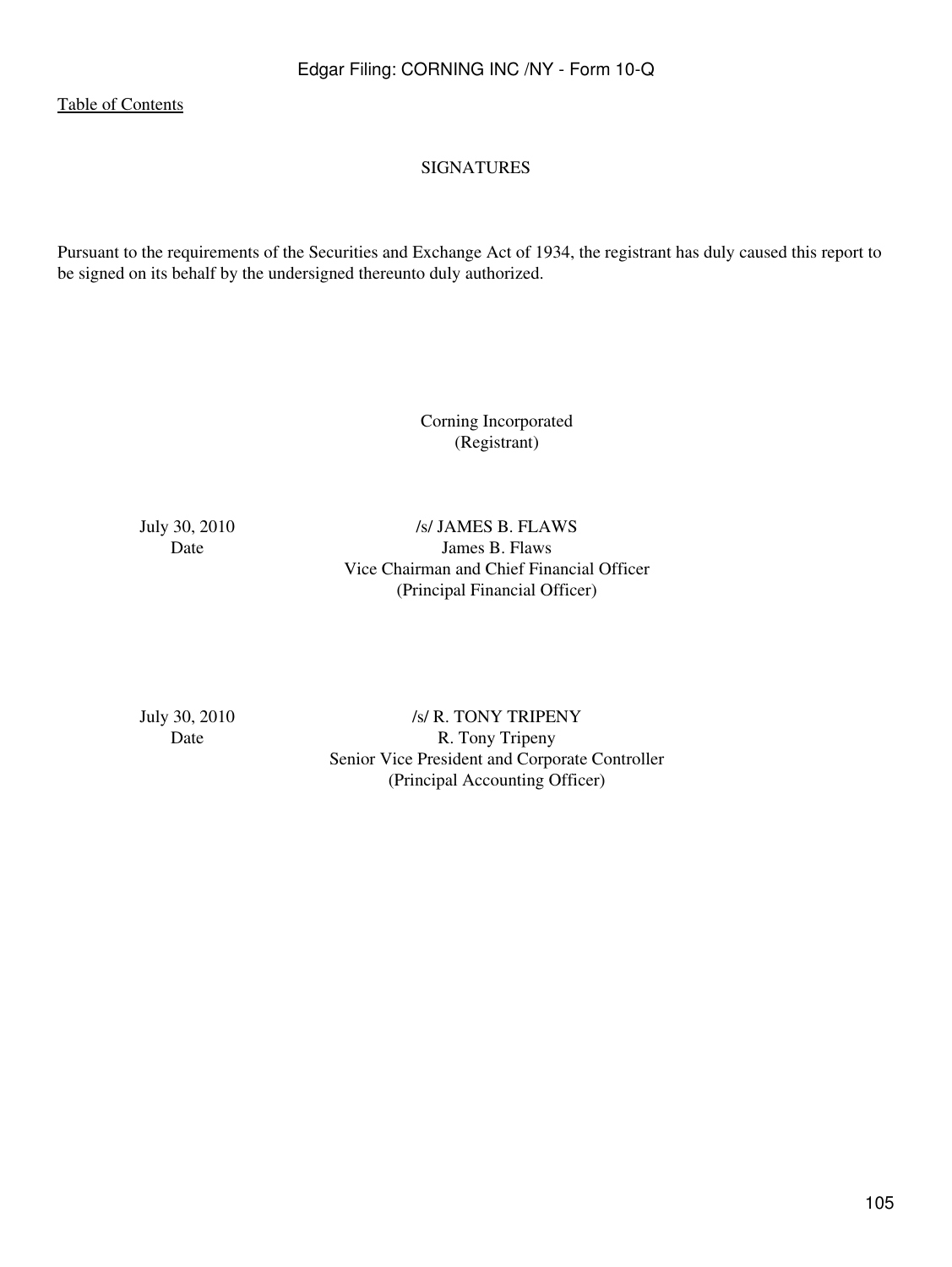[Table of Contents]

## SIGNATURES

Pursuant to the requirements of the Securities and Exchange Act of 1934, the registrant has duly caused this report to be signed on its behalf by the undersigned thereunto duly authorized.

Corning Incorporated
(Registrant)

| | |
|---|---|
| July 30, 2010 | /s/ JAMES B. FLAWS |
| Date | James B. Flaws |
| | Vice Chairman and Chief Financial Officer |
| | (Principal Financial Officer) |

| | |
|---|---|
| July 30, 2010 | /s/ R. TONY TRIPENY |
| Date | R. Tony Tripeny |
| | Senior Vice President and Corporate Controller |
| | (Principal Accounting Officer) |